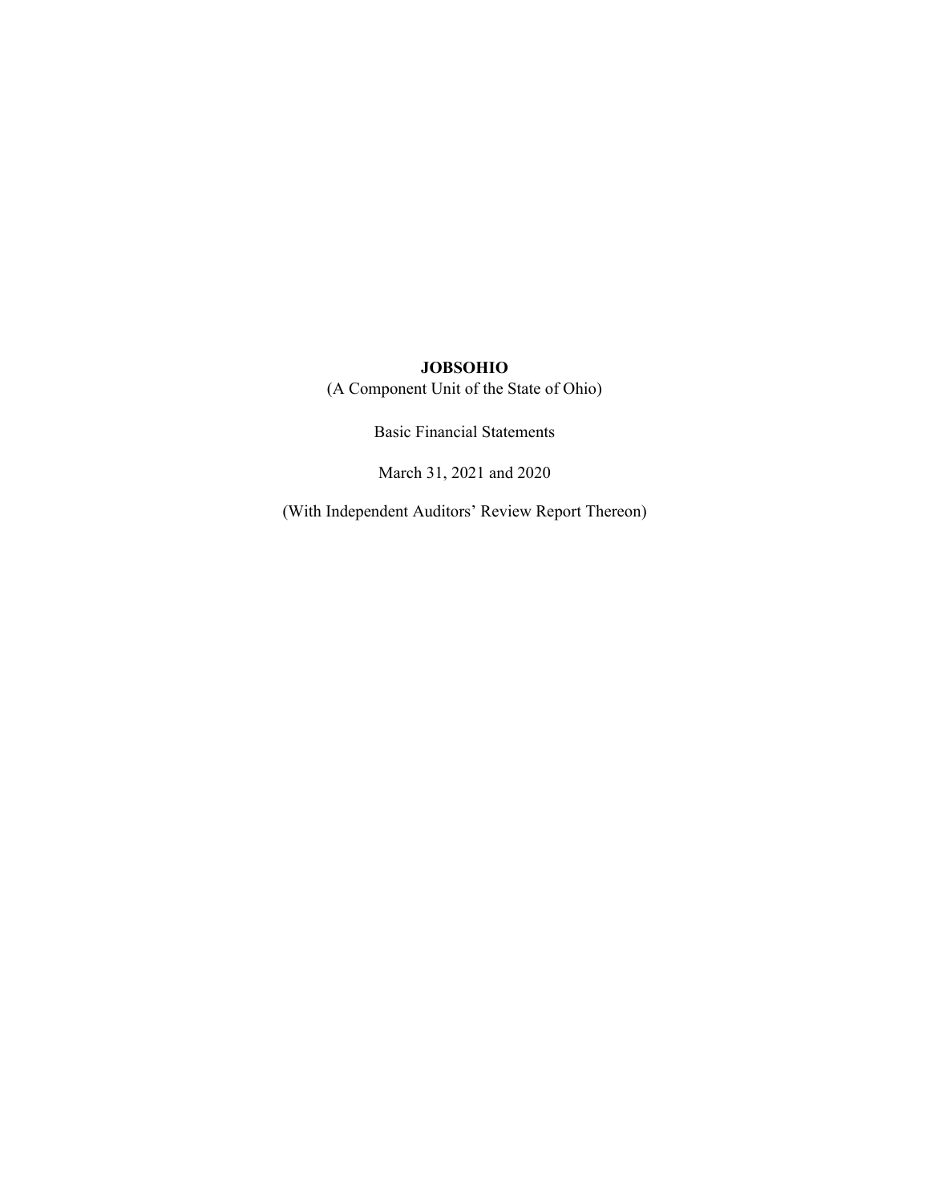**JOBSOHIO**

(A Component Unit of the State of Ohio)

Basic Financial Statements

March 31, 2021 and 2020

(With Independent Auditors' Review Report Thereon)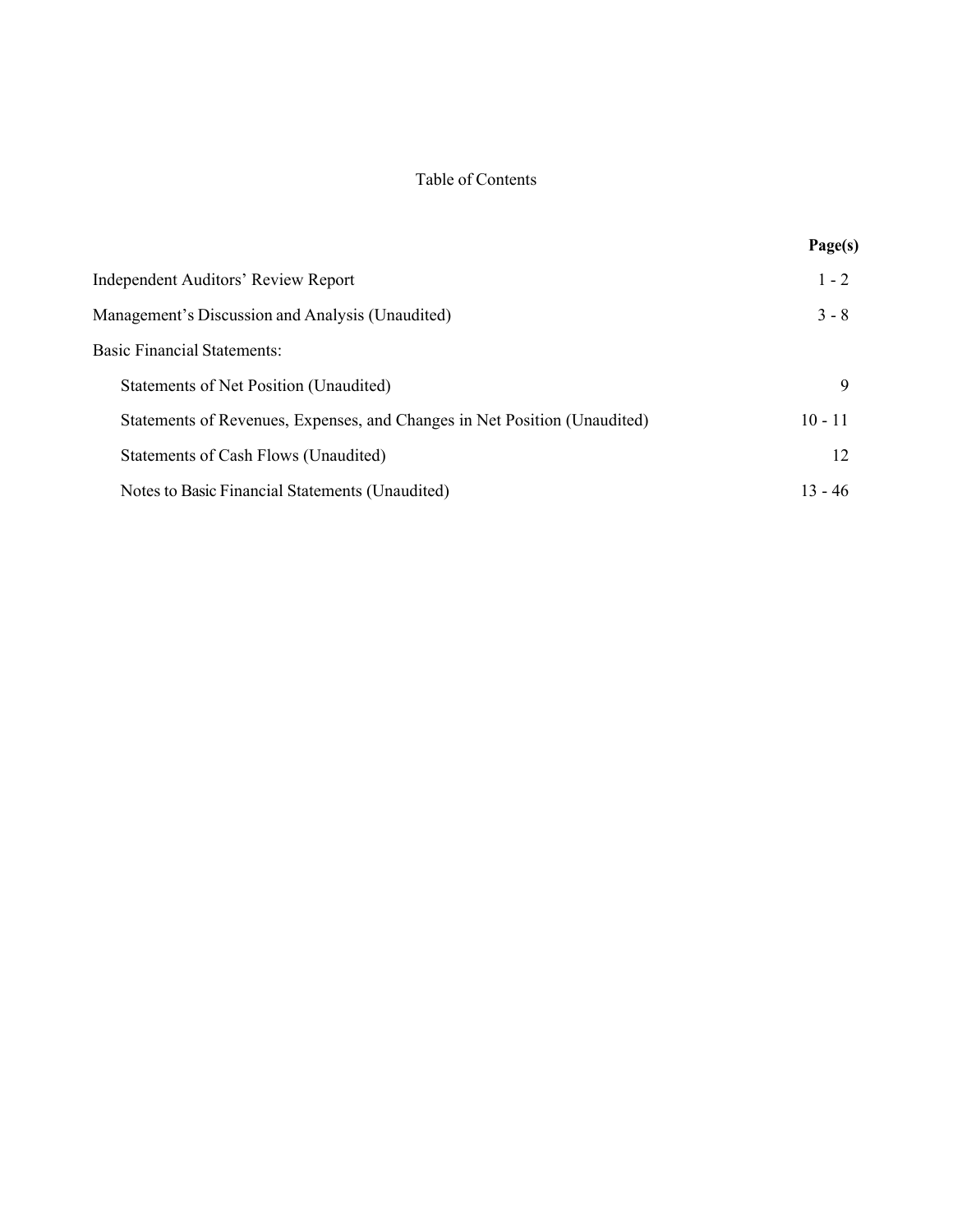# Table of Contents

| | Page(s) |
|---|---|
| Independent Auditors' Review Report | 1 - 2 |
| Management's Discussion and Analysis (Unaudited) | 3 - 8 |
| Basic Financial Statements: | |
| Statements of Net Position (Unaudited) | 9 |
| Statements of Revenues, Expenses, and Changes in Net Position (Unaudited) | 10 - 11 |
| Statements of Cash Flows (Unaudited) | 12 |
| Notes to Basic Financial Statements (Unaudited) | 13 - 46 |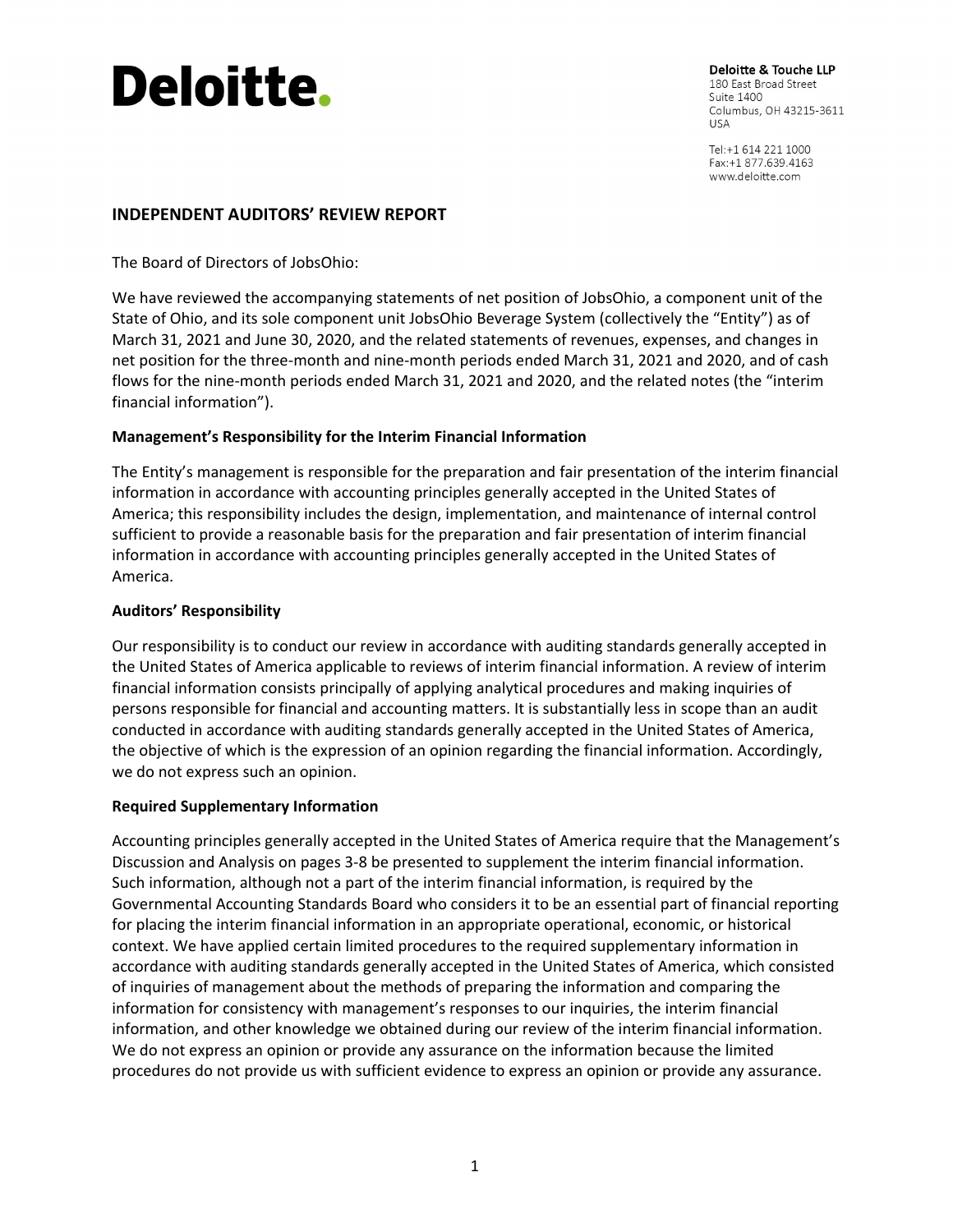# Deloitte.

**Deloitte & Touche LLP**
180 East Broad Street
Suite 1400
Columbus, OH 43215-3611
USA

Tel:+1 614 221 1000
Fax:+1 877.639.4163
www.deloitte.com

## INDEPENDENT AUDITORS' REVIEW REPORT

The Board of Directors of JobsOhio:

We have reviewed the accompanying statements of net position of JobsOhio, a component unit of the State of Ohio, and its sole component unit JobsOhio Beverage System (collectively the "Entity") as of March 31, 2021 and June 30, 2020, and the related statements of revenues, expenses, and changes in net position for the three-month and nine-month periods ended March 31, 2021 and 2020, and of cash flows for the nine-month periods ended March 31, 2021 and 2020, and the related notes (the "interim financial information").

### Management's Responsibility for the Interim Financial Information

The Entity's management is responsible for the preparation and fair presentation of the interim financial information in accordance with accounting principles generally accepted in the United States of America; this responsibility includes the design, implementation, and maintenance of internal control sufficient to provide a reasonable basis for the preparation and fair presentation of interim financial information in accordance with accounting principles generally accepted in the United States of America.

### Auditors' Responsibility

Our responsibility is to conduct our review in accordance with auditing standards generally accepted in the United States of America applicable to reviews of interim financial information. A review of interim financial information consists principally of applying analytical procedures and making inquiries of persons responsible for financial and accounting matters. It is substantially less in scope than an audit conducted in accordance with auditing standards generally accepted in the United States of America, the objective of which is the expression of an opinion regarding the financial information. Accordingly, we do not express such an opinion.

### Required Supplementary Information

Accounting principles generally accepted in the United States of America require that the Management's Discussion and Analysis on pages 3-8 be presented to supplement the interim financial information. Such information, although not a part of the interim financial information, is required by the Governmental Accounting Standards Board who considers it to be an essential part of financial reporting for placing the interim financial information in an appropriate operational, economic, or historical context. We have applied certain limited procedures to the required supplementary information in accordance with auditing standards generally accepted in the United States of America, which consisted of inquiries of management about the methods of preparing the information and comparing the information for consistency with management's responses to our inquiries, the interim financial information, and other knowledge we obtained during our review of the interim financial information. We do not express an opinion or provide any assurance on the information because the limited procedures do not provide us with sufficient evidence to express an opinion or provide any assurance.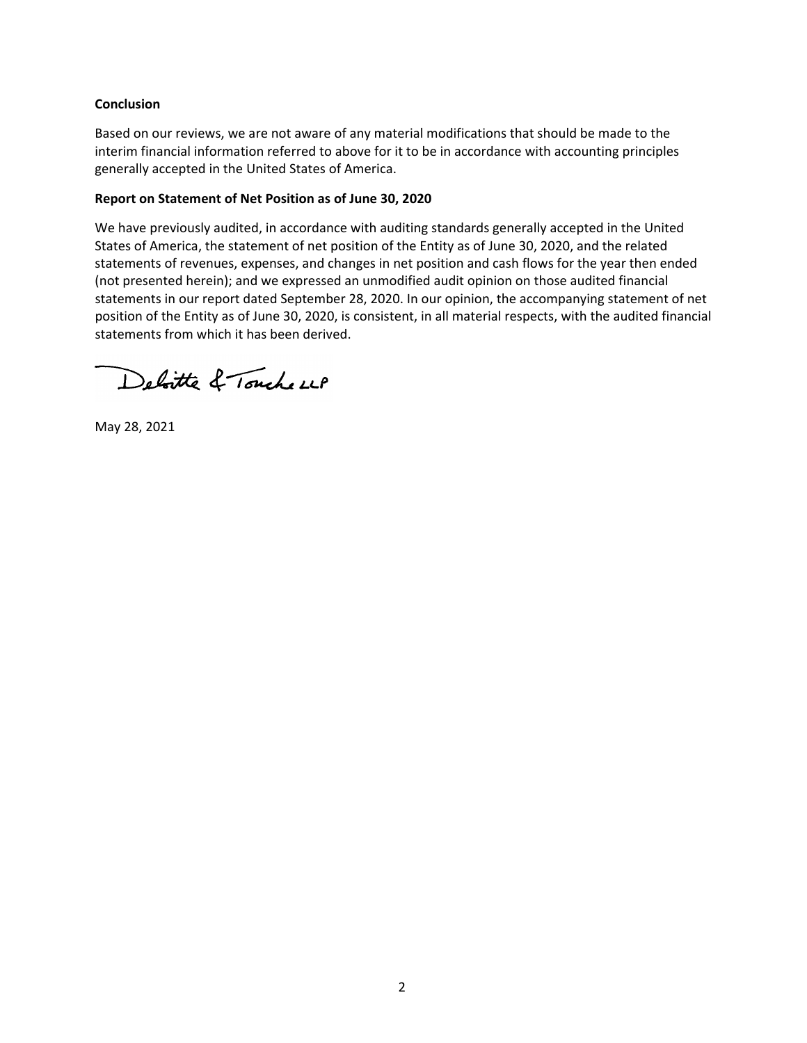**Conclusion**

Based on our reviews, we are not aware of any material modifications that should be made to the interim financial information referred to above for it to be in accordance with accounting principles generally accepted in the United States of America.

**Report on Statement of Net Position as of June 30, 2020**

We have previously audited, in accordance with auditing standards generally accepted in the United States of America, the statement of net position of the Entity as of June 30, 2020, and the related statements of revenues, expenses, and changes in net position and cash flows for the year then ended (not presented herein); and we expressed an unmodified audit opinion on those audited financial statements in our report dated September 28, 2020. In our opinion, the accompanying statement of net position of the Entity as of June 30, 2020, is consistent, in all material respects, with the audited financial statements from which it has been derived.

Deloitte & Touche LLP

May 28, 2021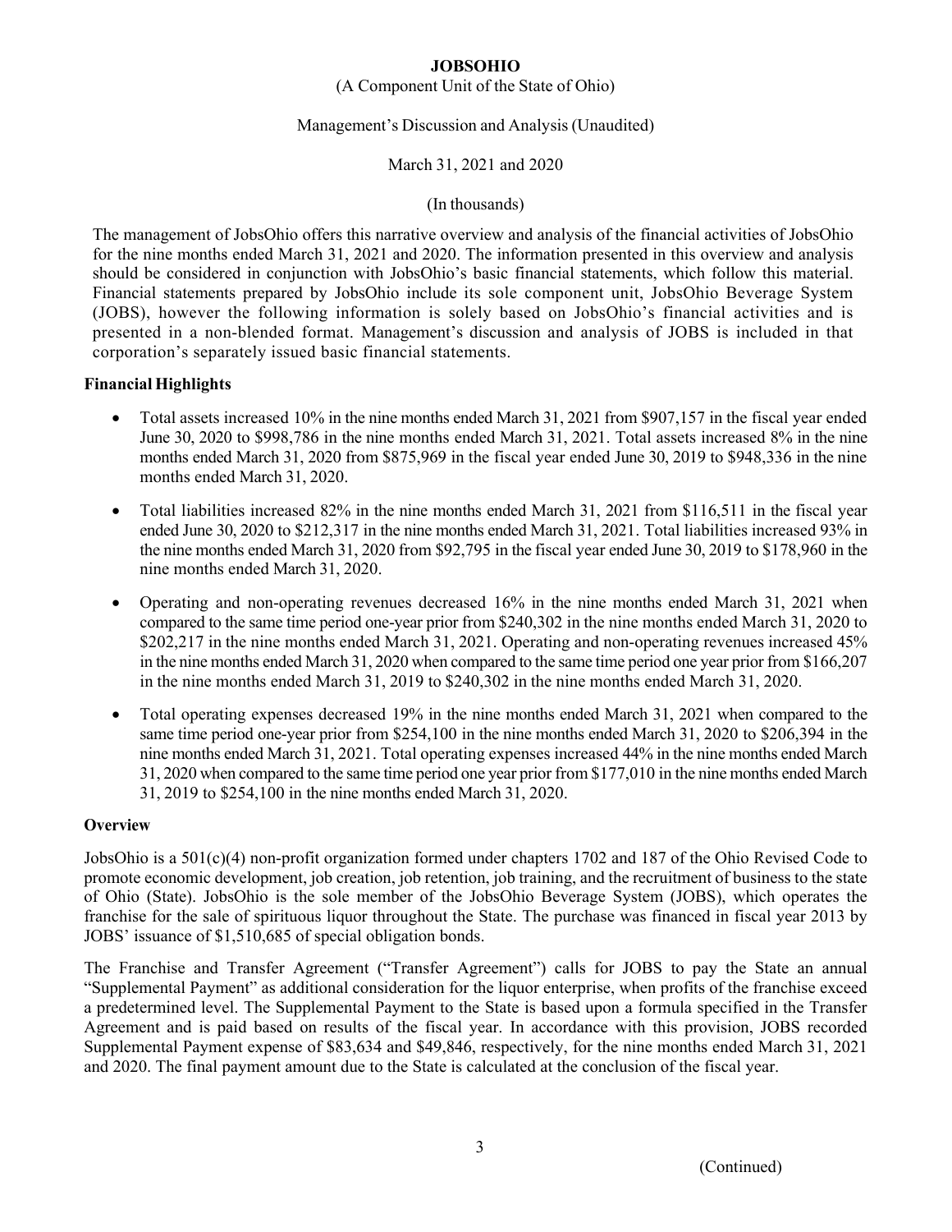# JOBSOHIO

(A Component Unit of the State of Ohio)

Management's Discussion and Analysis (Unaudited)

March 31, 2021 and 2020

(In thousands)

The management of JobsOhio offers this narrative overview and analysis of the financial activities of JobsOhio for the nine months ended March 31, 2021 and 2020. The information presented in this overview and analysis should be considered in conjunction with JobsOhio's basic financial statements, which follow this material. Financial statements prepared by JobsOhio include its sole component unit, JobsOhio Beverage System (JOBS), however the following information is solely based on JobsOhio's financial activities and is presented in a non-blended format. Management's discussion and analysis of JOBS is included in that corporation's separately issued basic financial statements.

## Financial Highlights

- Total assets increased 10% in the nine months ended March 31, 2021 from $907,157 in the fiscal year ended June 30, 2020 to $998,786 in the nine months ended March 31, 2021. Total assets increased 8% in the nine months ended March 31, 2020 from $875,969 in the fiscal year ended June 30, 2019 to $948,336 in the nine months ended March 31, 2020.
- Total liabilities increased 82% in the nine months ended March 31, 2021 from $116,511 in the fiscal year ended June 30, 2020 to $212,317 in the nine months ended March 31, 2021. Total liabilities increased 93% in the nine months ended March 31, 2020 from $92,795 in the fiscal year ended June 30, 2019 to $178,960 in the nine months ended March 31, 2020.
- Operating and non-operating revenues decreased 16% in the nine months ended March 31, 2021 when compared to the same time period one-year prior from $240,302 in the nine months ended March 31, 2020 to $202,217 in the nine months ended March 31, 2021. Operating and non-operating revenues increased 45% in the nine months ended March 31, 2020 when compared to the same time period one year prior from $166,207 in the nine months ended March 31, 2019 to $240,302 in the nine months ended March 31, 2020.
- Total operating expenses decreased 19% in the nine months ended March 31, 2021 when compared to the same time period one-year prior from $254,100 in the nine months ended March 31, 2020 to $206,394 in the nine months ended March 31, 2021. Total operating expenses increased 44% in the nine months ended March 31, 2020 when compared to the same time period one year prior from $177,010 in the nine months ended March 31, 2019 to $254,100 in the nine months ended March 31, 2020.

## Overview

JobsOhio is a 501(c)(4) non-profit organization formed under chapters 1702 and 187 of the Ohio Revised Code to promote economic development, job creation, job retention, job training, and the recruitment of business to the state of Ohio (State). JobsOhio is the sole member of the JobsOhio Beverage System (JOBS), which operates the franchise for the sale of spirituous liquor throughout the State. The purchase was financed in fiscal year 2013 by JOBS' issuance of $1,510,685 of special obligation bonds.

The Franchise and Transfer Agreement ("Transfer Agreement") calls for JOBS to pay the State an annual "Supplemental Payment" as additional consideration for the liquor enterprise, when profits of the franchise exceed a predetermined level. The Supplemental Payment to the State is based upon a formula specified in the Transfer Agreement and is paid based on results of the fiscal year. In accordance with this provision, JOBS recorded Supplemental Payment expense of $83,634 and $49,846, respectively, for the nine months ended March 31, 2021 and 2020. The final payment amount due to the State is calculated at the conclusion of the fiscal year.

(Continued)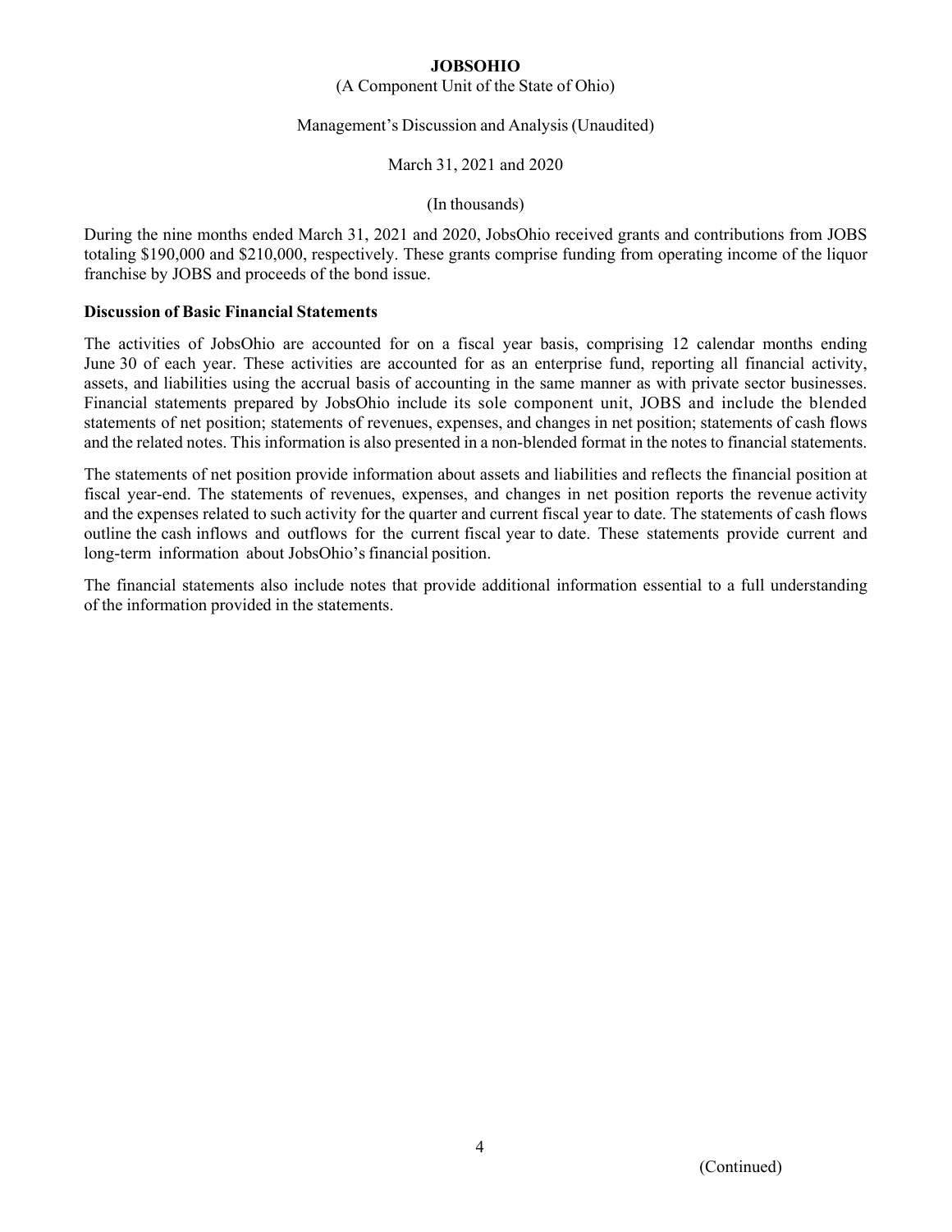During the nine months ended March 31, 2021 and 2020, JobsOhio received grants and contributions from JOBS totaling $190,000 and $210,000, respectively. These grants comprise funding from operating income of the liquor franchise by JOBS and proceeds of the bond issue.

**Discussion of Basic Financial Statements**

The activities of JobsOhio are accounted for on a fiscal year basis, comprising 12 calendar months ending June 30 of each year. These activities are accounted for as an enterprise fund, reporting all financial activity, assets, and liabilities using the accrual basis of accounting in the same manner as with private sector businesses. Financial statements prepared by JobsOhio include its sole component unit, JOBS and include the blended statements of net position; statements of revenues, expenses, and changes in net position; statements of cash flows and the related notes. This information is also presented in a non-blended format in the notes to financial statements.

The statements of net position provide information about assets and liabilities and reflects the financial position at fiscal year-end. The statements of revenues, expenses, and changes in net position reports the revenue activity and the expenses related to such activity for the quarter and current fiscal year to date. The statements of cash flows outline the cash inflows and outflows for the current fiscal year to date. These statements provide current and long-term information about JobsOhio's financial position.

The financial statements also include notes that provide additional information essential to a full understanding of the information provided in the statements.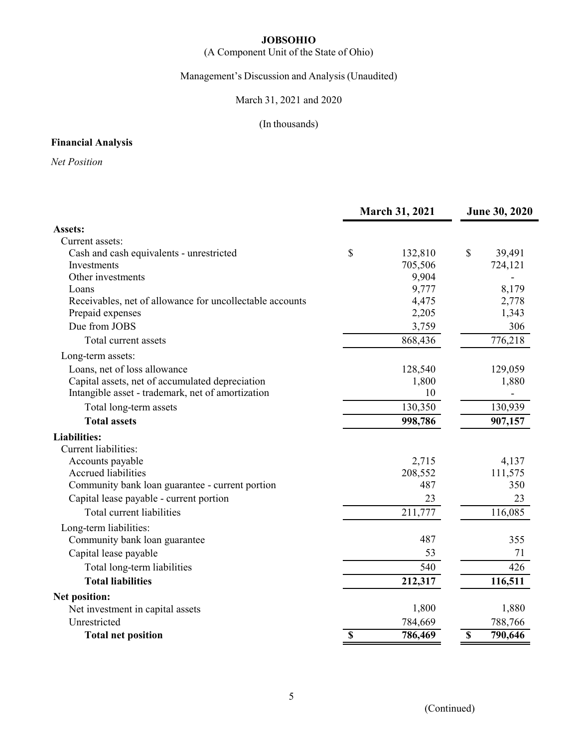**JOBSOHIO**

(A Component Unit of the State of Ohio)

Management's Discussion and Analysis (Unaudited)

March 31, 2021 and 2020

(In thousands)

## Financial Analysis

*Net Position*

| | March 31, 2021 | June 30, 2020 |
|---|---|---|
| **Assets:** | | |
| Current assets: | | |
| Cash and cash equivalents - unrestricted | $ 132,810 | $ 39,491 |
| Investments | 705,506 | 724,121 |
| Other investments | 9,904 | - |
| Loans | 9,777 | 8,179 |
| Receivables, net of allowance for uncollectable accounts | 4,475 | 2,778 |
| Prepaid expenses | 2,205 | 1,343 |
| Due from JOBS | 3,759 | 306 |
| Total current assets | 868,436 | 776,218 |
| Long-term assets: | | |
| Loans, net of loss allowance | 128,540 | 129,059 |
| Capital assets, net of accumulated depreciation | 1,800 | 1,880 |
| Intangible asset - trademark, net of amortization | 10 | - |
| Total long-term assets | 130,350 | 130,939 |
| **Total assets** | **998,786** | **907,157** |
| **Liabilities:** | | |
| Current liabilities: | | |
| Accounts payable | 2,715 | 4,137 |
| Accrued liabilities | 208,552 | 111,575 |
| Community bank loan guarantee - current portion | 487 | 350 |
| Capital lease payable - current portion | 23 | 23 |
| Total current liabilities | 211,777 | 116,085 |
| Long-term liabilities: | | |
| Community bank loan guarantee | 487 | 355 |
| Capital lease payable | 53 | 71 |
| Total long-term liabilities | 540 | 426 |
| **Total liabilities** | **212,317** | **116,511** |
| **Net position:** | | |
| Net investment in capital assets | 1,800 | 1,880 |
| Unrestricted | 784,669 | 788,766 |
| **Total net position** | **$ 786,469** | **$ 790,646** |

(Continued)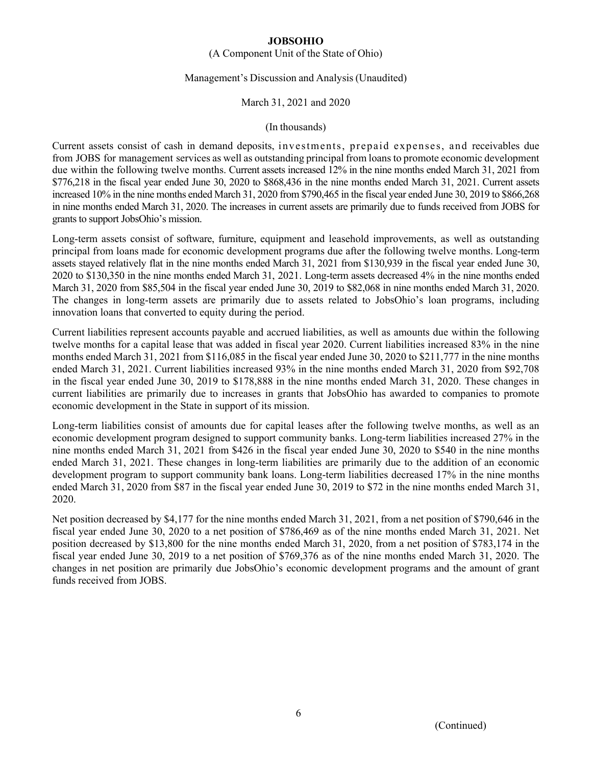Current assets consist of cash in demand deposits, investments, prepaid expenses, and receivables due from JOBS for management services as well as outstanding principal from loans to promote economic development due within the following twelve months. Current assets increased 12% in the nine months ended March 31, 2021 from $776,218 in the fiscal year ended June 30, 2020 to $868,436 in the nine months ended March 31, 2021. Current assets increased 10% in the nine months ended March 31, 2020 from $790,465 in the fiscal year ended June 30, 2019 to $866,268 in nine months ended March 31, 2020. The increases in current assets are primarily due to funds received from JOBS for grants to support JobsOhio's mission.

Long-term assets consist of software, furniture, equipment and leasehold improvements, as well as outstanding principal from loans made for economic development programs due after the following twelve months. Long-term assets stayed relatively flat in the nine months ended March 31, 2021 from $130,939 in the fiscal year ended June 30, 2020 to $130,350 in the nine months ended March 31, 2021. Long-term assets decreased 4% in the nine months ended March 31, 2020 from $85,504 in the fiscal year ended June 30, 2019 to $82,068 in nine months ended March 31, 2020. The changes in long-term assets are primarily due to assets related to JobsOhio's loan programs, including innovation loans that converted to equity during the period.

Current liabilities represent accounts payable and accrued liabilities, as well as amounts due within the following twelve months for a capital lease that was added in fiscal year 2020. Current liabilities increased 83% in the nine months ended March 31, 2021 from $116,085 in the fiscal year ended June 30, 2020 to $211,777 in the nine months ended March 31, 2021. Current liabilities increased 93% in the nine months ended March 31, 2020 from $92,708 in the fiscal year ended June 30, 2019 to $178,888 in the nine months ended March 31, 2020. These changes in current liabilities are primarily due to increases in grants that JobsOhio has awarded to companies to promote economic development in the State in support of its mission.

Long-term liabilities consist of amounts due for capital leases after the following twelve months, as well as an economic development program designed to support community banks. Long-term liabilities increased 27% in the nine months ended March 31, 2021 from $426 in the fiscal year ended June 30, 2020 to $540 in the nine months ended March 31, 2021. These changes in long-term liabilities are primarily due to the addition of an economic development program to support community bank loans. Long-term liabilities decreased 17% in the nine months ended March 31, 2020 from $87 in the fiscal year ended June 30, 2019 to $72 in the nine months ended March 31, 2020.

Net position decreased by $4,177 for the nine months ended March 31, 2021, from a net position of $790,646 in the fiscal year ended June 30, 2020 to a net position of $786,469 as of the nine months ended March 31, 2021. Net position decreased by $13,800 for the nine months ended March 31, 2020, from a net position of $783,174 in the fiscal year ended June 30, 2019 to a net position of $769,376 as of the nine months ended March 31, 2020. The changes in net position are primarily due JobsOhio's economic development programs and the amount of grant funds received from JOBS.

(Continued)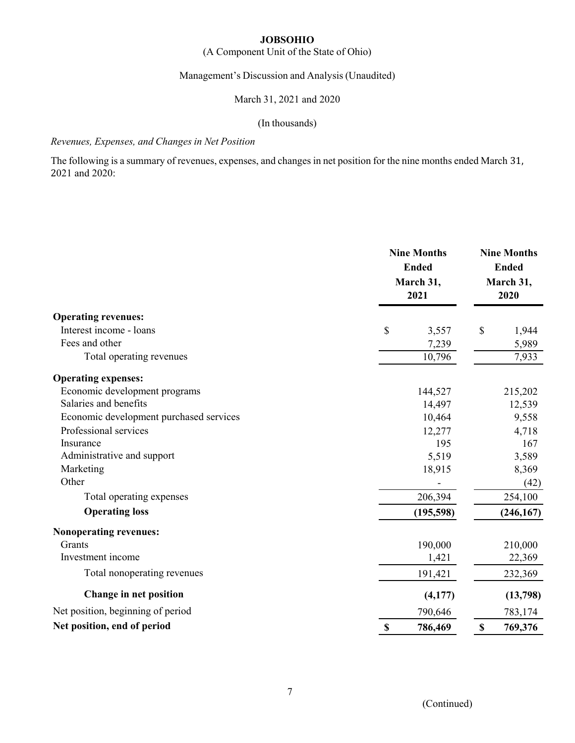# JOBSOHIO

(A Component Unit of the State of Ohio)

Management's Discussion and Analysis (Unaudited)

March 31, 2021 and 2020

(In thousands)

*Revenues, Expenses, and Changes in Net Position*

The following is a summary of revenues, expenses, and changes in net position for the nine months ended March 31, 2021 and 2020:

| | Nine Months Ended March 31, 2021 | Nine Months Ended March 31, 2020 |
|---|---|---|
| **Operating revenues:** | | |
| Interest income - loans | $ 3,557 | $ 1,944 |
| Fees and other | 7,239 | 5,989 |
| Total operating revenues | 10,796 | 7,933 |
| **Operating expenses:** | | |
| Economic development programs | 144,527 | 215,202 |
| Salaries and benefits | 14,497 | 12,539 |
| Economic development purchased services | 10,464 | 9,558 |
| Professional services | 12,277 | 4,718 |
| Insurance | 195 | 167 |
| Administrative and support | 5,519 | 3,589 |
| Marketing | 18,915 | 8,369 |
| Other | - | (42) |
| Total operating expenses | 206,394 | 254,100 |
| **Operating loss** | **(195,598)** | **(246,167)** |
| **Nonoperating revenues:** | | |
| Grants | 190,000 | 210,000 |
| Investment income | 1,421 | 22,369 |
| Total nonoperating revenues | 191,421 | 232,369 |
| **Change in net position** | **(4,177)** | **(13,798)** |
| Net position, beginning of period | 790,646 | 783,174 |
| **Net position, end of period** | **$ 786,469** | **$ 769,376** |

(Continued)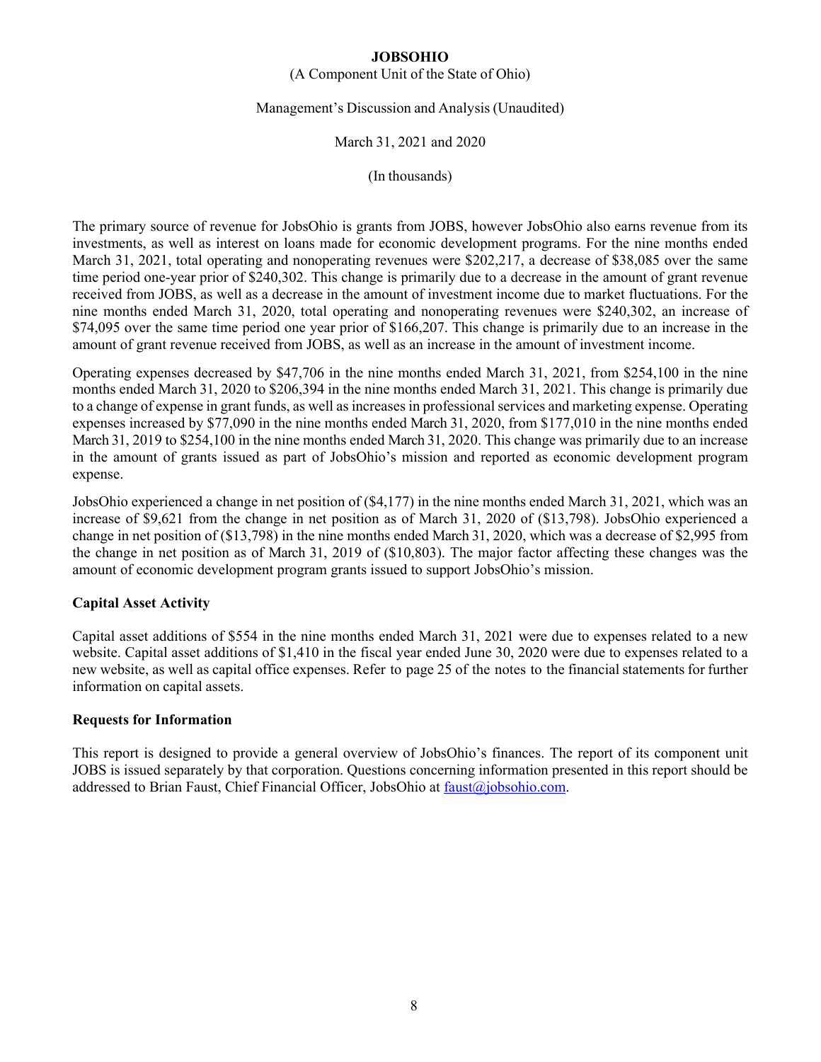The primary source of revenue for JobsOhio is grants from JOBS, however JobsOhio also earns revenue from its investments, as well as interest on loans made for economic development programs. For the nine months ended March 31, 2021, total operating and nonoperating revenues were $202,217, a decrease of $38,085 over the same time period one-year prior of $240,302. This change is primarily due to a decrease in the amount of grant revenue received from JOBS, as well as a decrease in the amount of investment income due to market fluctuations. For the nine months ended March 31, 2020, total operating and nonoperating revenues were $240,302, an increase of $74,095 over the same time period one year prior of $166,207. This change is primarily due to an increase in the amount of grant revenue received from JOBS, as well as an increase in the amount of investment income.

Operating expenses decreased by $47,706 in the nine months ended March 31, 2021, from $254,100 in the nine months ended March 31, 2020 to $206,394 in the nine months ended March 31, 2021. This change is primarily due to a change of expense in grant funds, as well as increases in professional services and marketing expense. Operating expenses increased by $77,090 in the nine months ended March 31, 2020, from $177,010 in the nine months ended March 31, 2019 to $254,100 in the nine months ended March 31, 2020. This change was primarily due to an increase in the amount of grants issued as part of JobsOhio's mission and reported as economic development program expense.

JobsOhio experienced a change in net position of ($4,177) in the nine months ended March 31, 2021, which was an increase of $9,621 from the change in net position as of March 31, 2020 of ($13,798). JobsOhio experienced a change in net position of ($13,798) in the nine months ended March 31, 2020, which was a decrease of $2,995 from the change in net position as of March 31, 2019 of ($10,803). The major factor affecting these changes was the amount of economic development program grants issued to support JobsOhio's mission.

## Capital Asset Activity

Capital asset additions of $554 in the nine months ended March 31, 2021 were due to expenses related to a new website. Capital asset additions of $1,410 in the fiscal year ended June 30, 2020 were due to expenses related to a new website, as well as capital office expenses. Refer to page 25 of the notes to the financial statements for further information on capital assets.

## Requests for Information

This report is designed to provide a general overview of JobsOhio's finances. The report of its component unit JOBS is issued separately by that corporation. Questions concerning information presented in this report should be addressed to Brian Faust, Chief Financial Officer, JobsOhio at faust@jobsohio.com.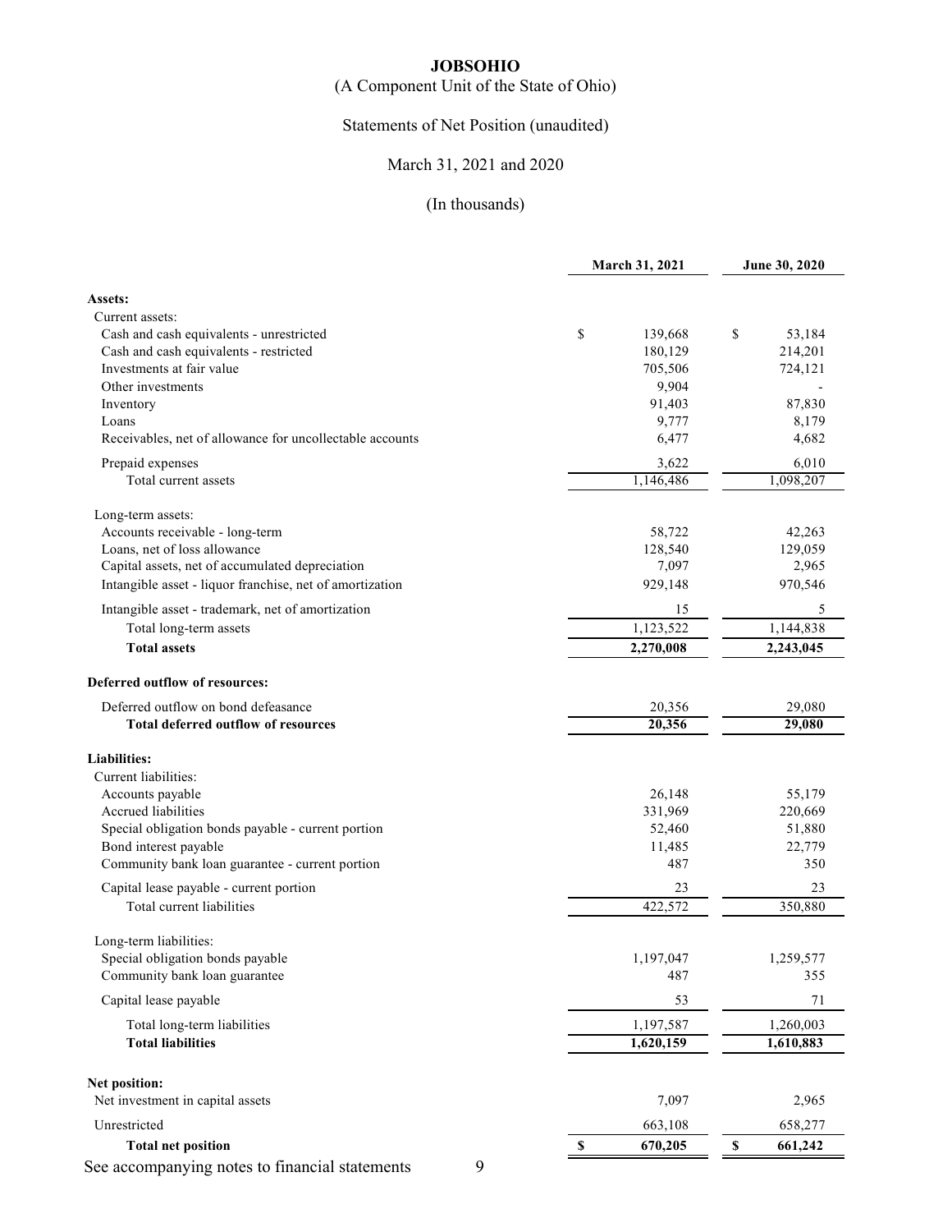# JOBSOHIO

(A Component Unit of the State of Ohio)

Statements of Net Position (unaudited)

March 31, 2021 and 2020

(In thousands)

| | March 31, 2021 | June 30, 2020 |
|---|---|---|
| **Assets:** | | |
| Current assets: | | |
| Cash and cash equivalents - unrestricted | $ 139,668 | $ 53,184 |
| Cash and cash equivalents - restricted | 180,129 | 214,201 |
| Investments at fair value | 705,506 | 724,121 |
| Other investments | 9,904 | - |
| Inventory | 91,403 | 87,830 |
| Loans | 9,777 | 8,179 |
| Receivables, net of allowance for uncollectable accounts | 6,477 | 4,682 |
| Prepaid expenses | 3,622 | 6,010 |
| Total current assets | 1,146,486 | 1,098,207 |
| Long-term assets: | | |
| Accounts receivable - long-term | 58,722 | 42,263 |
| Loans, net of loss allowance | 128,540 | 129,059 |
| Capital assets, net of accumulated depreciation | 7,097 | 2,965 |
| Intangible asset - liquor franchise, net of amortization | 929,148 | 970,546 |
| Intangible asset - trademark, net of amortization | 15 | 5 |
| Total long-term assets | 1,123,522 | 1,144,838 |
| **Total assets** | **2,270,008** | **2,243,045** |
| **Deferred outflow of resources:** | | |
| Deferred outflow on bond defeasance | 20,356 | 29,080 |
| **Total deferred outflow of resources** | **20,356** | **29,080** |
| **Liabilities:** | | |
| Current liabilities: | | |
| Accounts payable | 26,148 | 55,179 |
| Accrued liabilities | 331,969 | 220,669 |
| Special obligation bonds payable - current portion | 52,460 | 51,880 |
| Bond interest payable | 11,485 | 22,779 |
| Community bank loan guarantee - current portion | 487 | 350 |
| Capital lease payable - current portion | 23 | 23 |
| Total current liabilities | 422,572 | 350,880 |
| Long-term liabilities: | | |
| Special obligation bonds payable | 1,197,047 | 1,259,577 |
| Community bank loan guarantee | 487 | 355 |
| Capital lease payable | 53 | 71 |
| Total long-term liabilities | 1,197,587 | 1,260,003 |
| **Total liabilities** | **1,620,159** | **1,610,883** |
| **Net position:** | | |
| Net investment in capital assets | 7,097 | 2,965 |
| Unrestricted | 663,108 | 658,277 |
| **Total net position** | **$ 670,205** | **$ 661,242** |

See accompanying notes to financial statements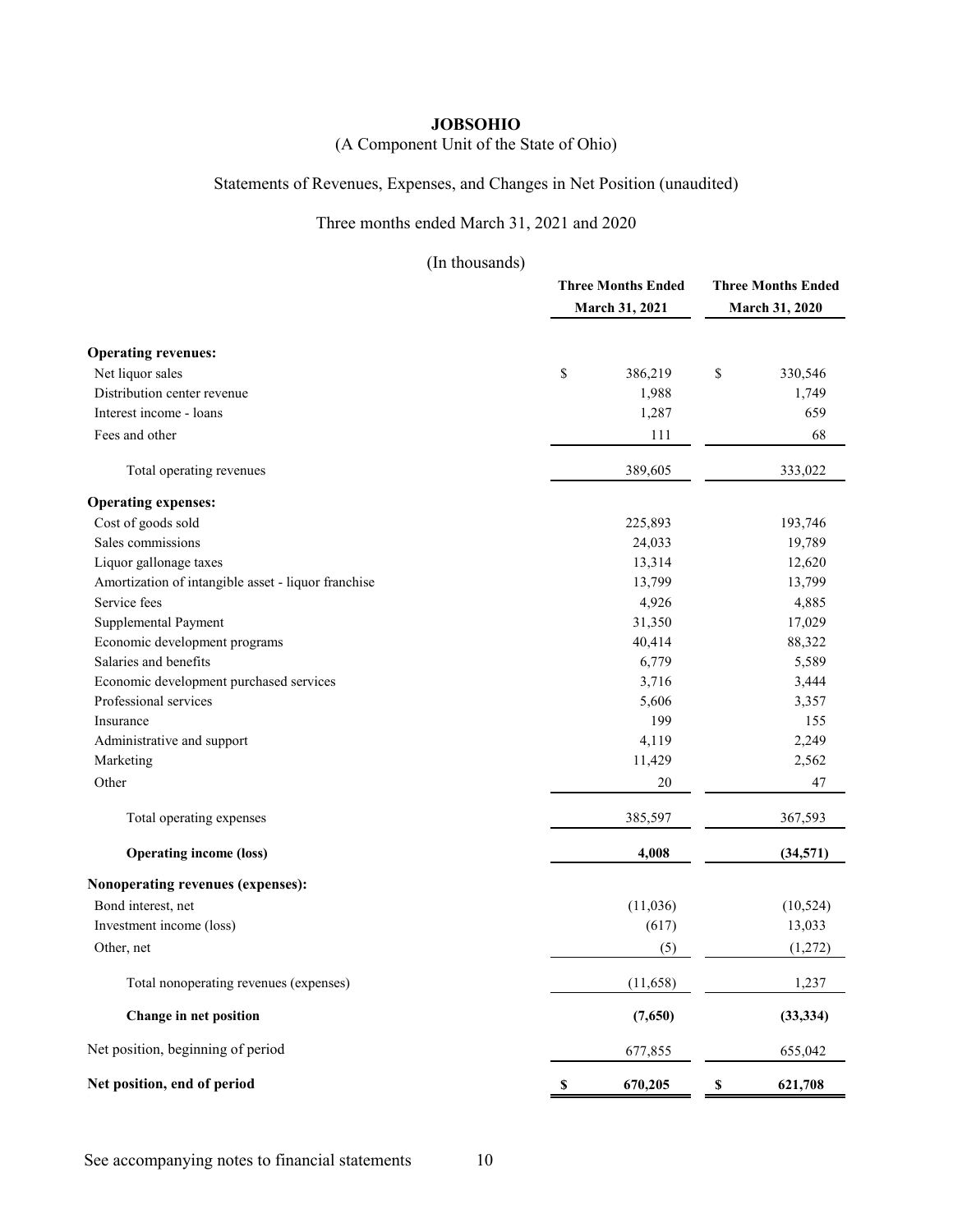# JOBSOHIO

(A Component Unit of the State of Ohio)

Statements of Revenues, Expenses, and Changes in Net Position (unaudited)

Three months ended March 31, 2021 and 2020

(In thousands)

| | Three Months Ended March 31, 2021 | Three Months Ended March 31, 2020 |
|---|---|---|
| **Operating revenues:** | | |
| Net liquor sales | $ 386,219 | $ 330,546 |
| Distribution center revenue | 1,988 | 1,749 |
| Interest income - loans | 1,287 | 659 |
| Fees and other | 111 | 68 |
| Total operating revenues | 389,605 | 333,022 |
| **Operating expenses:** | | |
| Cost of goods sold | 225,893 | 193,746 |
| Sales commissions | 24,033 | 19,789 |
| Liquor gallonage taxes | 13,314 | 12,620 |
| Amortization of intangible asset - liquor franchise | 13,799 | 13,799 |
| Service fees | 4,926 | 4,885 |
| Supplemental Payment | 31,350 | 17,029 |
| Economic development programs | 40,414 | 88,322 |
| Salaries and benefits | 6,779 | 5,589 |
| Economic development purchased services | 3,716 | 3,444 |
| Professional services | 5,606 | 3,357 |
| Insurance | 199 | 155 |
| Administrative and support | 4,119 | 2,249 |
| Marketing | 11,429 | 2,562 |
| Other | 20 | 47 |
| Total operating expenses | 385,597 | 367,593 |
| **Operating income (loss)** | **4,008** | **(34,571)** |
| **Nonoperating revenues (expenses):** | | |
| Bond interest, net | (11,036) | (10,524) |
| Investment income (loss) | (617) | 13,033 |
| Other, net | (5) | (1,272) |
| Total nonoperating revenues (expenses) | (11,658) | 1,237 |
| **Change in net position** | **(7,650)** | **(33,334)** |
| Net position, beginning of period | 677,855 | 655,042 |
| **Net position, end of period** | **$ 670,205** | **$ 621,708** |

See accompanying notes to financial statements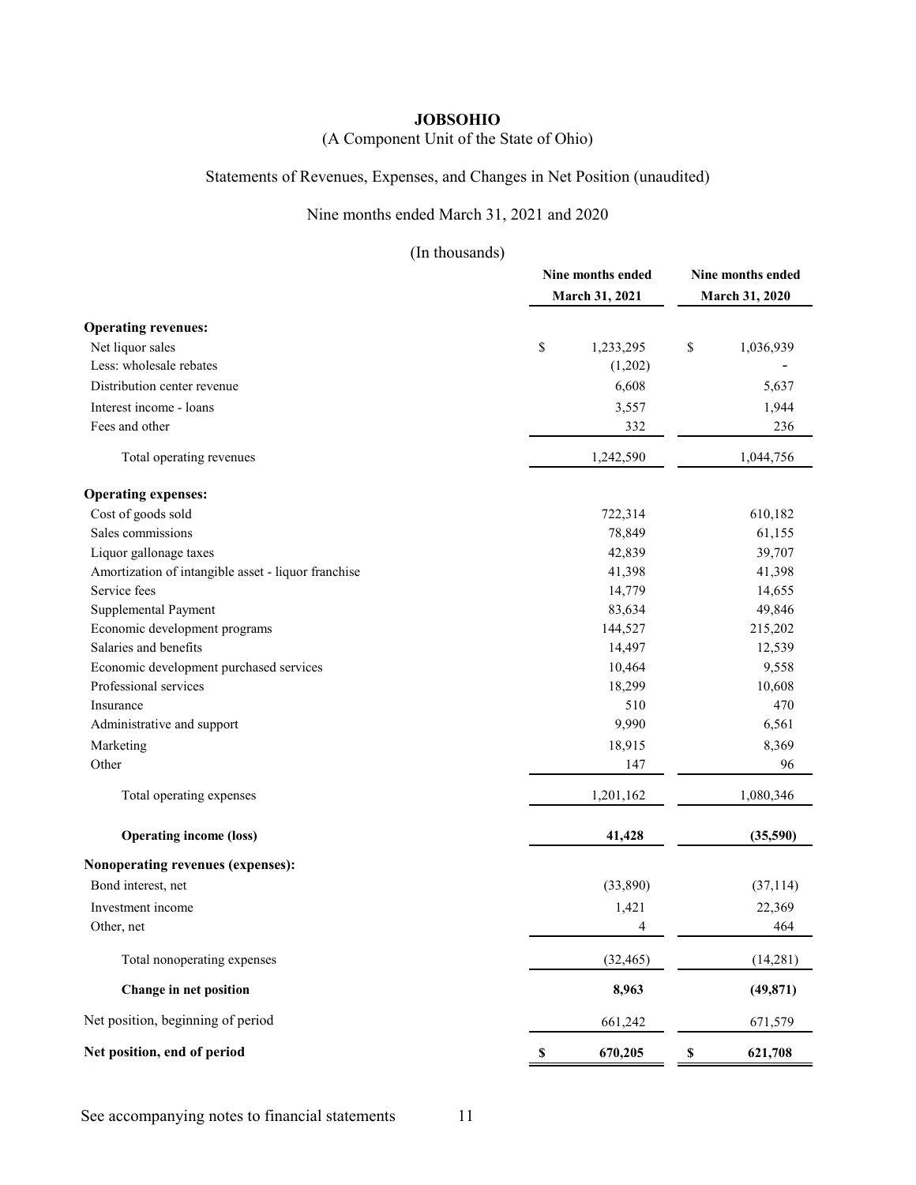**JOBSOHIO**

(A Component Unit of the State of Ohio)

Statements of Revenues, Expenses, and Changes in Net Position (unaudited)

Nine months ended March 31, 2021 and 2020

(In thousands)

| | Nine months ended March 31, 2021 | Nine months ended March 31, 2020 |
|---|---|---|
| **Operating revenues:** | | |
| Net liquor sales | $ 1,233,295 | $ 1,036,939 |
| Less: wholesale rebates | (1,202) | - |
| Distribution center revenue | 6,608 | 5,637 |
| Interest income - loans | 3,557 | 1,944 |
| Fees and other | 332 | 236 |
| Total operating revenues | 1,242,590 | 1,044,756 |
| **Operating expenses:** | | |
| Cost of goods sold | 722,314 | 610,182 |
| Sales commissions | 78,849 | 61,155 |
| Liquor gallonage taxes | 42,839 | 39,707 |
| Amortization of intangible asset - liquor franchise | 41,398 | 41,398 |
| Service fees | 14,779 | 14,655 |
| Supplemental Payment | 83,634 | 49,846 |
| Economic development programs | 144,527 | 215,202 |
| Salaries and benefits | 14,497 | 12,539 |
| Economic development purchased services | 10,464 | 9,558 |
| Professional services | 18,299 | 10,608 |
| Insurance | 510 | 470 |
| Administrative and support | 9,990 | 6,561 |
| Marketing | 18,915 | 8,369 |
| Other | 147 | 96 |
| Total operating expenses | 1,201,162 | 1,080,346 |
| **Operating income (loss)** | **41,428** | **(35,590)** |
| **Nonoperating revenues (expenses):** | | |
| Bond interest, net | (33,890) | (37,114) |
| Investment income | 1,421 | 22,369 |
| Other, net | 4 | 464 |
| Total nonoperating expenses | (32,465) | (14,281) |
| **Change in net position** | **8,963** | **(49,871)** |
| Net position, beginning of period | 661,242 | 671,579 |
| **Net position, end of period** | **$ 670,205** | **$ 621,708** |

See accompanying notes to financial statements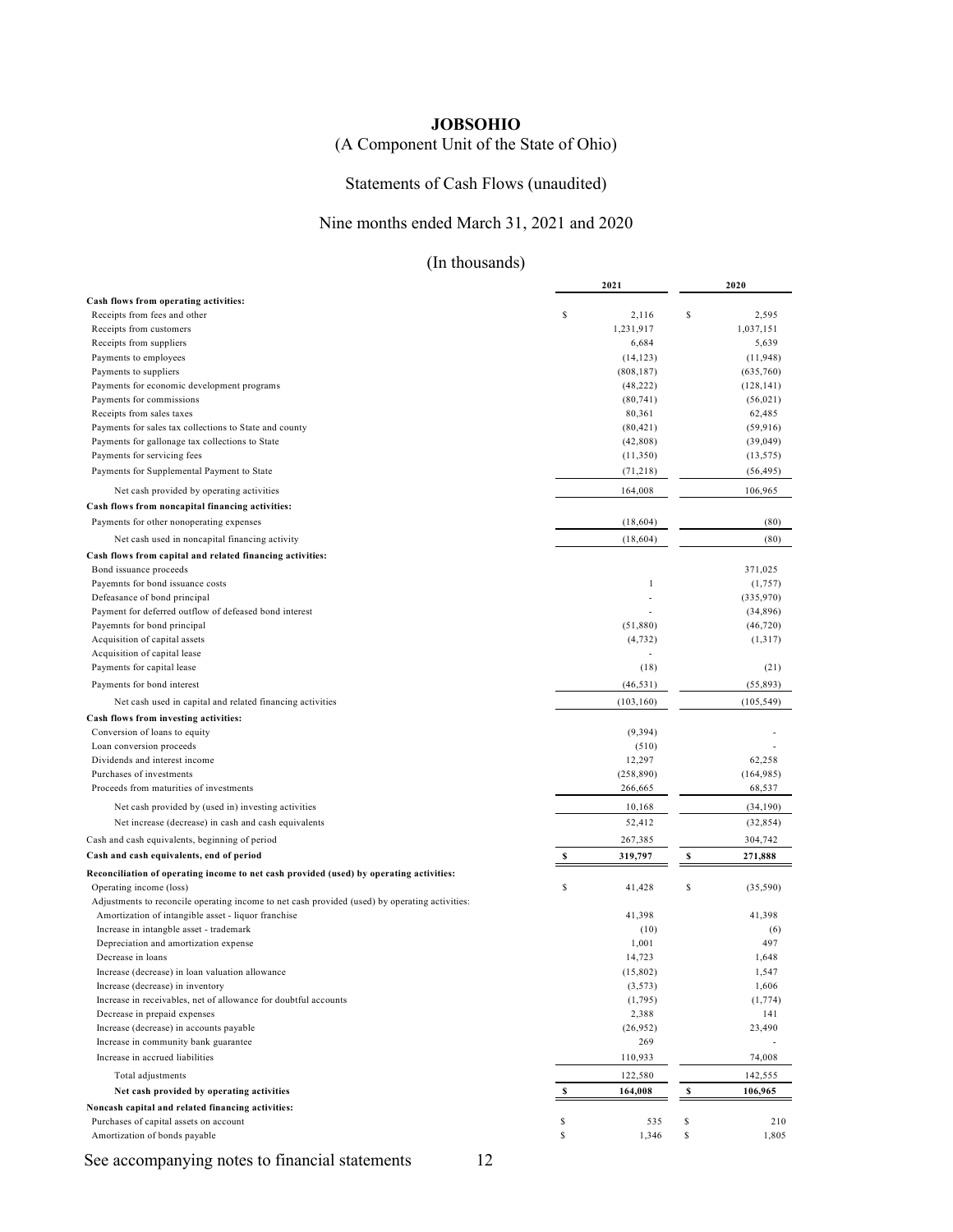# JOBSOHIO

(A Component Unit of the State of Ohio)

Statements of Cash Flows (unaudited)

Nine months ended March 31, 2021 and 2020

(In thousands)

| | 2021 | 2020 |
|---|---|---|
| **Cash flows from operating activities:** | | |
| Receipts from fees and other | $ 2,116 | $ 2,595 |
| Receipts from customers | 1,231,917 | 1,037,151 |
| Receipts from suppliers | 6,684 | 5,639 |
| Payments to employees | (14,123) | (11,948) |
| Payments to suppliers | (808,187) | (635,760) |
| Payments for economic development programs | (48,222) | (128,141) |
| Payments for commissions | (80,741) | (56,021) |
| Receipts from sales taxes | 80,361 | 62,485 |
| Payments for sales tax collections to State and county | (80,421) | (59,916) |
| Payments for gallonage tax collections to State | (42,808) | (39,049) |
| Payments for servicing fees | (11,350) | (13,575) |
| Payments for Supplemental Payment to State | (71,218) | (56,495) |
| Net cash provided by operating activities | 164,008 | 106,965 |
| **Cash flows from noncapital financing activities:** | | |
| Payments for other nonoperating expenses | (18,604) | (80) |
| Net cash used in noncapital financing activity | (18,604) | (80) |
| **Cash flows from capital and related financing activities:** | | |
| Bond issuance proceeds | | 371,025 |
| Payemnts for bond issuance costs | 1 | (1,757) |
| Defeasance of bond principal | - | (335,970) |
| Payment for deferred outflow of defeased bond interest | - | (34,896) |
| Payemnts for bond principal | (51,880) | (46,720) |
| Acquisition of capital assets | (4,732) | (1,317) |
| Acquisition of capital lease | - | |
| Payments for capital lease | (18) | (21) |
| Payments for bond interest | (46,531) | (55,893) |
| Net cash used in capital and related financing activities | (103,160) | (105,549) |
| **Cash flows from investing activities:** | | |
| Conversion of loans to equity | (9,394) | - |
| Loan conversion proceeds | (510) | - |
| Dividends and interest income | 12,297 | 62,258 |
| Purchases of investments | (258,890) | (164,985) |
| Proceeds from maturities of investments | 266,665 | 68,537 |
| Net cash provided by (used in) investing activities | 10,168 | (34,190) |
| Net increase (decrease) in cash and cash equivalents | 52,412 | (32,854) |
| Cash and cash equivalents, beginning of period | 267,385 | 304,742 |
| **Cash and cash equivalents, end of period** | **$ 319,797** | **$ 271,888** |
| **Reconciliation of operating income to net cash provided (used) by operating activities:** | | |
| Operating income (loss) | $ 41,428 | $ (35,590) |
| Adjustments to reconcile operating income to net cash provided (used) by operating activities: | | |
| Amortization of intangible asset - liquor franchise | 41,398 | 41,398 |
| Increase in intangble asset - trademark | (10) | (6) |
| Depreciation and amortization expense | 1,001 | 497 |
| Decrease in loans | 14,723 | 1,648 |
| Increase (decrease) in loan valuation allowance | (15,802) | 1,547 |
| Increase (decrease) in inventory | (3,573) | 1,606 |
| Increase in receivables, net of allowance for doubtful accounts | (1,795) | (1,774) |
| Decrease in prepaid expenses | 2,388 | 141 |
| Increase (decrease) in accounts payable | (26,952) | 23,490 |
| Increase in community bank guarantee | 269 | - |
| Increase in accrued liabilities | 110,933 | 74,008 |
| Total adjustments | 122,580 | 142,555 |
| **Net cash provided by operating activities** | **$ 164,008** | **$ 106,965** |
| **Noncash capital and related financing activities:** | | |
| Purchases of capital assets on account | $ 535 | $ 210 |
| Amortization of bonds payable | $ 1,346 | $ 1,805 |

See accompanying notes to financial statements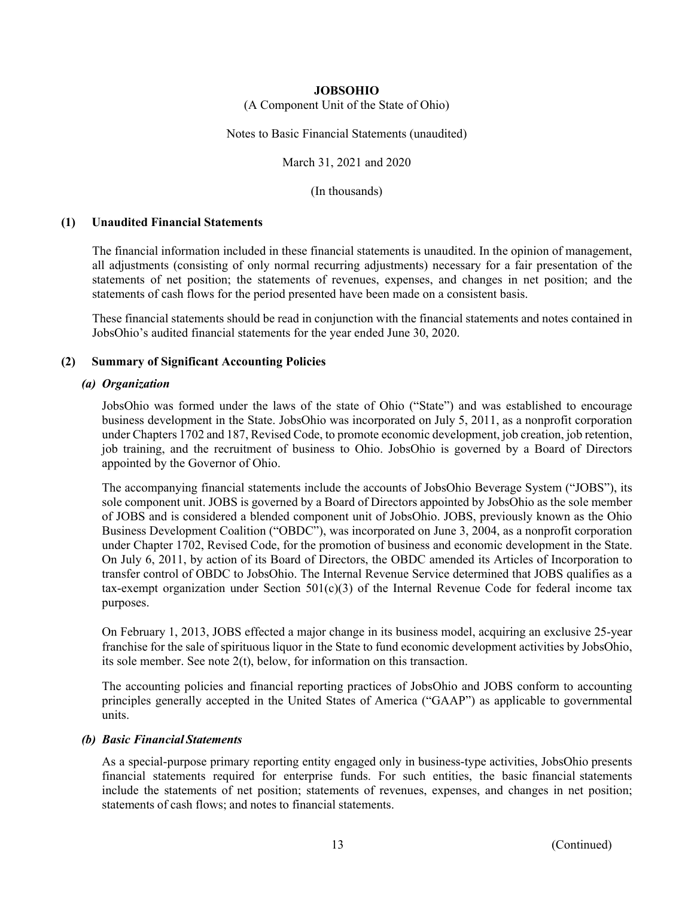# JOBSOHIO

(A Component Unit of the State of Ohio)

Notes to Basic Financial Statements (unaudited)

March 31, 2021 and 2020

(In thousands)

## (1) Unaudited Financial Statements

The financial information included in these financial statements is unaudited. In the opinion of management, all adjustments (consisting of only normal recurring adjustments) necessary for a fair presentation of the statements of net position; the statements of revenues, expenses, and changes in net position; and the statements of cash flows for the period presented have been made on a consistent basis.

These financial statements should be read in conjunction with the financial statements and notes contained in JobsOhio's audited financial statements for the year ended June 30, 2020.

## (2) Summary of Significant Accounting Policies

### *(a) Organization*

JobsOhio was formed under the laws of the state of Ohio ("State") and was established to encourage business development in the State. JobsOhio was incorporated on July 5, 2011, as a nonprofit corporation under Chapters 1702 and 187, Revised Code, to promote economic development, job creation, job retention, job training, and the recruitment of business to Ohio. JobsOhio is governed by a Board of Directors appointed by the Governor of Ohio.

The accompanying financial statements include the accounts of JobsOhio Beverage System ("JOBS"), its sole component unit. JOBS is governed by a Board of Directors appointed by JobsOhio as the sole member of JOBS and is considered a blended component unit of JobsOhio. JOBS, previously known as the Ohio Business Development Coalition ("OBDC"), was incorporated on June 3, 2004, as a nonprofit corporation under Chapter 1702, Revised Code, for the promotion of business and economic development in the State. On July 6, 2011, by action of its Board of Directors, the OBDC amended its Articles of Incorporation to transfer control of OBDC to JobsOhio. The Internal Revenue Service determined that JOBS qualifies as a tax-exempt organization under Section 501(c)(3) of the Internal Revenue Code for federal income tax purposes.

On February 1, 2013, JOBS effected a major change in its business model, acquiring an exclusive 25-year franchise for the sale of spirituous liquor in the State to fund economic development activities by JobsOhio, its sole member. See note 2(t), below, for information on this transaction.

The accounting policies and financial reporting practices of JobsOhio and JOBS conform to accounting principles generally accepted in the United States of America ("GAAP") as applicable to governmental units.

### *(b) Basic Financial Statements*

As a special-purpose primary reporting entity engaged only in business-type activities, JobsOhio presents financial statements required for enterprise funds. For such entities, the basic financial statements include the statements of net position; statements of revenues, expenses, and changes in net position; statements of cash flows; and notes to financial statements.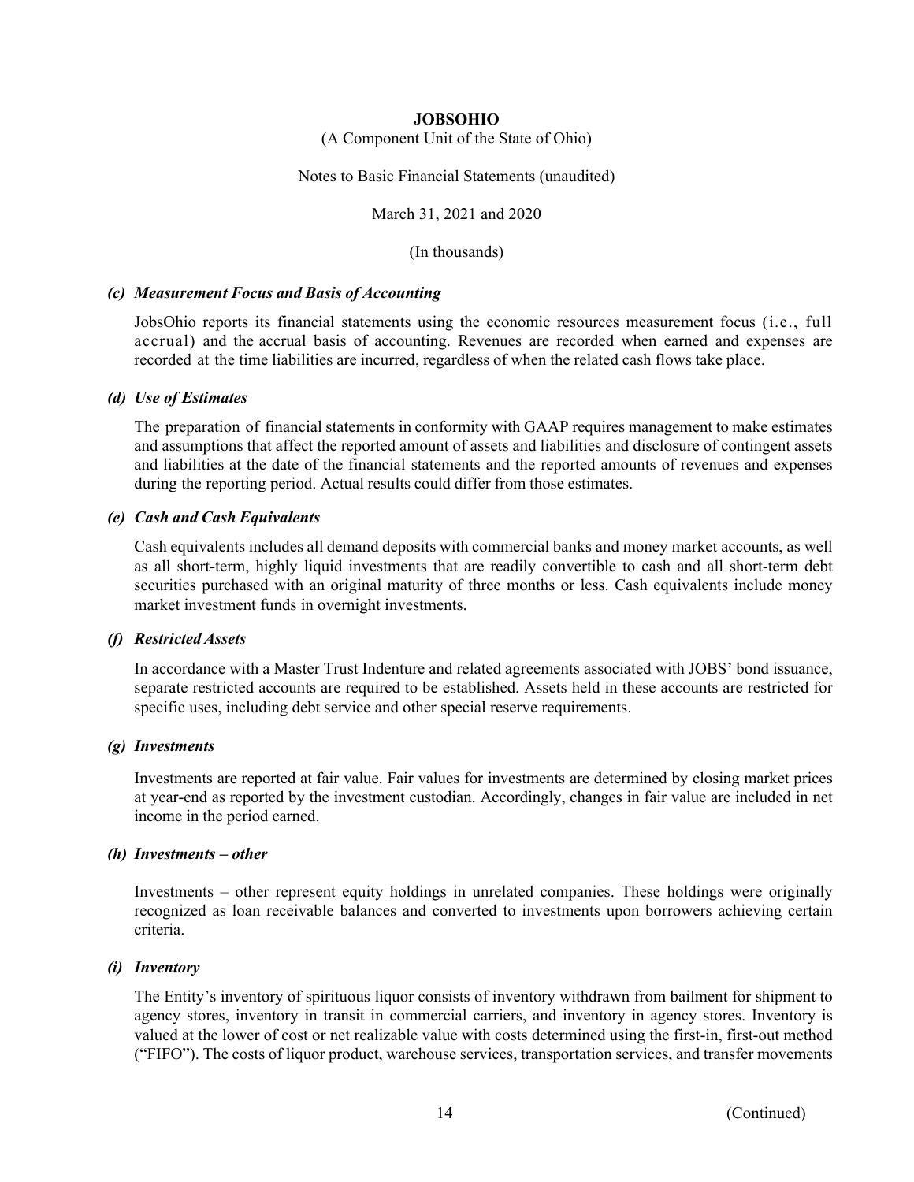### *(c) Measurement Focus and Basis of Accounting*

JobsOhio reports its financial statements using the economic resources measurement focus (i.e., full accrual) and the accrual basis of accounting. Revenues are recorded when earned and expenses are recorded at the time liabilities are incurred, regardless of when the related cash flows take place.

### *(d) Use of Estimates*

The preparation of financial statements in conformity with GAAP requires management to make estimates and assumptions that affect the reported amount of assets and liabilities and disclosure of contingent assets and liabilities at the date of the financial statements and the reported amounts of revenues and expenses during the reporting period. Actual results could differ from those estimates.

### *(e) Cash and Cash Equivalents*

Cash equivalents includes all demand deposits with commercial banks and money market accounts, as well as all short-term, highly liquid investments that are readily convertible to cash and all short-term debt securities purchased with an original maturity of three months or less. Cash equivalents include money market investment funds in overnight investments.

### *(f) Restricted Assets*

In accordance with a Master Trust Indenture and related agreements associated with JOBS' bond issuance, separate restricted accounts are required to be established. Assets held in these accounts are restricted for specific uses, including debt service and other special reserve requirements.

### *(g) Investments*

Investments are reported at fair value. Fair values for investments are determined by closing market prices at year-end as reported by the investment custodian. Accordingly, changes in fair value are included in net income in the period earned.

### *(h) Investments – other*

Investments – other represent equity holdings in unrelated companies. These holdings were originally recognized as loan receivable balances and converted to investments upon borrowers achieving certain criteria.

### *(i) Inventory*

The Entity's inventory of spirituous liquor consists of inventory withdrawn from bailment for shipment to agency stores, inventory in transit in commercial carriers, and inventory in agency stores. Inventory is valued at the lower of cost or net realizable value with costs determined using the first-in, first-out method ("FIFO"). The costs of liquor product, warehouse services, transportation services, and transfer movements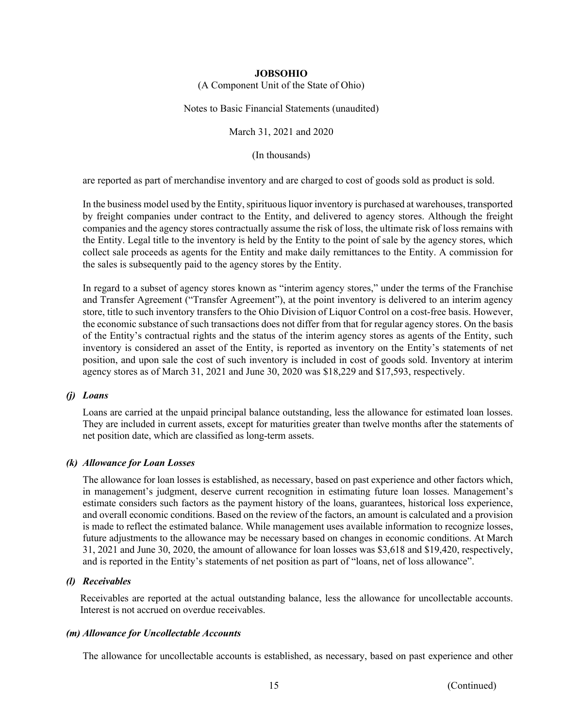are reported as part of merchandise inventory and are charged to cost of goods sold as product is sold.

In the business model used by the Entity, spirituous liquor inventory is purchased at warehouses, transported by freight companies under contract to the Entity, and delivered to agency stores. Although the freight companies and the agency stores contractually assume the risk of loss, the ultimate risk of loss remains with the Entity. Legal title to the inventory is held by the Entity to the point of sale by the agency stores, which collect sale proceeds as agents for the Entity and make daily remittances to the Entity. A commission for the sales is subsequently paid to the agency stores by the Entity.

In regard to a subset of agency stores known as "interim agency stores," under the terms of the Franchise and Transfer Agreement ("Transfer Agreement"), at the point inventory is delivered to an interim agency store, title to such inventory transfers to the Ohio Division of Liquor Control on a cost-free basis. However, the economic substance of such transactions does not differ from that for regular agency stores. On the basis of the Entity's contractual rights and the status of the interim agency stores as agents of the Entity, such inventory is considered an asset of the Entity, is reported as inventory on the Entity's statements of net position, and upon sale the cost of such inventory is included in cost of goods sold. Inventory at interim agency stores as of March 31, 2021 and June 30, 2020 was $18,229 and $17,593, respectively.

### *(j) Loans*

Loans are carried at the unpaid principal balance outstanding, less the allowance for estimated loan losses. They are included in current assets, except for maturities greater than twelve months after the statements of net position date, which are classified as long-term assets.

### *(k) Allowance for Loan Losses*

The allowance for loan losses is established, as necessary, based on past experience and other factors which, in management's judgment, deserve current recognition in estimating future loan losses. Management's estimate considers such factors as the payment history of the loans, guarantees, historical loss experience, and overall economic conditions. Based on the review of the factors, an amount is calculated and a provision is made to reflect the estimated balance. While management uses available information to recognize losses, future adjustments to the allowance may be necessary based on changes in economic conditions. At March 31, 2021 and June 30, 2020, the amount of allowance for loan losses was $3,618 and $19,420, respectively, and is reported in the Entity's statements of net position as part of "loans, net of loss allowance".

### *(l) Receivables*

Receivables are reported at the actual outstanding balance, less the allowance for uncollectable accounts. Interest is not accrued on overdue receivables.

### *(m) Allowance for Uncollectable Accounts*

The allowance for uncollectable accounts is established, as necessary, based on past experience and other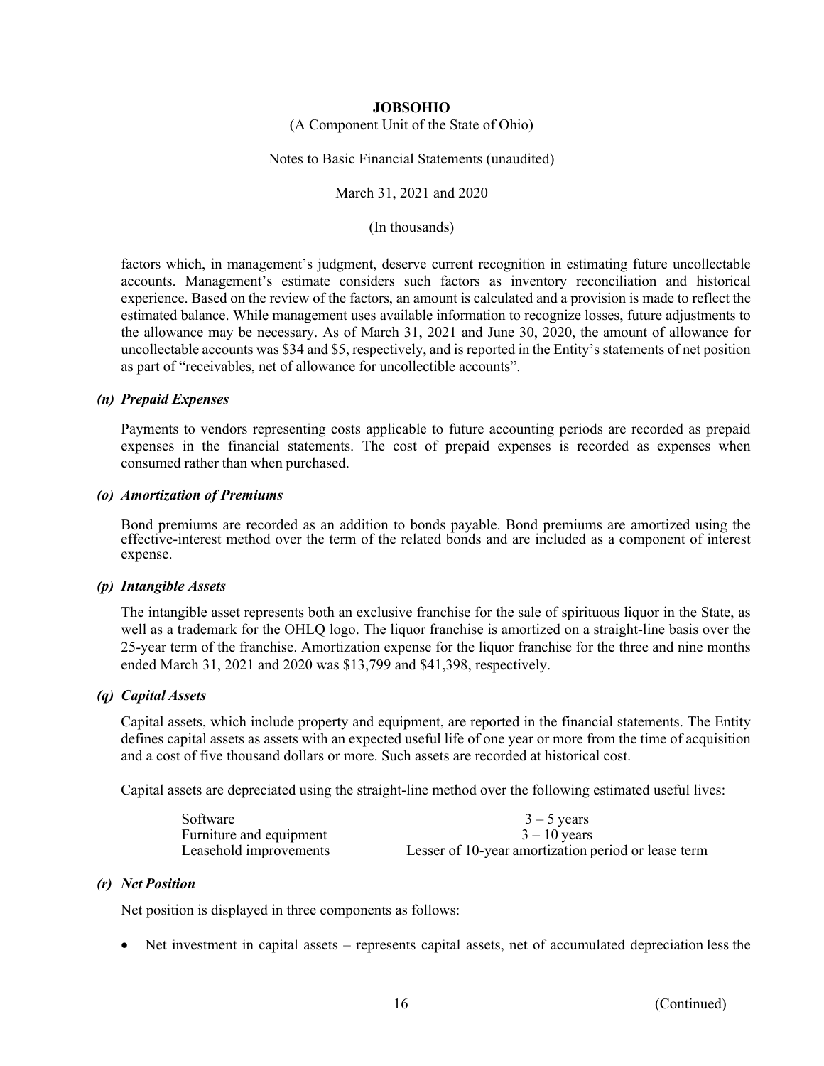factors which, in management's judgment, deserve current recognition in estimating future uncollectable accounts. Management's estimate considers such factors as inventory reconciliation and historical experience. Based on the review of the factors, an amount is calculated and a provision is made to reflect the estimated balance. While management uses available information to recognize losses, future adjustments to the allowance may be necessary. As of March 31, 2021 and June 30, 2020, the amount of allowance for uncollectable accounts was $34 and $5, respectively, and is reported in the Entity's statements of net position as part of "receivables, net of allowance for uncollectible accounts".

### *(n) Prepaid Expenses*

Payments to vendors representing costs applicable to future accounting periods are recorded as prepaid expenses in the financial statements. The cost of prepaid expenses is recorded as expenses when consumed rather than when purchased.

### *(o) Amortization of Premiums*

Bond premiums are recorded as an addition to bonds payable. Bond premiums are amortized using the effective-interest method over the term of the related bonds and are included as a component of interest expense.

### *(p) Intangible Assets*

The intangible asset represents both an exclusive franchise for the sale of spirituous liquor in the State, as well as a trademark for the OHLQ logo. The liquor franchise is amortized on a straight-line basis over the 25-year term of the franchise. Amortization expense for the liquor franchise for the three and nine months ended March 31, 2021 and 2020 was $13,799 and $41,398, respectively.

### *(q) Capital Assets*

Capital assets, which include property and equipment, are reported in the financial statements. The Entity defines capital assets as assets with an expected useful life of one year or more from the time of acquisition and a cost of five thousand dollars or more. Such assets are recorded at historical cost.

Capital assets are depreciated using the straight-line method over the following estimated useful lives:

| | |
|---|---|
| Software | 3 – 5 years |
| Furniture and equipment | 3 – 10 years |
| Leasehold improvements | Lesser of 10-year amortization period or lease term |

### *(r) Net Position*

Net position is displayed in three components as follows:

- Net investment in capital assets – represents capital assets, net of accumulated depreciation less the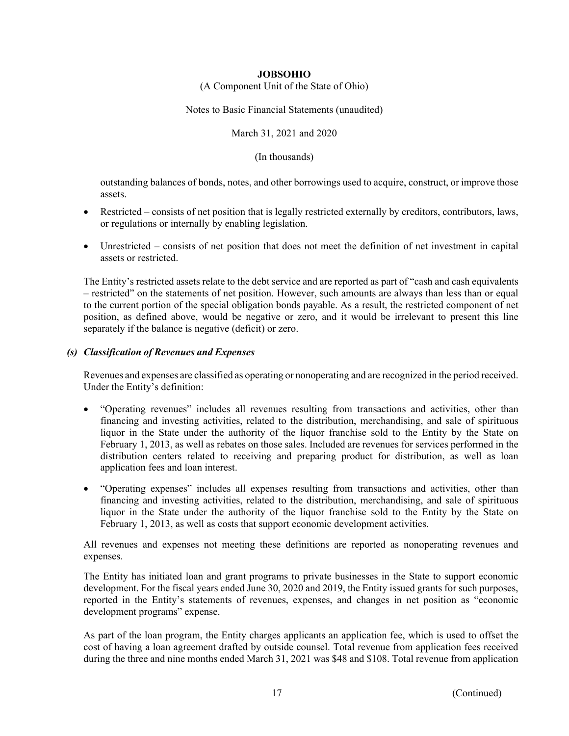outstanding balances of bonds, notes, and other borrowings used to acquire, construct, or improve those assets.

- Restricted – consists of net position that is legally restricted externally by creditors, contributors, laws, or regulations or internally by enabling legislation.
- Unrestricted – consists of net position that does not meet the definition of net investment in capital assets or restricted.

The Entity's restricted assets relate to the debt service and are reported as part of "cash and cash equivalents – restricted" on the statements of net position. However, such amounts are always than less than or equal to the current portion of the special obligation bonds payable. As a result, the restricted component of net position, as defined above, would be negative or zero, and it would be irrelevant to present this line separately if the balance is negative (deficit) or zero.

### *(s) Classification of Revenues and Expenses*

Revenues and expenses are classified as operating or nonoperating and are recognized in the period received. Under the Entity's definition:

- "Operating revenues" includes all revenues resulting from transactions and activities, other than financing and investing activities, related to the distribution, merchandising, and sale of spirituous liquor in the State under the authority of the liquor franchise sold to the Entity by the State on February 1, 2013, as well as rebates on those sales. Included are revenues for services performed in the distribution centers related to receiving and preparing product for distribution, as well as loan application fees and loan interest.
- "Operating expenses" includes all expenses resulting from transactions and activities, other than financing and investing activities, related to the distribution, merchandising, and sale of spirituous liquor in the State under the authority of the liquor franchise sold to the Entity by the State on February 1, 2013, as well as costs that support economic development activities.

All revenues and expenses not meeting these definitions are reported as nonoperating revenues and expenses.

The Entity has initiated loan and grant programs to private businesses in the State to support economic development. For the fiscal years ended June 30, 2020 and 2019, the Entity issued grants for such purposes, reported in the Entity's statements of revenues, expenses, and changes in net position as "economic development programs" expense.

As part of the loan program, the Entity charges applicants an application fee, which is used to offset the cost of having a loan agreement drafted by outside counsel. Total revenue from application fees received during the three and nine months ended March 31, 2021 was $48 and $108. Total revenue from application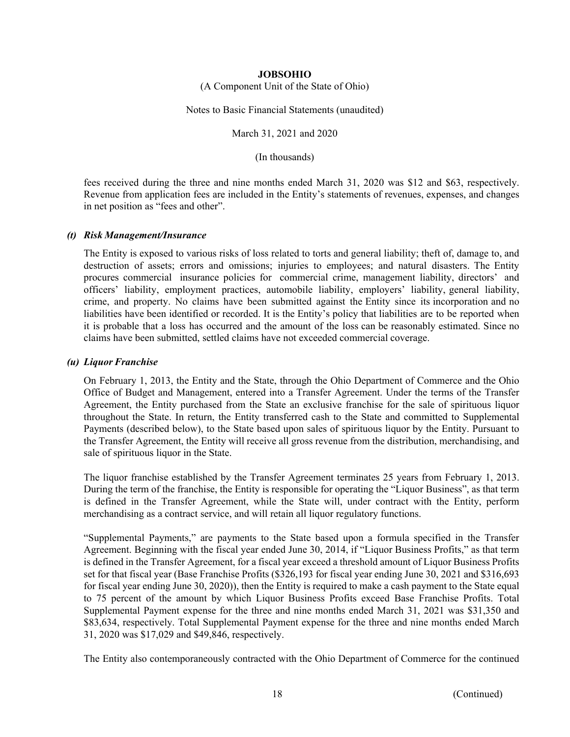fees received during the three and nine months ended March 31, 2020 was $12 and $63, respectively. Revenue from application fees are included in the Entity's statements of revenues, expenses, and changes in net position as "fees and other".

### *(t) Risk Management/Insurance*

The Entity is exposed to various risks of loss related to torts and general liability; theft of, damage to, and destruction of assets; errors and omissions; injuries to employees; and natural disasters. The Entity procures commercial insurance policies for commercial crime, management liability, directors' and officers' liability, employment practices, automobile liability, employers' liability, general liability, crime, and property. No claims have been submitted against the Entity since its incorporation and no liabilities have been identified or recorded. It is the Entity's policy that liabilities are to be reported when it is probable that a loss has occurred and the amount of the loss can be reasonably estimated. Since no claims have been submitted, settled claims have not exceeded commercial coverage.

### *(u) Liquor Franchise*

On February 1, 2013, the Entity and the State, through the Ohio Department of Commerce and the Ohio Office of Budget and Management, entered into a Transfer Agreement. Under the terms of the Transfer Agreement, the Entity purchased from the State an exclusive franchise for the sale of spirituous liquor throughout the State. In return, the Entity transferred cash to the State and committed to Supplemental Payments (described below), to the State based upon sales of spirituous liquor by the Entity. Pursuant to the Transfer Agreement, the Entity will receive all gross revenue from the distribution, merchandising, and sale of spirituous liquor in the State.

The liquor franchise established by the Transfer Agreement terminates 25 years from February 1, 2013. During the term of the franchise, the Entity is responsible for operating the "Liquor Business", as that term is defined in the Transfer Agreement, while the State will, under contract with the Entity, perform merchandising as a contract service, and will retain all liquor regulatory functions.

"Supplemental Payments," are payments to the State based upon a formula specified in the Transfer Agreement. Beginning with the fiscal year ended June 30, 2014, if "Liquor Business Profits," as that term is defined in the Transfer Agreement, for a fiscal year exceed a threshold amount of Liquor Business Profits set for that fiscal year (Base Franchise Profits ($326,193 for fiscal year ending June 30, 2021 and $316,693 for fiscal year ending June 30, 2020)), then the Entity is required to make a cash payment to the State equal to 75 percent of the amount by which Liquor Business Profits exceed Base Franchise Profits. Total Supplemental Payment expense for the three and nine months ended March 31, 2021 was $31,350 and $83,634, respectively. Total Supplemental Payment expense for the three and nine months ended March 31, 2020 was $17,029 and $49,846, respectively.

The Entity also contemporaneously contracted with the Ohio Department of Commerce for the continued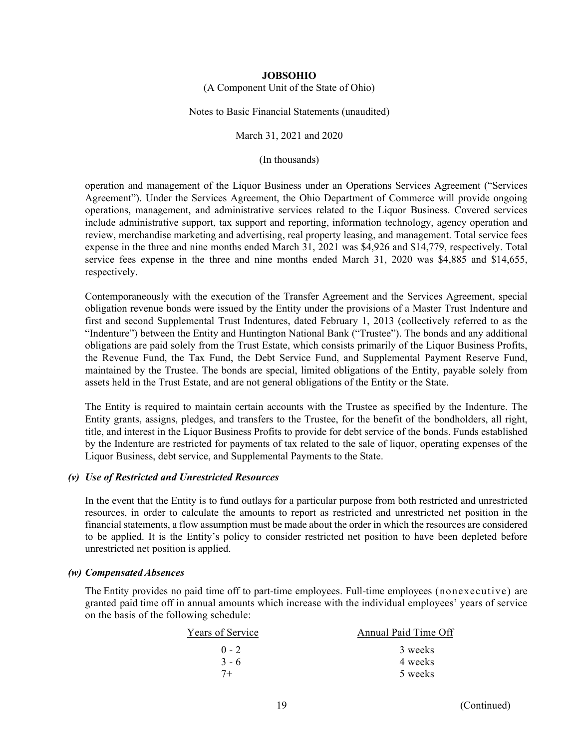operation and management of the Liquor Business under an Operations Services Agreement ("Services Agreement"). Under the Services Agreement, the Ohio Department of Commerce will provide ongoing operations, management, and administrative services related to the Liquor Business. Covered services include administrative support, tax support and reporting, information technology, agency operation and review, merchandise marketing and advertising, real property leasing, and management. Total service fees expense in the three and nine months ended March 31, 2021 was $4,926 and $14,779, respectively. Total service fees expense in the three and nine months ended March 31, 2020 was $4,885 and $14,655, respectively.

Contemporaneously with the execution of the Transfer Agreement and the Services Agreement, special obligation revenue bonds were issued by the Entity under the provisions of a Master Trust Indenture and first and second Supplemental Trust Indentures, dated February 1, 2013 (collectively referred to as the "Indenture") between the Entity and Huntington National Bank ("Trustee"). The bonds and any additional obligations are paid solely from the Trust Estate, which consists primarily of the Liquor Business Profits, the Revenue Fund, the Tax Fund, the Debt Service Fund, and Supplemental Payment Reserve Fund, maintained by the Trustee. The bonds are special, limited obligations of the Entity, payable solely from assets held in the Trust Estate, and are not general obligations of the Entity or the State.

The Entity is required to maintain certain accounts with the Trustee as specified by the Indenture. The Entity grants, assigns, pledges, and transfers to the Trustee, for the benefit of the bondholders, all right, title, and interest in the Liquor Business Profits to provide for debt service of the bonds. Funds established by the Indenture are restricted for payments of tax related to the sale of liquor, operating expenses of the Liquor Business, debt service, and Supplemental Payments to the State.

### *(v) Use of Restricted and Unrestricted Resources*

In the event that the Entity is to fund outlays for a particular purpose from both restricted and unrestricted resources, in order to calculate the amounts to report as restricted and unrestricted net position in the financial statements, a flow assumption must be made about the order in which the resources are considered to be applied. It is the Entity's policy to consider restricted net position to have been depleted before unrestricted net position is applied.

### *(w) Compensated Absences*

The Entity provides no paid time off to part-time employees. Full-time employees (nonexecutive) are granted paid time off in annual amounts which increase with the individual employees' years of service on the basis of the following schedule:

| Years of Service | Annual Paid Time Off |
|---|---|
| 0 - 2 | 3 weeks |
| 3 - 6 | 4 weeks |
| 7+ | 5 weeks |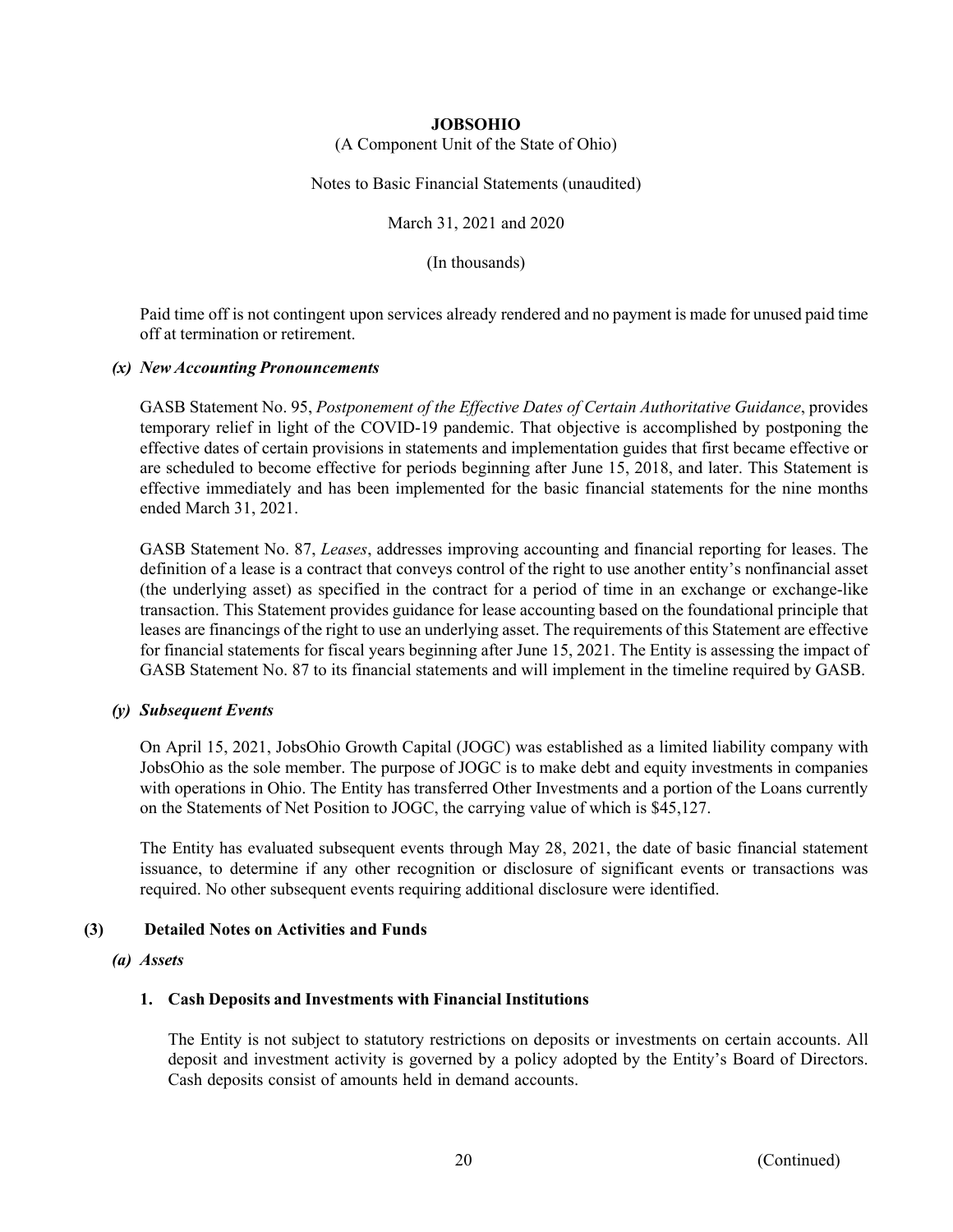Paid time off is not contingent upon services already rendered and no payment is made for unused paid time off at termination or retirement.

### *(x) New Accounting Pronouncements*

GASB Statement No. 95, *Postponement of the Effective Dates of Certain Authoritative Guidance*, provides temporary relief in light of the COVID-19 pandemic. That objective is accomplished by postponing the effective dates of certain provisions in statements and implementation guides that first became effective or are scheduled to become effective for periods beginning after June 15, 2018, and later. This Statement is effective immediately and has been implemented for the basic financial statements for the nine months ended March 31, 2021.

GASB Statement No. 87, *Leases*, addresses improving accounting and financial reporting for leases. The definition of a lease is a contract that conveys control of the right to use another entity's nonfinancial asset (the underlying asset) as specified in the contract for a period of time in an exchange or exchange-like transaction. This Statement provides guidance for lease accounting based on the foundational principle that leases are financings of the right to use an underlying asset. The requirements of this Statement are effective for financial statements for fiscal years beginning after June 15, 2021. The Entity is assessing the impact of GASB Statement No. 87 to its financial statements and will implement in the timeline required by GASB.

### *(y) Subsequent Events*

On April 15, 2021, JobsOhio Growth Capital (JOGC) was established as a limited liability company with JobsOhio as the sole member. The purpose of JOGC is to make debt and equity investments in companies with operations in Ohio. The Entity has transferred Other Investments and a portion of the Loans currently on the Statements of Net Position to JOGC, the carrying value of which is $45,127.

The Entity has evaluated subsequent events through May 28, 2021, the date of basic financial statement issuance, to determine if any other recognition or disclosure of significant events or transactions was required. No other subsequent events requiring additional disclosure were identified.

## (3) Detailed Notes on Activities and Funds

### *(a) Assets*

#### 1. Cash Deposits and Investments with Financial Institutions

The Entity is not subject to statutory restrictions on deposits or investments on certain accounts. All deposit and investment activity is governed by a policy adopted by the Entity's Board of Directors. Cash deposits consist of amounts held in demand accounts.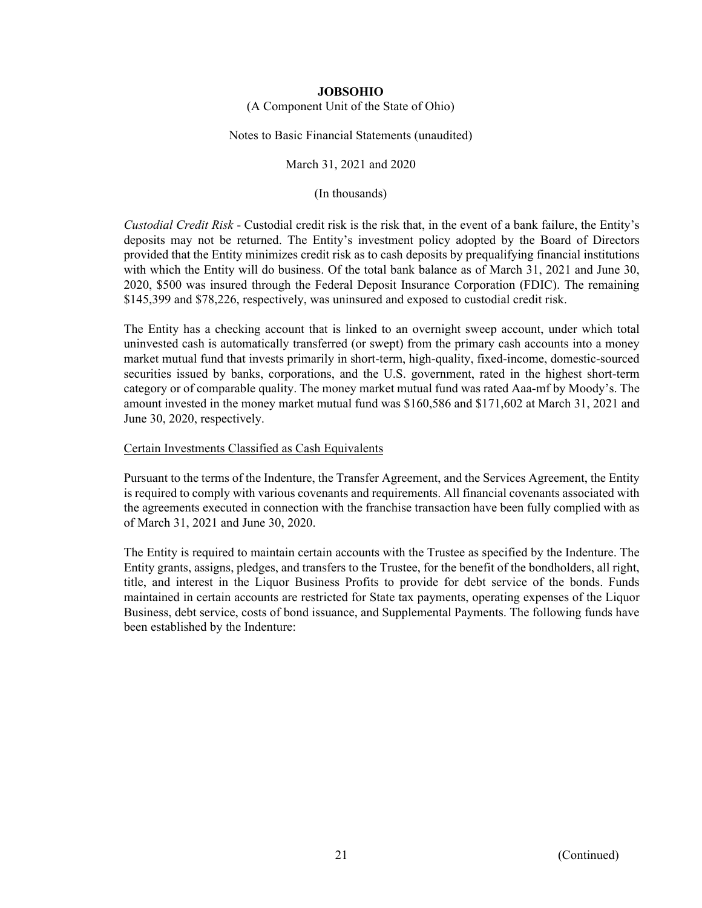*Custodial Credit Risk* - Custodial credit risk is the risk that, in the event of a bank failure, the Entity's deposits may not be returned. The Entity's investment policy adopted by the Board of Directors provided that the Entity minimizes credit risk as to cash deposits by prequalifying financial institutions with which the Entity will do business. Of the total bank balance as of March 31, 2021 and June 30, 2020, $500 was insured through the Federal Deposit Insurance Corporation (FDIC). The remaining $145,399 and $78,226, respectively, was uninsured and exposed to custodial credit risk.

The Entity has a checking account that is linked to an overnight sweep account, under which total uninvested cash is automatically transferred (or swept) from the primary cash accounts into a money market mutual fund that invests primarily in short-term, high-quality, fixed-income, domestic-sourced securities issued by banks, corporations, and the U.S. government, rated in the highest short-term category or of comparable quality. The money market mutual fund was rated Aaa-mf by Moody's. The amount invested in the money market mutual fund was $160,586 and $171,602 at March 31, 2021 and June 30, 2020, respectively.

Certain Investments Classified as Cash Equivalents

Pursuant to the terms of the Indenture, the Transfer Agreement, and the Services Agreement, the Entity is required to comply with various covenants and requirements. All financial covenants associated with the agreements executed in connection with the franchise transaction have been fully complied with as of March 31, 2021 and June 30, 2020.

The Entity is required to maintain certain accounts with the Trustee as specified by the Indenture. The Entity grants, assigns, pledges, and transfers to the Trustee, for the benefit of the bondholders, all right, title, and interest in the Liquor Business Profits to provide for debt service of the bonds. Funds maintained in certain accounts are restricted for State tax payments, operating expenses of the Liquor Business, debt service, costs of bond issuance, and Supplemental Payments. The following funds have been established by the Indenture: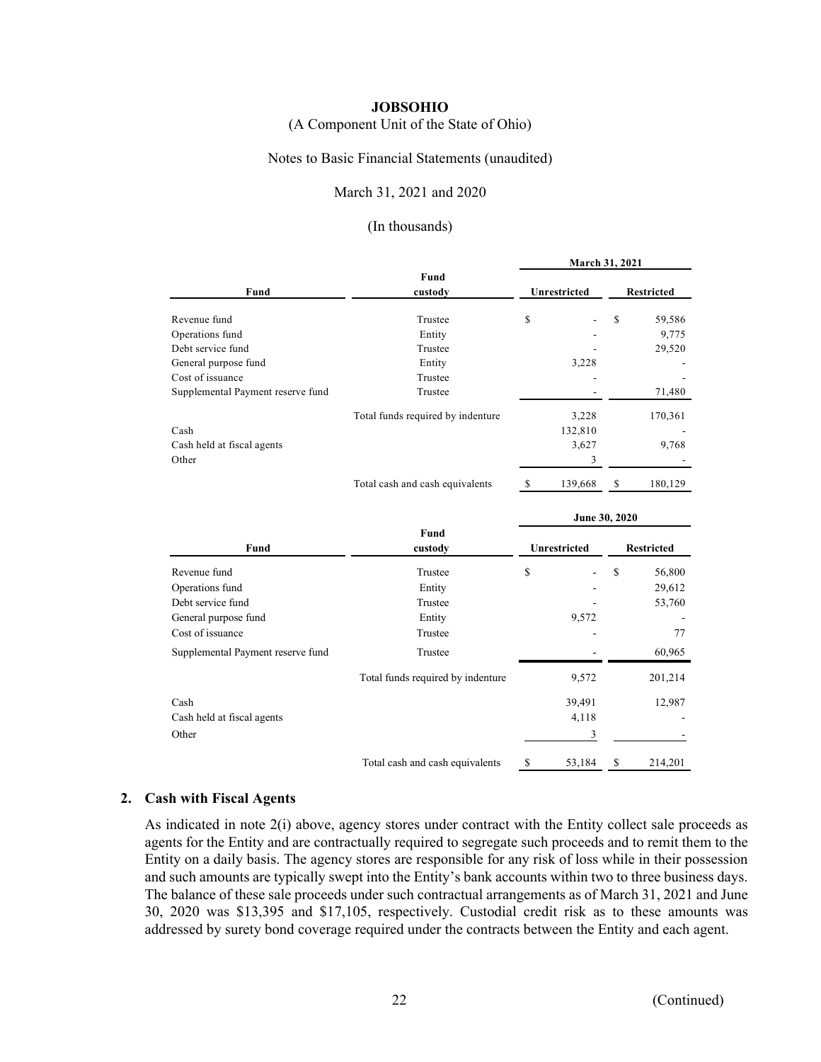**JOBSOHIO**

(A Component Unit of the State of Ohio)

Notes to Basic Financial Statements (unaudited)

March 31, 2021 and 2020

(In thousands)

| | | March 31, 2021 | |
|---|---|---|---|
| **Fund** | **Fund custody** | **Unrestricted** | **Restricted** |
| Revenue fund | Trustee | $ - | $ 59,586 |
| Operations fund | Entity | - | 9,775 |
| Debt service fund | Trustee | - | 29,520 |
| General purpose fund | Entity | 3,228 | - |
| Cost of issuance | Trustee | - | - |
| Supplemental Payment reserve fund | Trustee | - | 71,480 |
| | Total funds required by indenture | 3,228 | 170,361 |
| Cash | | 132,810 | - |
| Cash held at fiscal agents | | 3,627 | 9,768 |
| Other | | 3 | - |
| | Total cash and cash equivalents | $ 139,668 | $ 180,129 |

| | | June 30, 2020 | |
|---|---|---|---|
| **Fund** | **Fund custody** | **Unrestricted** | **Restricted** |
| Revenue fund | Trustee | $ - | $ 56,800 |
| Operations fund | Entity | - | 29,612 |
| Debt service fund | Trustee | - | 53,760 |
| General purpose fund | Entity | 9,572 | - |
| Cost of issuance | Trustee | - | 77 |
| Supplemental Payment reserve fund | Trustee | - | 60,965 |
| | Total funds required by indenture | 9,572 | 201,214 |
| Cash | | 39,491 | 12,987 |
| Cash held at fiscal agents | | 4,118 | - |
| Other | | 3 | - |
| | Total cash and cash equivalents | $ 53,184 | $ 214,201 |

## 2. Cash with Fiscal Agents

As indicated in note 2(i) above, agency stores under contract with the Entity collect sale proceeds as agents for the Entity and are contractually required to segregate such proceeds and to remit them to the Entity on a daily basis. The agency stores are responsible for any risk of loss while in their possession and such amounts are typically swept into the Entity's bank accounts within two to three business days. The balance of these sale proceeds under such contractual arrangements as of March 31, 2021 and June 30, 2020 was $13,395 and $17,105, respectively. Custodial credit risk as to these amounts was addressed by surety bond coverage required under the contracts between the Entity and each agent.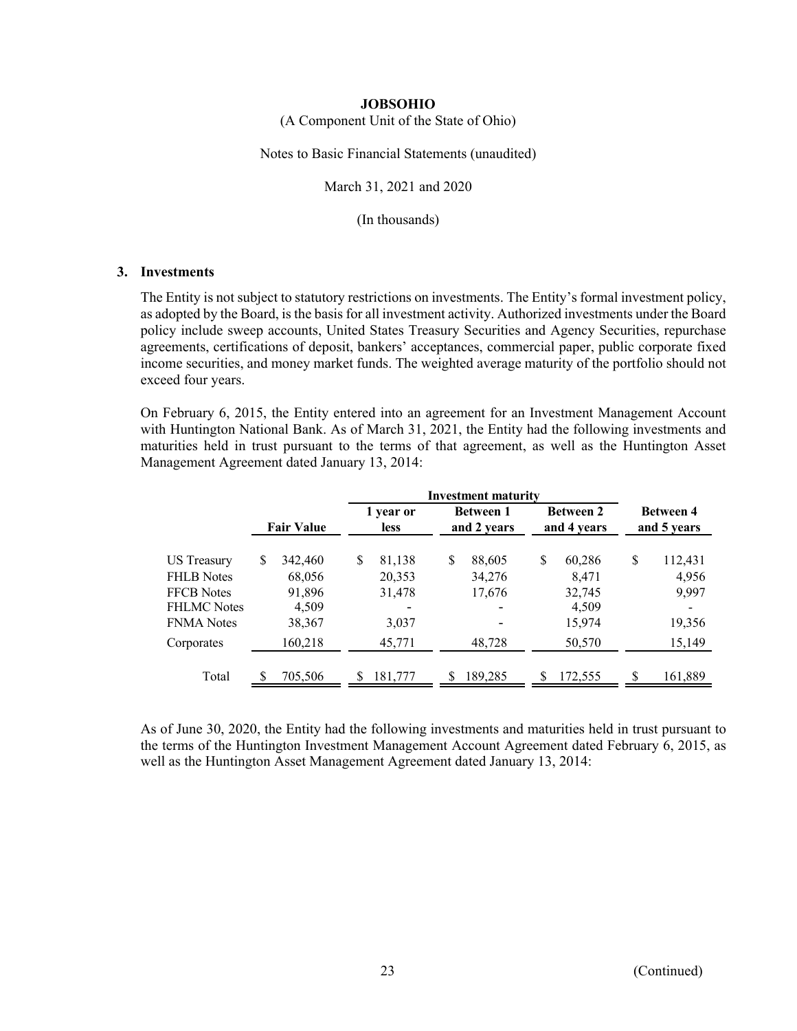**JOBSOHIO**

(A Component Unit of the State of Ohio)

Notes to Basic Financial Statements (unaudited)

March 31, 2021 and 2020

(In thousands)

## 3. Investments

The Entity is not subject to statutory restrictions on investments. The Entity's formal investment policy, as adopted by the Board, is the basis for all investment activity. Authorized investments under the Board policy include sweep accounts, United States Treasury Securities and Agency Securities, repurchase agreements, certifications of deposit, bankers' acceptances, commercial paper, public corporate fixed income securities, and money market funds. The weighted average maturity of the portfolio should not exceed four years.

On February 6, 2015, the Entity entered into an agreement for an Investment Management Account with Huntington National Bank. As of March 31, 2021, the Entity had the following investments and maturities held in trust pursuant to the terms of that agreement, as well as the Huntington Asset Management Agreement dated January 13, 2014:

| | | Investment maturity | | | |
|---|---|---|---|---|---|
| | Fair Value | 1 year or less | Between 1 and 2 years | Between 2 and 4 years | Between 4 and 5 years |
| US Treasury | $ 342,460 | $ 81,138 | $ 88,605 | $ 60,286 | $ 112,431 |
| FHLB Notes | 68,056 | 20,353 | 34,276 | 8,471 | 4,956 |
| FFCB Notes | 91,896 | 31,478 | 17,676 | 32,745 | 9,997 |
| FHLMC Notes | 4,509 | - | - | 4,509 | - |
| FNMA Notes | 38,367 | 3,037 | - | 15,974 | 19,356 |
| Corporates | 160,218 | 45,771 | 48,728 | 50,570 | 15,149 |
| Total | $ 705,506 | $ 181,777 | $ 189,285 | $ 172,555 | $ 161,889 |

As of June 30, 2020, the Entity had the following investments and maturities held in trust pursuant to the terms of the Huntington Investment Management Account Agreement dated February 6, 2015, as well as the Huntington Asset Management Agreement dated January 13, 2014:

(Continued)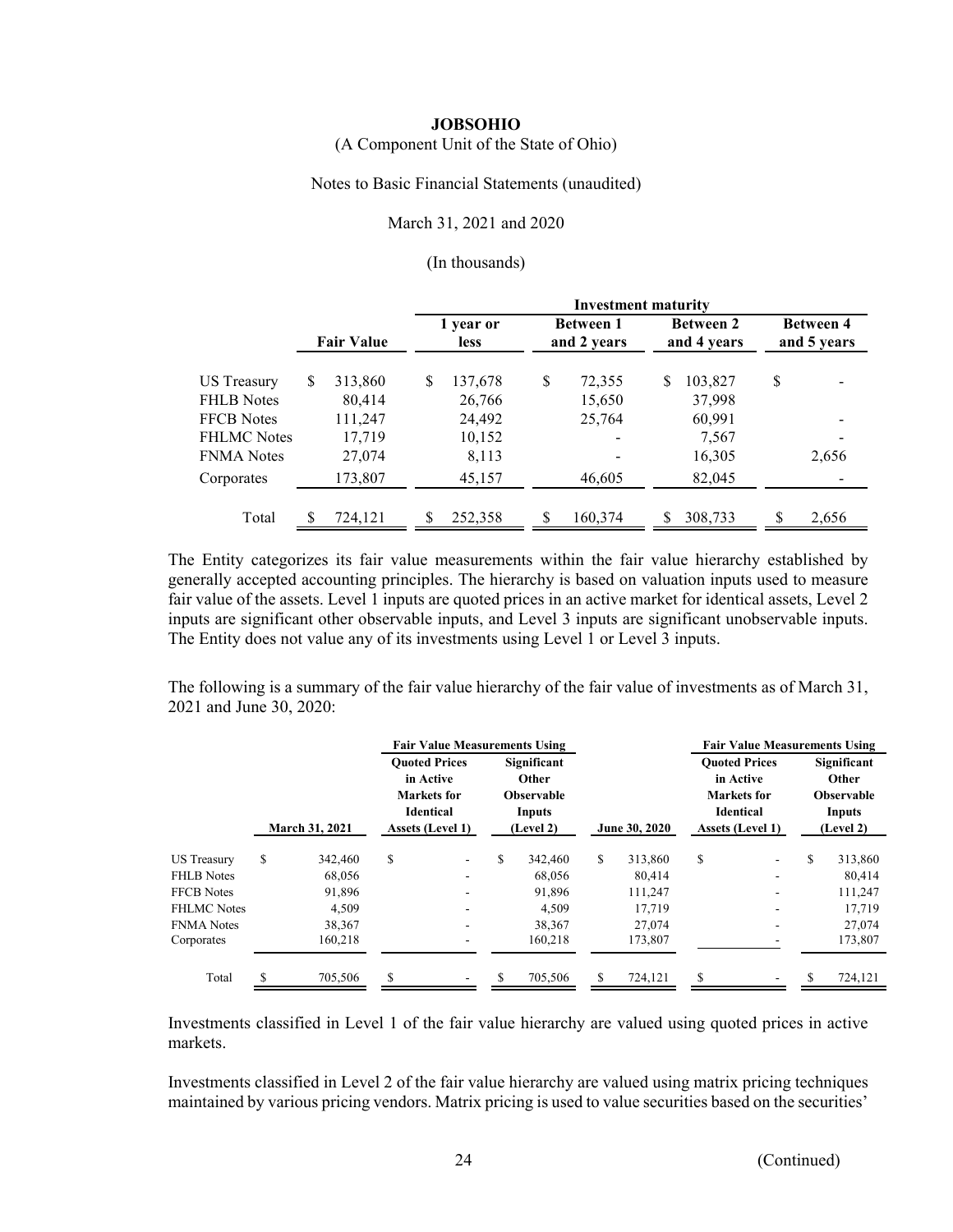**JOBSOHIO**

(A Component Unit of the State of Ohio)

Notes to Basic Financial Statements (unaudited)

March 31, 2021 and 2020

(In thousands)

| | Fair Value | Investment maturity | | | |
|---|---|---|---|---|---|
| | | 1 year or less | Between 1 and 2 years | Between 2 and 4 years | Between 4 and 5 years |
| US Treasury | $ 313,860 | $ 137,678 | $ 72,355 | $ 103,827 | $ - |
| FHLB Notes | 80,414 | 26,766 | 15,650 | 37,998 | |
| FFCB Notes | 111,247 | 24,492 | 25,764 | 60,991 | - |
| FHLMC Notes | 17,719 | 10,152 | - | 7,567 | - |
| FNMA Notes | 27,074 | 8,113 | - | 16,305 | 2,656 |
| Corporates | 173,807 | 45,157 | 46,605 | 82,045 | - |
| Total | $ 724,121 | $ 252,358 | $ 160,374 | $ 308,733 | $ 2,656 |

The Entity categorizes its fair value measurements within the fair value hierarchy established by generally accepted accounting principles. The hierarchy is based on valuation inputs used to measure fair value of the assets. Level 1 inputs are quoted prices in an active market for identical assets, Level 2 inputs are significant other observable inputs, and Level 3 inputs are significant unobservable inputs. The Entity does not value any of its investments using Level 1 or Level 3 inputs.

The following is a summary of the fair value hierarchy of the fair value of investments as of March 31, 2021 and June 30, 2020:

| | | Fair Value Measurements Using | | | Fair Value Measurements Using | |
|---|---|---|---|---|---|---|
| | March 31, 2021 | Quoted Prices in Active Markets for Identical Assets (Level 1) | Significant Other Observable Inputs (Level 2) | June 30, 2020 | Quoted Prices in Active Markets for Identical Assets (Level 1) | Significant Other Observable Inputs (Level 2) |
| US Treasury | $ 342,460 | $ - | $ 342,460 | $ 313,860 | $ - | $ 313,860 |
| FHLB Notes | 68,056 | - | 68,056 | 80,414 | - | 80,414 |
| FFCB Notes | 91,896 | - | 91,896 | 111,247 | - | 111,247 |
| FHLMC Notes | 4,509 | - | 4,509 | 17,719 | - | 17,719 |
| FNMA Notes | 38,367 | - | 38,367 | 27,074 | - | 27,074 |
| Corporates | 160,218 | - | 160,218 | 173,807 | - | 173,807 |
| Total | $ 705,506 | $ - | $ 705,506 | $ 724,121 | $ - | $ 724,121 |

Investments classified in Level 1 of the fair value hierarchy are valued using quoted prices in active markets.

Investments classified in Level 2 of the fair value hierarchy are valued using matrix pricing techniques maintained by various pricing vendors. Matrix pricing is used to value securities based on the securities'

(Continued)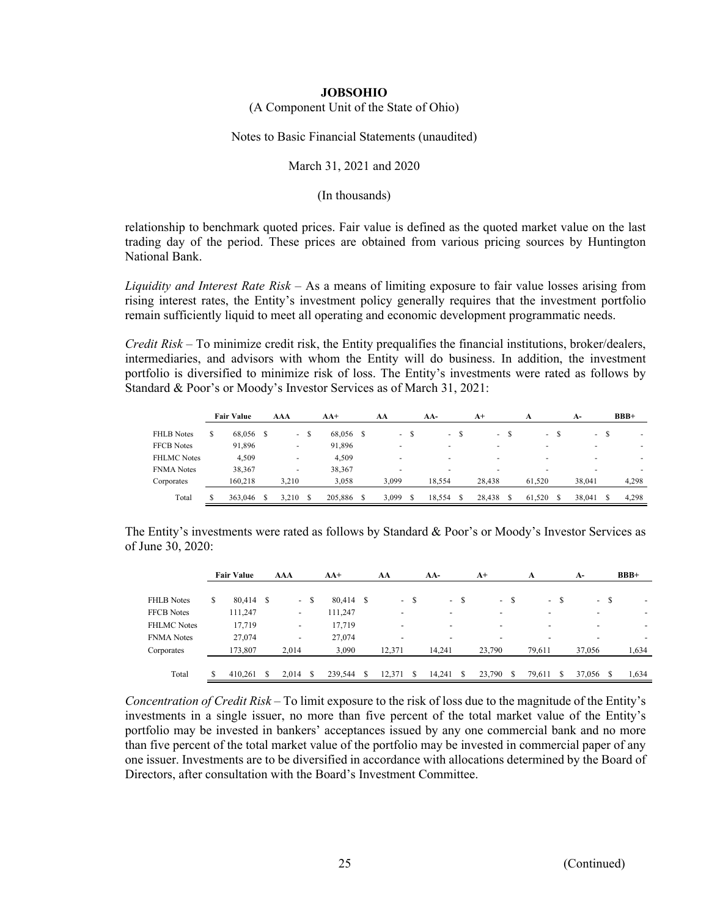relationship to benchmark quoted prices. Fair value is defined as the quoted market value on the last trading day of the period. These prices are obtained from various pricing sources by Huntington National Bank.

*Liquidity and Interest Rate Risk* – As a means of limiting exposure to fair value losses arising from rising interest rates, the Entity's investment policy generally requires that the investment portfolio remain sufficiently liquid to meet all operating and economic development programmatic needs.

*Credit Risk* – To minimize credit risk, the Entity prequalifies the financial institutions, broker/dealers, intermediaries, and advisors with whom the Entity will do business. In addition, the investment portfolio is diversified to minimize risk of loss. The Entity's investments were rated as follows by Standard & Poor's or Moody's Investor Services as of March 31, 2021:

| | Fair Value | AAA | AA+ | AA | AA- | A+ | A | A- | BBB+ |
|---|---|---|---|---|---|---|---|---|---|
| FHLB Notes | $ 68,056 | $ - | $ 68,056 | $ - | $ - | $ - | $ - | $ - | $ - |
| FFCB Notes | 91,896 | - | 91,896 | - | - | - | - | - | - |
| FHLMC Notes | 4,509 | - | 4,509 | - | - | - | - | - | - |
| FNMA Notes | 38,367 | - | 38,367 | - | - | - | - | - | - |
| Corporates | 160,218 | 3,210 | 3,058 | 3,099 | 18,554 | 28,438 | 61,520 | 38,041 | 4,298 |
| Total | $ 363,046 | $ 3,210 | $ 205,886 | $ 3,099 | $ 18,554 | $ 28,438 | $ 61,520 | $ 38,041 | $ 4,298 |

The Entity's investments were rated as follows by Standard & Poor's or Moody's Investor Services as of June 30, 2020:

| | Fair Value | AAA | AA+ | AA | AA- | A+ | A | A- | BBB+ |
|---|---|---|---|---|---|---|---|---|---|
| FHLB Notes | $ 80,414 | $ - | $ 80,414 | $ - | $ - | $ - | $ - | $ - | $ - |
| FFCB Notes | 111,247 | - | 111,247 | - | - | - | - | - | - |
| FHLMC Notes | 17,719 | - | 17,719 | - | - | - | - | - | - |
| FNMA Notes | 27,074 | - | 27,074 | - | - | - | - | - | - |
| Corporates | 173,807 | 2,014 | 3,090 | 12,371 | 14,241 | 23,790 | 79,611 | 37,056 | 1,634 |
| Total | $ 410,261 | $ 2,014 | $ 239,544 | $ 12,371 | $ 14,241 | $ 23,790 | $ 79,611 | $ 37,056 | $ 1,634 |

*Concentration of Credit Risk* – To limit exposure to the risk of loss due to the magnitude of the Entity's investments in a single issuer, no more than five percent of the total market value of the Entity's portfolio may be invested in bankers' acceptances issued by any one commercial bank and no more than five percent of the total market value of the portfolio may be invested in commercial paper of any one issuer. Investments are to be diversified in accordance with allocations determined by the Board of Directors, after consultation with the Board's Investment Committee.

(Continued)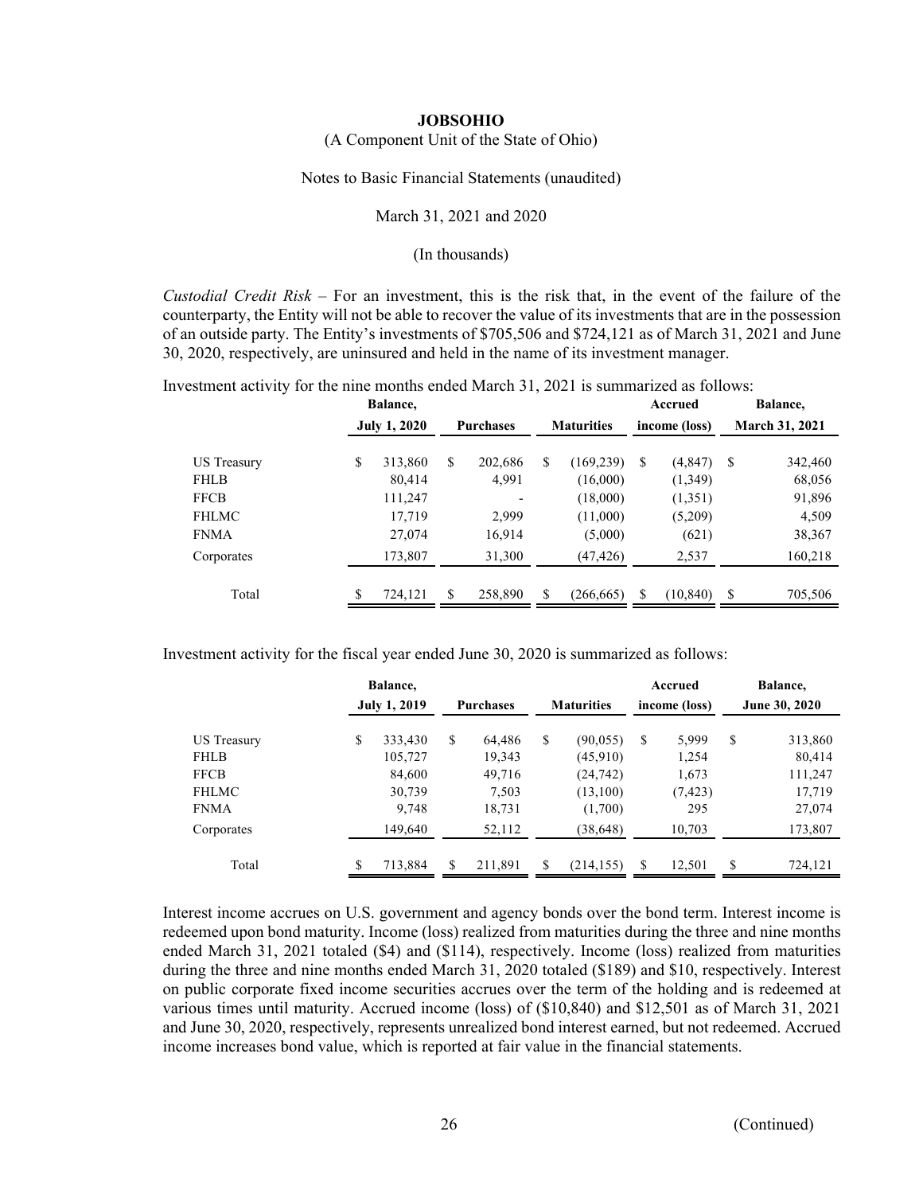*Custodial Credit Risk* – For an investment, this is the risk that, in the event of the failure of the counterparty, the Entity will not be able to recover the value of its investments that are in the possession of an outside party. The Entity's investments of $705,506 and $724,121 as of March 31, 2021 and June 30, 2020, respectively, are uninsured and held in the name of its investment manager.

Investment activity for the nine months ended March 31, 2021 is summarized as follows:

| | Balance, July 1, 2020 | Purchases | Maturities | Accrued income (loss) | Balance, March 31, 2021 |
|---|---|---|---|---|---|
| US Treasury | $ 313,860 | $ 202,686 | $ (169,239) | $ (4,847) | $ 342,460 |
| FHLB | 80,414 | 4,991 | (16,000) | (1,349) | 68,056 |
| FFCB | 111,247 | - | (18,000) | (1,351) | 91,896 |
| FHLMC | 17,719 | 2,999 | (11,000) | (5,209) | 4,509 |
| FNMA | 27,074 | 16,914 | (5,000) | (621) | 38,367 |
| Corporates | 173,807 | 31,300 | (47,426) | 2,537 | 160,218 |
| Total | $ 724,121 | $ 258,890 | $ (266,665) | $ (10,840) | $ 705,506 |

Investment activity for the fiscal year ended June 30, 2020 is summarized as follows:

| | Balance, July 1, 2019 | Purchases | Maturities | Accrued income (loss) | Balance, June 30, 2020 |
|---|---|---|---|---|---|
| US Treasury | $ 333,430 | $ 64,486 | $ (90,055) | $ 5,999 | $ 313,860 |
| FHLB | 105,727 | 19,343 | (45,910) | 1,254 | 80,414 |
| FFCB | 84,600 | 49,716 | (24,742) | 1,673 | 111,247 |
| FHLMC | 30,739 | 7,503 | (13,100) | (7,423) | 17,719 |
| FNMA | 9,748 | 18,731 | (1,700) | 295 | 27,074 |
| Corporates | 149,640 | 52,112 | (38,648) | 10,703 | 173,807 |
| Total | $ 713,884 | $ 211,891 | $ (214,155) | $ 12,501 | $ 724,121 |

Interest income accrues on U.S. government and agency bonds over the bond term. Interest income is redeemed upon bond maturity. Income (loss) realized from maturities during the three and nine months ended March 31, 2021 totaled ($4) and ($114), respectively. Income (loss) realized from maturities during the three and nine months ended March 31, 2020 totaled ($189) and $10, respectively. Interest on public corporate fixed income securities accrues over the term of the holding and is redeemed at various times until maturity. Accrued income (loss) of ($10,840) and $12,501 as of March 31, 2021 and June 30, 2020, respectively, represents unrealized bond interest earned, but not redeemed. Accrued income increases bond value, which is reported at fair value in the financial statements.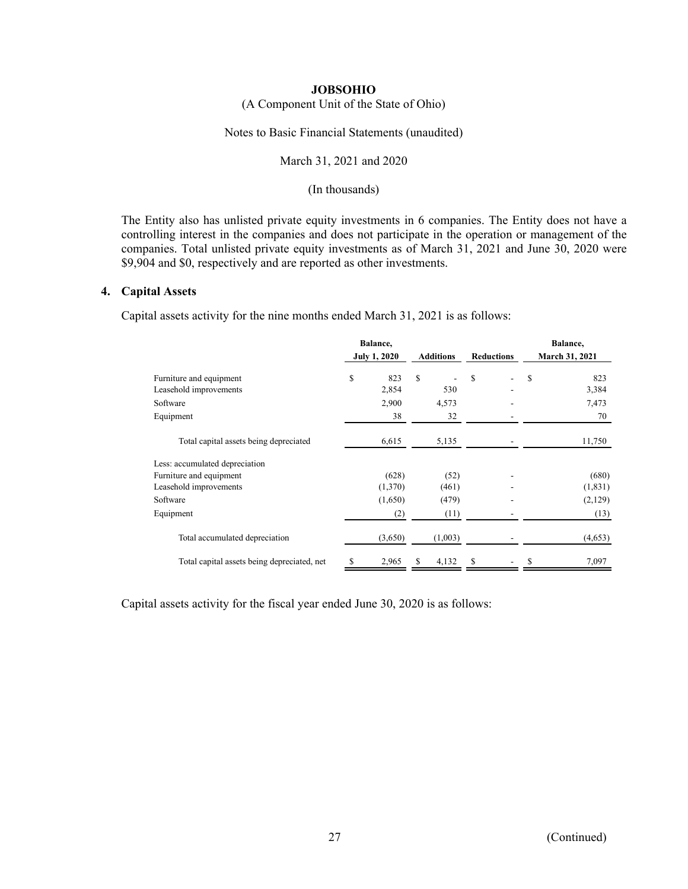The Entity also has unlisted private equity investments in 6 companies. The Entity does not have a controlling interest in the companies and does not participate in the operation or management of the companies. Total unlisted private equity investments as of March 31, 2021 and June 30, 2020 were $9,904 and $0, respectively and are reported as other investments.

## 4. Capital Assets

Capital assets activity for the nine months ended March 31, 2021 is as follows:

| | Balance, July 1, 2020 | Additions | Reductions | Balance, March 31, 2021 |
|---|---|---|---|---|
| Furniture and equipment | $ 823 | $ - | $ - | $ 823 |
| Leasehold improvements | 2,854 | 530 | - | 3,384 |
| Software | 2,900 | 4,573 | - | 7,473 |
| Equipment | 38 | 32 | - | 70 |
| Total capital assets being depreciated | 6,615 | 5,135 | - | 11,750 |
| Less: accumulated depreciation | | | | |
| Furniture and equipment | (628) | (52) | - | (680) |
| Leasehold improvements | (1,370) | (461) | - | (1,831) |
| Software | (1,650) | (479) | - | (2,129) |
| Equipment | (2) | (11) | - | (13) |
| Total accumulated depreciation | (3,650) | (1,003) | - | (4,653) |
| Total capital assets being depreciated, net | $ 2,965 | $ 4,132 | $ - | $ 7,097 |

Capital assets activity for the fiscal year ended June 30, 2020 is as follows: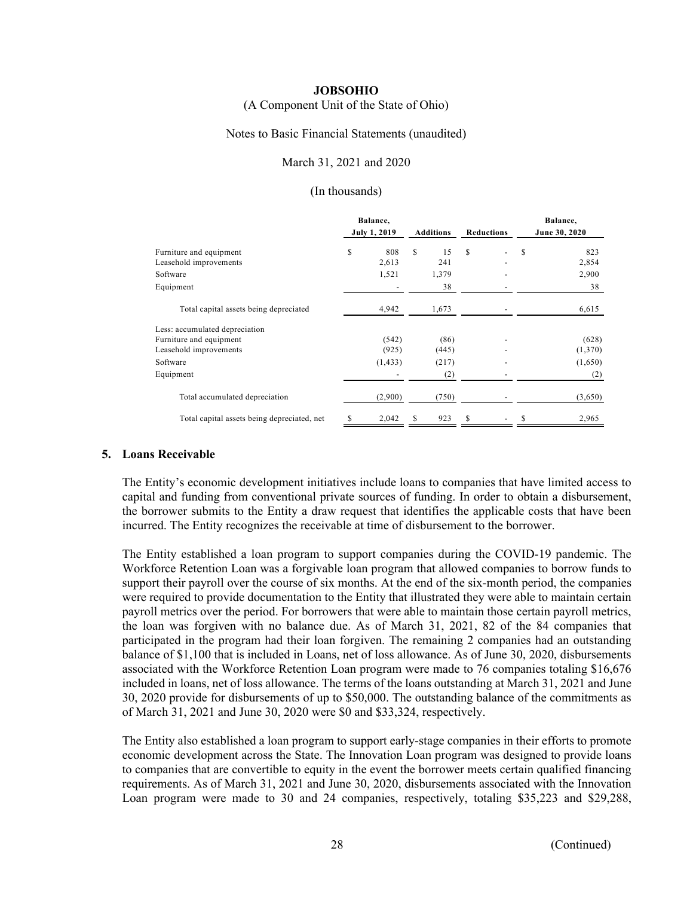| | Balance, July 1, 2019 | Additions | Reductions | Balance, June 30, 2020 |
|---|---|---|---|---|
| Furniture and equipment | $ 808 | $ 15 | $ - | $ 823 |
| Leasehold improvements | 2,613 | 241 | - | 2,854 |
| Software | 1,521 | 1,379 | - | 2,900 |
| Equipment | - | 38 | - | 38 |
| Total capital assets being depreciated | 4,942 | 1,673 | - | 6,615 |
| Less: accumulated depreciation | | | | |
| Furniture and equipment | (542) | (86) | - | (628) |
| Leasehold improvements | (925) | (445) | - | (1,370) |
| Software | (1,433) | (217) | - | (1,650) |
| Equipment | - | (2) | - | (2) |
| Total accumulated depreciation | (2,900) | (750) | - | (3,650) |
| Total capital assets being depreciated, net | $ 2,042 | $ 923 | $ - | $ 2,965 |

## 5. Loans Receivable

The Entity's economic development initiatives include loans to companies that have limited access to capital and funding from conventional private sources of funding. In order to obtain a disbursement, the borrower submits to the Entity a draw request that identifies the applicable costs that have been incurred. The Entity recognizes the receivable at time of disbursement to the borrower.

The Entity established a loan program to support companies during the COVID-19 pandemic. The Workforce Retention Loan was a forgivable loan program that allowed companies to borrow funds to support their payroll over the course of six months. At the end of the six-month period, the companies were required to provide documentation to the Entity that illustrated they were able to maintain certain payroll metrics over the period. For borrowers that were able to maintain those certain payroll metrics, the loan was forgiven with no balance due. As of March 31, 2021, 82 of the 84 companies that participated in the program had their loan forgiven. The remaining 2 companies had an outstanding balance of $1,100 that is included in Loans, net of loss allowance. As of June 30, 2020, disbursements associated with the Workforce Retention Loan program were made to 76 companies totaling $16,676 included in loans, net of loss allowance. The terms of the loans outstanding at March 31, 2021 and June 30, 2020 provide for disbursements of up to $50,000. The outstanding balance of the commitments as of March 31, 2021 and June 30, 2020 were $0 and $33,324, respectively.

The Entity also established a loan program to support early-stage companies in their efforts to promote economic development across the State. The Innovation Loan program was designed to provide loans to companies that are convertible to equity in the event the borrower meets certain qualified financing requirements. As of March 31, 2021 and June 30, 2020, disbursements associated with the Innovation Loan program were made to 30 and 24 companies, respectively, totaling $35,223 and $29,288,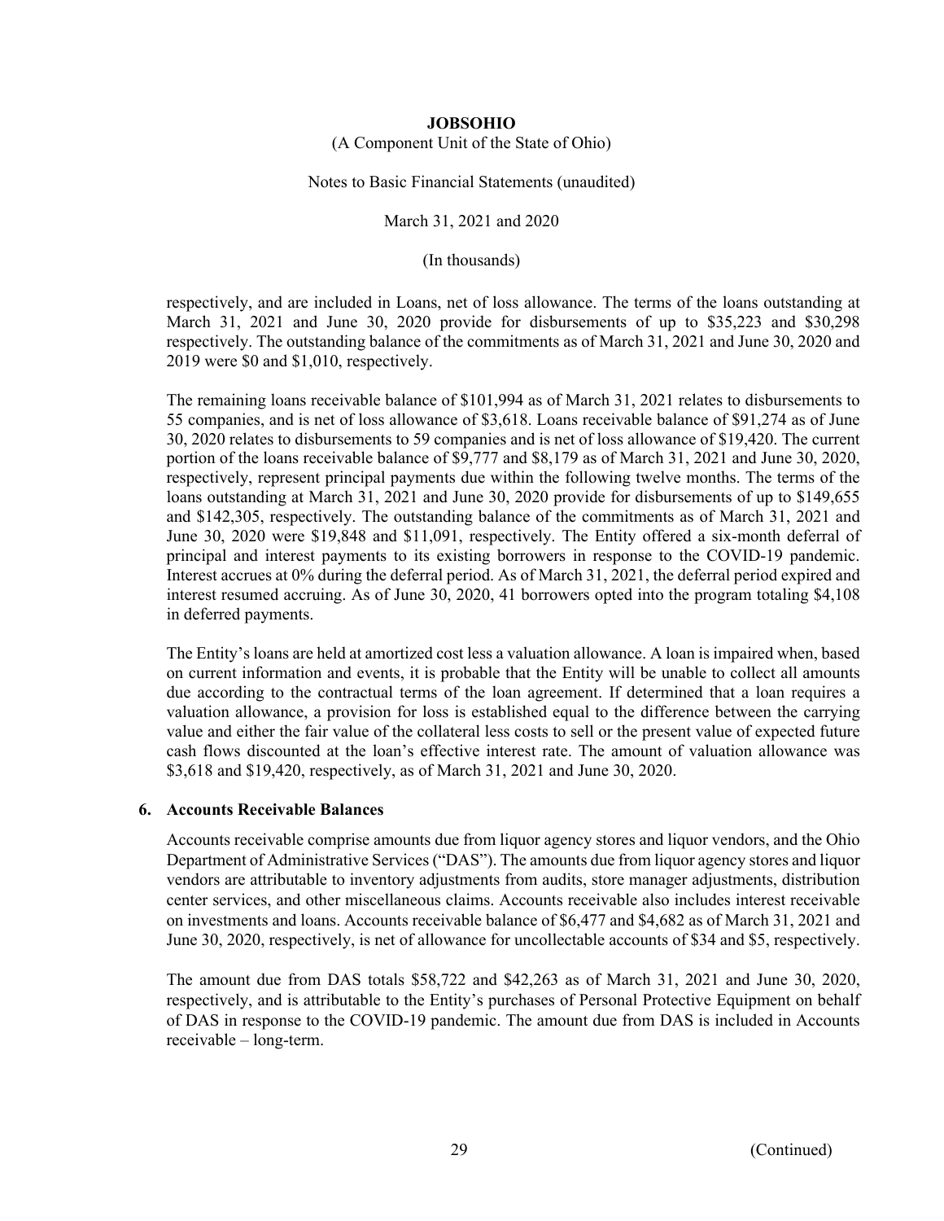respectively, and are included in Loans, net of loss allowance. The terms of the loans outstanding at March 31, 2021 and June 30, 2020 provide for disbursements of up to $35,223 and $30,298 respectively. The outstanding balance of the commitments as of March 31, 2021 and June 30, 2020 and 2019 were $0 and $1,010, respectively.

The remaining loans receivable balance of $101,994 as of March 31, 2021 relates to disbursements to 55 companies, and is net of loss allowance of $3,618. Loans receivable balance of $91,274 as of June 30, 2020 relates to disbursements to 59 companies and is net of loss allowance of $19,420. The current portion of the loans receivable balance of $9,777 and $8,179 as of March 31, 2021 and June 30, 2020, respectively, represent principal payments due within the following twelve months. The terms of the loans outstanding at March 31, 2021 and June 30, 2020 provide for disbursements of up to $149,655 and $142,305, respectively. The outstanding balance of the commitments as of March 31, 2021 and June 30, 2020 were $19,848 and $11,091, respectively. The Entity offered a six-month deferral of principal and interest payments to its existing borrowers in response to the COVID-19 pandemic. Interest accrues at 0% during the deferral period. As of March 31, 2021, the deferral period expired and interest resumed accruing. As of June 30, 2020, 41 borrowers opted into the program totaling $4,108 in deferred payments.

The Entity's loans are held at amortized cost less a valuation allowance. A loan is impaired when, based on current information and events, it is probable that the Entity will be unable to collect all amounts due according to the contractual terms of the loan agreement. If determined that a loan requires a valuation allowance, a provision for loss is established equal to the difference between the carrying value and either the fair value of the collateral less costs to sell or the present value of expected future cash flows discounted at the loan's effective interest rate. The amount of valuation allowance was $3,618 and $19,420, respectively, as of March 31, 2021 and June 30, 2020.

## 6. Accounts Receivable Balances

Accounts receivable comprise amounts due from liquor agency stores and liquor vendors, and the Ohio Department of Administrative Services ("DAS"). The amounts due from liquor agency stores and liquor vendors are attributable to inventory adjustments from audits, store manager adjustments, distribution center services, and other miscellaneous claims. Accounts receivable also includes interest receivable on investments and loans. Accounts receivable balance of $6,477 and $4,682 as of March 31, 2021 and June 30, 2020, respectively, is net of allowance for uncollectable accounts of $34 and $5, respectively.

The amount due from DAS totals $58,722 and $42,263 as of March 31, 2021 and June 30, 2020, respectively, and is attributable to the Entity's purchases of Personal Protective Equipment on behalf of DAS in response to the COVID-19 pandemic. The amount due from DAS is included in Accounts receivable – long-term.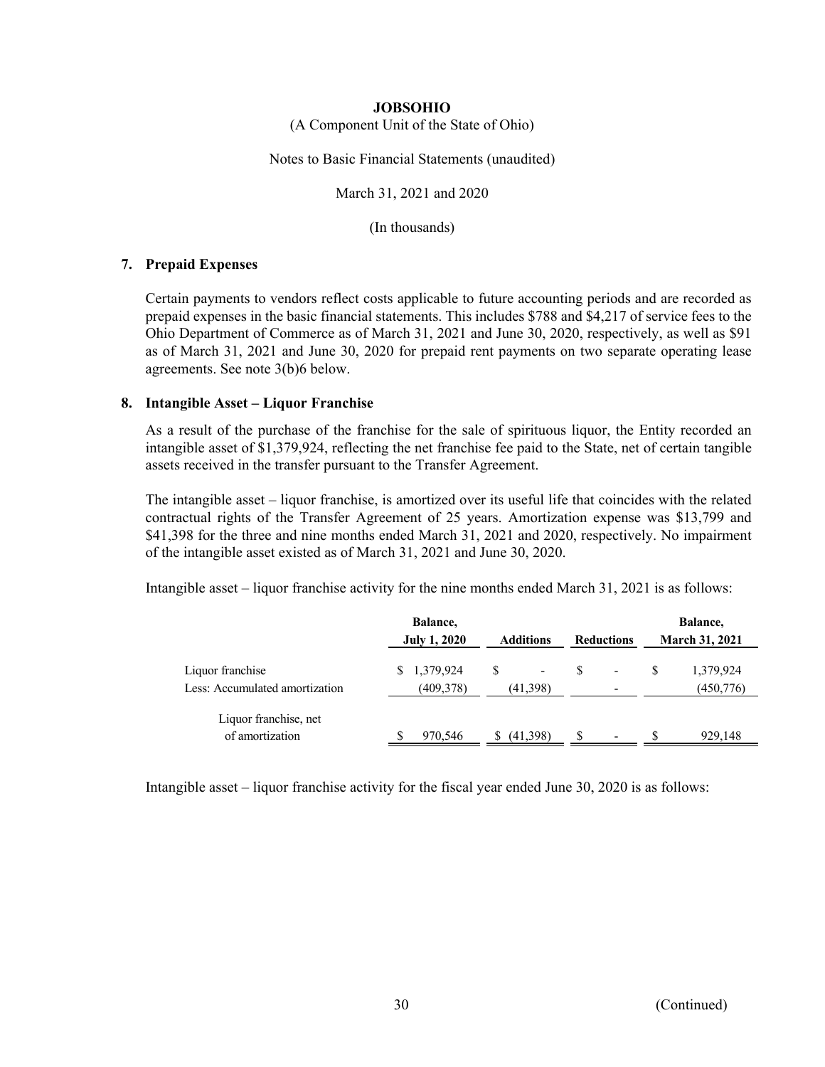**JOBSOHIO**

(A Component Unit of the State of Ohio)

Notes to Basic Financial Statements (unaudited)

March 31, 2021 and 2020

(In thousands)

## 7. Prepaid Expenses

Certain payments to vendors reflect costs applicable to future accounting periods and are recorded as prepaid expenses in the basic financial statements. This includes $788 and $4,217 of service fees to the Ohio Department of Commerce as of March 31, 2021 and June 30, 2020, respectively, as well as $91 as of March 31, 2021 and June 30, 2020 for prepaid rent payments on two separate operating lease agreements. See note 3(b)6 below.

## 8. Intangible Asset – Liquor Franchise

As a result of the purchase of the franchise for the sale of spirituous liquor, the Entity recorded an intangible asset of $1,379,924, reflecting the net franchise fee paid to the State, net of certain tangible assets received in the transfer pursuant to the Transfer Agreement.

The intangible asset – liquor franchise, is amortized over its useful life that coincides with the related contractual rights of the Transfer Agreement of 25 years. Amortization expense was $13,799 and $41,398 for the three and nine months ended March 31, 2021 and 2020, respectively. No impairment of the intangible asset existed as of March 31, 2021 and June 30, 2020.

Intangible asset – liquor franchise activity for the nine months ended March 31, 2021 is as follows:

| | Balance, July 1, 2020 | Additions | Reductions | Balance, March 31, 2021 |
|---|---|---|---|---|
| Liquor franchise | $ 1,379,924 | $ - | $ - | $ 1,379,924 |
| Less: Accumulated amortization | (409,378) | (41,398) | - | (450,776) |
| Liquor franchise, net of amortization | $ 970,546 | $ (41,398) | $ - | $ 929,148 |

Intangible asset – liquor franchise activity for the fiscal year ended June 30, 2020 is as follows: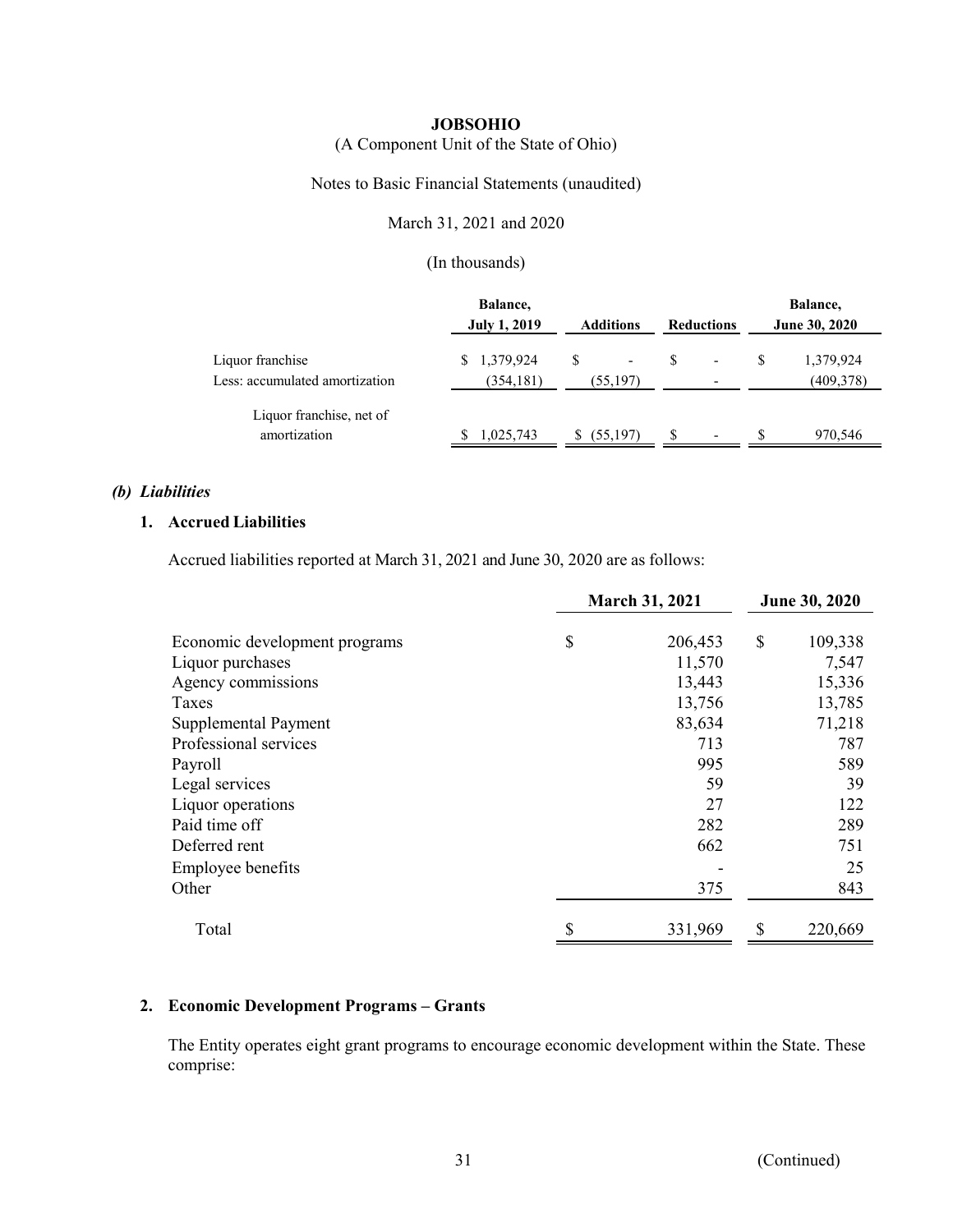| | Balance, July 1, 2019 | Additions | Reductions | Balance, June 30, 2020 |
|---|---|---|---|---|
| Liquor franchise | $ 1,379,924 | $ - | $ - | $ 1,379,924 |
| Less: accumulated amortization | (354,181) | (55,197) | - | (409,378) |
| Liquor franchise, net of amortization | $ 1,025,743 | $ (55,197) | $ - | $ 970,546 |

### *(b) Liabilities*

#### 1. Accrued Liabilities

Accrued liabilities reported at March 31, 2021 and June 30, 2020 are as follows:

| | March 31, 2021 | June 30, 2020 |
|---|---|---|
| Economic development programs | $ 206,453 | $ 109,338 |
| Liquor purchases | 11,570 | 7,547 |
| Agency commissions | 13,443 | 15,336 |
| Taxes | 13,756 | 13,785 |
| Supplemental Payment | 83,634 | 71,218 |
| Professional services | 713 | 787 |
| Payroll | 995 | 589 |
| Legal services | 59 | 39 |
| Liquor operations | 27 | 122 |
| Paid time off | 282 | 289 |
| Deferred rent | 662 | 751 |
| Employee benefits | - | 25 |
| Other | 375 | 843 |
| Total | $ 331,969 | $ 220,669 |

#### 2. Economic Development Programs – Grants

The Entity operates eight grant programs to encourage economic development within the State. These comprise: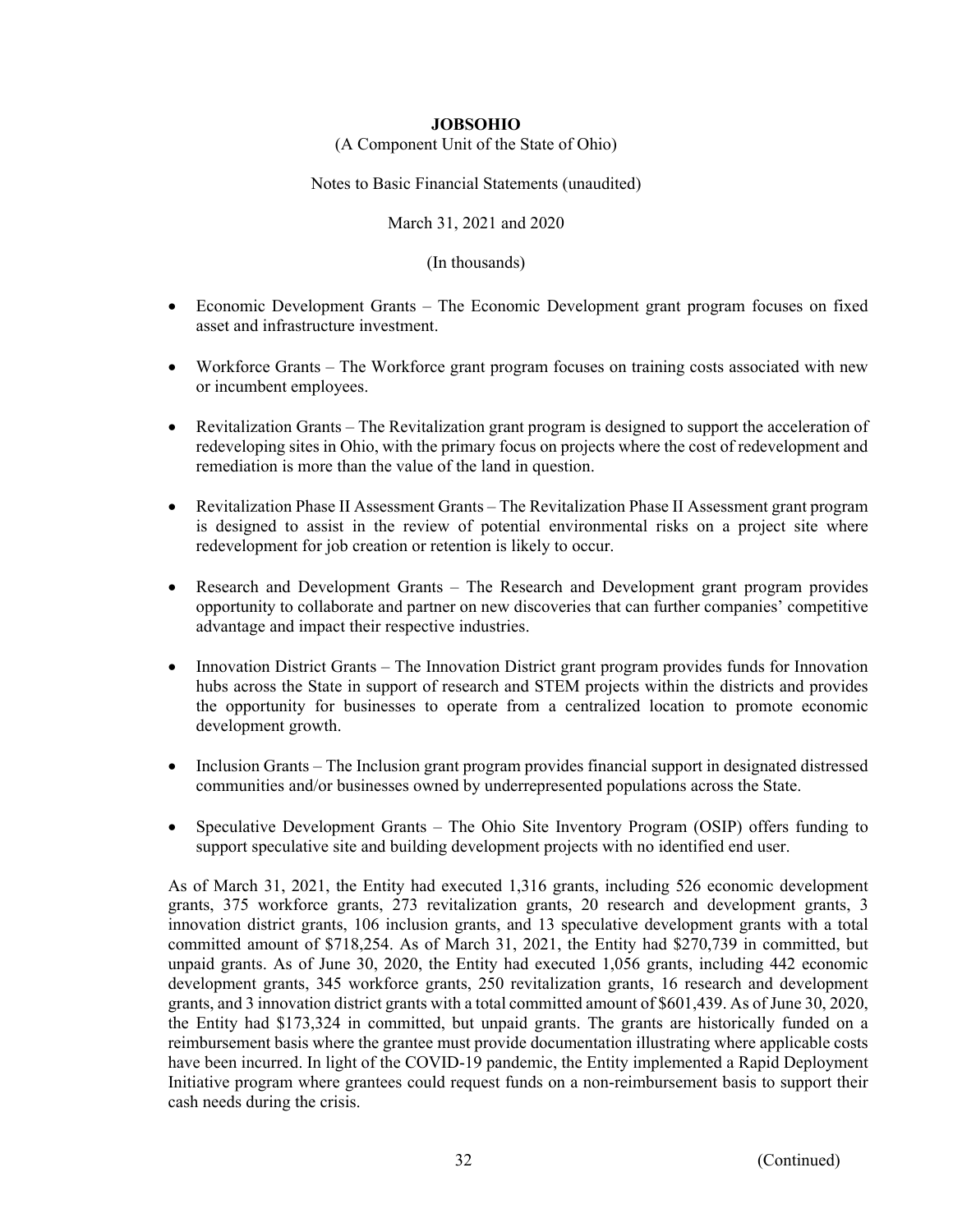- Economic Development Grants – The Economic Development grant program focuses on fixed asset and infrastructure investment.

- Workforce Grants – The Workforce grant program focuses on training costs associated with new or incumbent employees.

- Revitalization Grants – The Revitalization grant program is designed to support the acceleration of redeveloping sites in Ohio, with the primary focus on projects where the cost of redevelopment and remediation is more than the value of the land in question.

- Revitalization Phase II Assessment Grants – The Revitalization Phase II Assessment grant program is designed to assist in the review of potential environmental risks on a project site where redevelopment for job creation or retention is likely to occur.

- Research and Development Grants – The Research and Development grant program provides opportunity to collaborate and partner on new discoveries that can further companies' competitive advantage and impact their respective industries.

- Innovation District Grants – The Innovation District grant program provides funds for Innovation hubs across the State in support of research and STEM projects within the districts and provides the opportunity for businesses to operate from a centralized location to promote economic development growth.

- Inclusion Grants – The Inclusion grant program provides financial support in designated distressed communities and/or businesses owned by underrepresented populations across the State.

- Speculative Development Grants – The Ohio Site Inventory Program (OSIP) offers funding to support speculative site and building development projects with no identified end user.

As of March 31, 2021, the Entity had executed 1,316 grants, including 526 economic development grants, 375 workforce grants, 273 revitalization grants, 20 research and development grants, 3 innovation district grants, 106 inclusion grants, and 13 speculative development grants with a total committed amount of $718,254. As of March 31, 2021, the Entity had $270,739 in committed, but unpaid grants. As of June 30, 2020, the Entity had executed 1,056 grants, including 442 economic development grants, 345 workforce grants, 250 revitalization grants, 16 research and development grants, and 3 innovation district grants with a total committed amount of $601,439. As of June 30, 2020, the Entity had $173,324 in committed, but unpaid grants. The grants are historically funded on a reimbursement basis where the grantee must provide documentation illustrating where applicable costs have been incurred. In light of the COVID-19 pandemic, the Entity implemented a Rapid Deployment Initiative program where grantees could request funds on a non-reimbursement basis to support their cash needs during the crisis.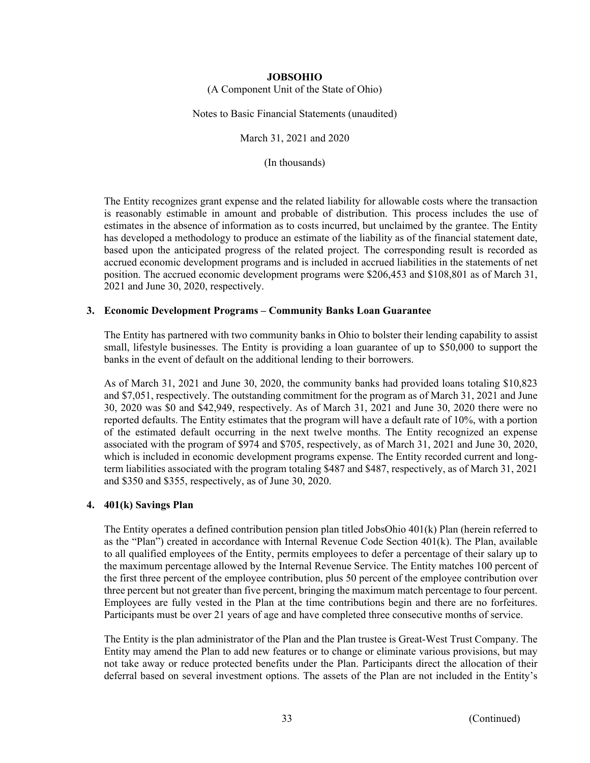The Entity recognizes grant expense and the related liability for allowable costs where the transaction is reasonably estimable in amount and probable of distribution. This process includes the use of estimates in the absence of information as to costs incurred, but unclaimed by the grantee. The Entity has developed a methodology to produce an estimate of the liability as of the financial statement date, based upon the anticipated progress of the related project. The corresponding result is recorded as accrued economic development programs and is included in accrued liabilities in the statements of net position. The accrued economic development programs were $206,453 and $108,801 as of March 31, 2021 and June 30, 2020, respectively.

## 3. Economic Development Programs – Community Banks Loan Guarantee

The Entity has partnered with two community banks in Ohio to bolster their lending capability to assist small, lifestyle businesses. The Entity is providing a loan guarantee of up to $50,000 to support the banks in the event of default on the additional lending to their borrowers.

As of March 31, 2021 and June 30, 2020, the community banks had provided loans totaling $10,823 and $7,051, respectively. The outstanding commitment for the program as of March 31, 2021 and June 30, 2020 was $0 and $42,949, respectively. As of March 31, 2021 and June 30, 2020 there were no reported defaults. The Entity estimates that the program will have a default rate of 10%, with a portion of the estimated default occurring in the next twelve months. The Entity recognized an expense associated with the program of $974 and $705, respectively, as of March 31, 2021 and June 30, 2020, which is included in economic development programs expense. The Entity recorded current and long-term liabilities associated with the program totaling $487 and $487, respectively, as of March 31, 2021 and $350 and $355, respectively, as of June 30, 2020.

## 4. 401(k) Savings Plan

The Entity operates a defined contribution pension plan titled JobsOhio 401(k) Plan (herein referred to as the "Plan") created in accordance with Internal Revenue Code Section 401(k). The Plan, available to all qualified employees of the Entity, permits employees to defer a percentage of their salary up to the maximum percentage allowed by the Internal Revenue Service. The Entity matches 100 percent of the first three percent of the employee contribution, plus 50 percent of the employee contribution over three percent but not greater than five percent, bringing the maximum match percentage to four percent. Employees are fully vested in the Plan at the time contributions begin and there are no forfeitures. Participants must be over 21 years of age and have completed three consecutive months of service.

The Entity is the plan administrator of the Plan and the Plan trustee is Great-West Trust Company. The Entity may amend the Plan to add new features or to change or eliminate various provisions, but may not take away or reduce protected benefits under the Plan. Participants direct the allocation of their deferral based on several investment options. The assets of the Plan are not included in the Entity's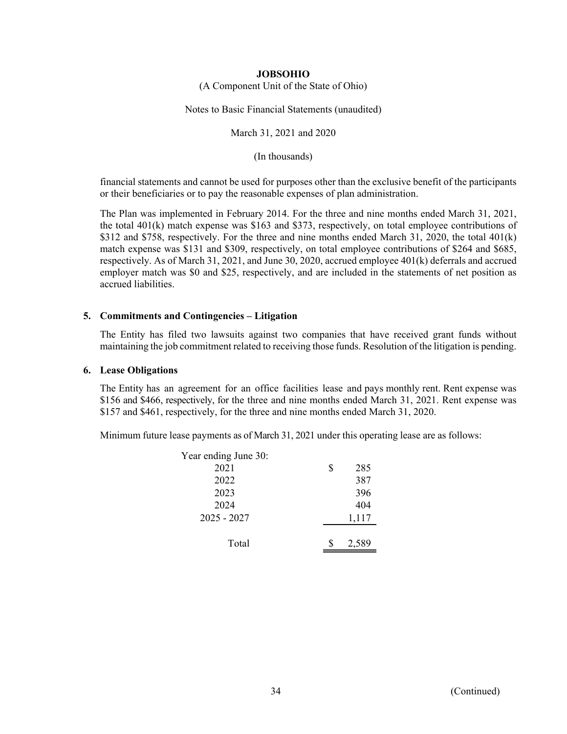financial statements and cannot be used for purposes other than the exclusive benefit of the participants or their beneficiaries or to pay the reasonable expenses of plan administration.

The Plan was implemented in February 2014. For the three and nine months ended March 31, 2021, the total 401(k) match expense was $163 and $373, respectively, on total employee contributions of $312 and $758, respectively. For the three and nine months ended March 31, 2020, the total 401(k) match expense was $131 and $309, respectively, on total employee contributions of $264 and $685, respectively. As of March 31, 2021, and June 30, 2020, accrued employee 401(k) deferrals and accrued employer match was $0 and $25, respectively, and are included in the statements of net position as accrued liabilities.

## 5. Commitments and Contingencies – Litigation

The Entity has filed two lawsuits against two companies that have received grant funds without maintaining the job commitment related to receiving those funds. Resolution of the litigation is pending.

## 6. Lease Obligations

The Entity has an agreement for an office facilities lease and pays monthly rent. Rent expense was $156 and $466, respectively, for the three and nine months ended March 31, 2021. Rent expense was $157 and $461, respectively, for the three and nine months ended March 31, 2020.

Minimum future lease payments as of March 31, 2021 under this operating lease are as follows:

| Year ending June 30: | |
|---|---|
| 2021 | $ 285 |
| 2022 | 387 |
| 2023 | 396 |
| 2024 | 404 |
| 2025 - 2027 | 1,117 |
| Total | $ 2,589 |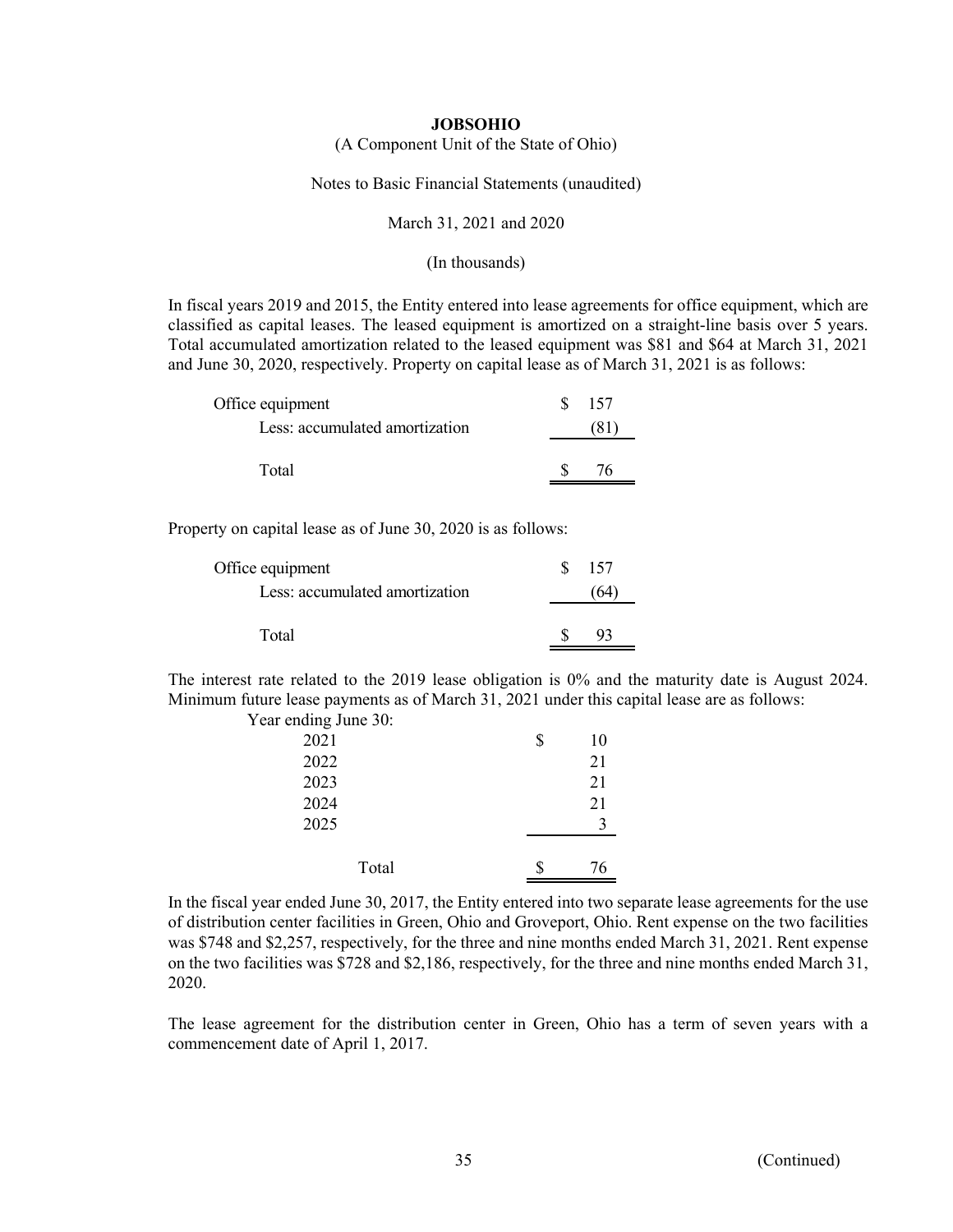**JOBSOHIO**

(A Component Unit of the State of Ohio)

Notes to Basic Financial Statements (unaudited)

March 31, 2021 and 2020

(In thousands)

In fiscal years 2019 and 2015, the Entity entered into lease agreements for office equipment, which are classified as capital leases. The leased equipment is amortized on a straight-line basis over 5 years. Total accumulated amortization related to the leased equipment was \$81 and \$64 at March 31, 2021 and June 30, 2020, respectively. Property on capital lease as of March 31, 2021 is as follows:

| | |
|---|---|
| Office equipment | \$ 157 |
| Less: accumulated amortization | (81) |
| Total | \$ 76 |

Property on capital lease as of June 30, 2020 is as follows:

| | |
|---|---|
| Office equipment | \$ 157 |
| Less: accumulated amortization | (64) |
| Total | \$ 93 |

The interest rate related to the 2019 lease obligation is 0% and the maturity date is August 2024. Minimum future lease payments as of March 31, 2021 under this capital lease are as follows:

| Year ending June 30: | |
|---|---|
| 2021 | \$ 10 |
| 2022 | 21 |
| 2023 | 21 |
| 2024 | 21 |
| 2025 | 3 |
| Total | \$ 76 |

In the fiscal year ended June 30, 2017, the Entity entered into two separate lease agreements for the use of distribution center facilities in Green, Ohio and Groveport, Ohio. Rent expense on the two facilities was \$748 and \$2,257, respectively, for the three and nine months ended March 31, 2021. Rent expense on the two facilities was \$728 and \$2,186, respectively, for the three and nine months ended March 31, 2020.

The lease agreement for the distribution center in Green, Ohio has a term of seven years with a commencement date of April 1, 2017.

(Continued)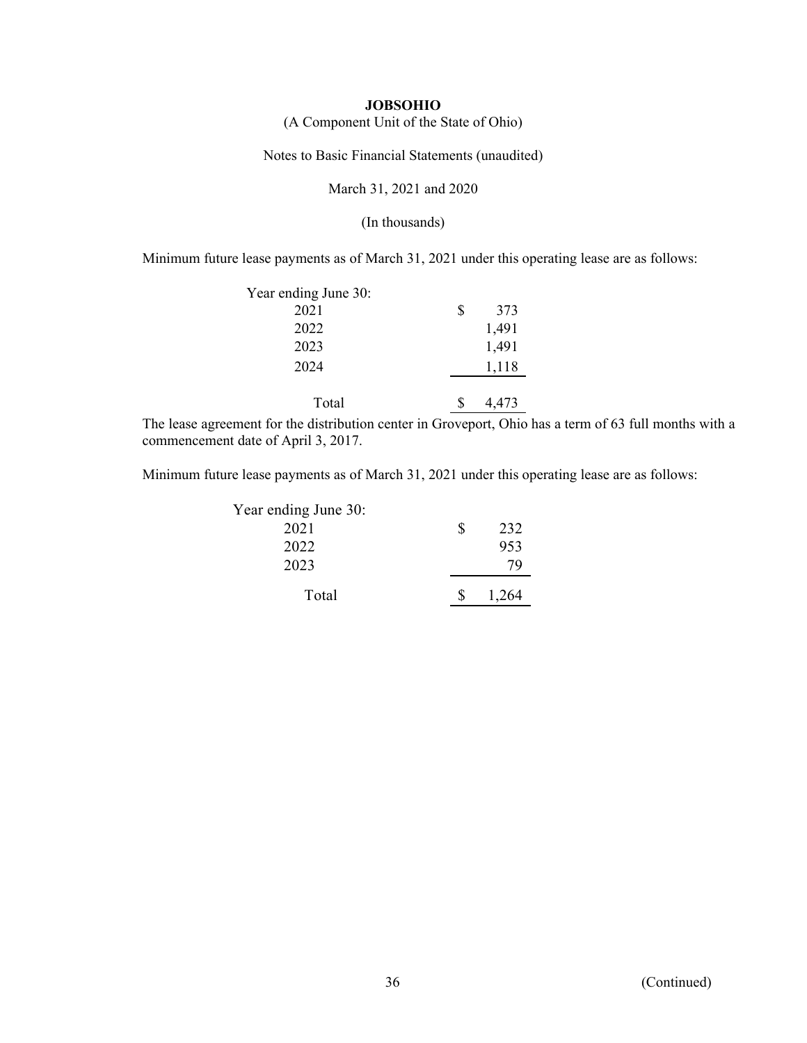**JOBSOHIO**

(A Component Unit of the State of Ohio)

Notes to Basic Financial Statements (unaudited)

March 31, 2021 and 2020

(In thousands)

Minimum future lease payments as of March 31, 2021 under this operating lease are as follows:

| Year ending June 30: | |
|---|---|
| 2021 | $ 373 |
| 2022 | 1,491 |
| 2023 | 1,491 |
| 2024 | 1,118 |
| Total | $ 4,473 |

The lease agreement for the distribution center in Groveport, Ohio has a term of 63 full months with a commencement date of April 3, 2017.

Minimum future lease payments as of March 31, 2021 under this operating lease are as follows:

| Year ending June 30: | |
|---|---|
| 2021 | $ 232 |
| 2022 | 953 |
| 2023 | 79 |
| Total | $ 1,264 |

(Continued)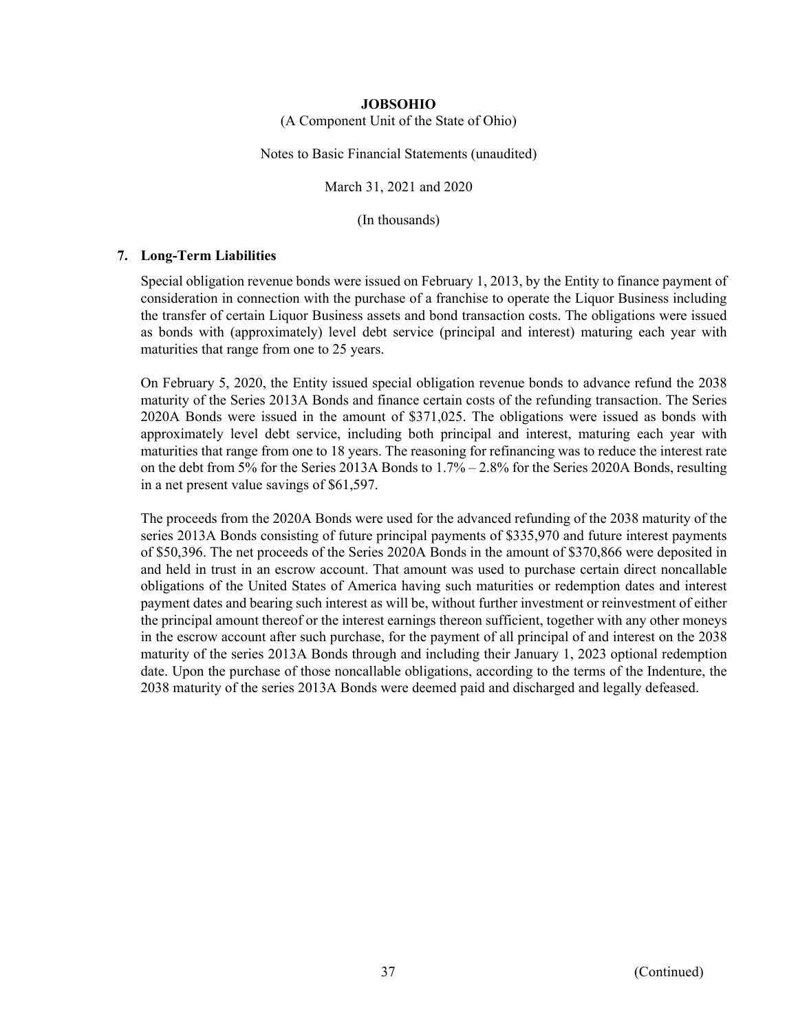**JOBSOHIO**

(A Component Unit of the State of Ohio)

Notes to Basic Financial Statements (unaudited)

March 31, 2021 and 2020

(In thousands)

## 7. Long-Term Liabilities

Special obligation revenue bonds were issued on February 1, 2013, by the Entity to finance payment of consideration in connection with the purchase of a franchise to operate the Liquor Business including the transfer of certain Liquor Business assets and bond transaction costs. The obligations were issued as bonds with (approximately) level debt service (principal and interest) maturing each year with maturities that range from one to 25 years.

On February 5, 2020, the Entity issued special obligation revenue bonds to advance refund the 2038 maturity of the Series 2013A Bonds and finance certain costs of the refunding transaction. The Series 2020A Bonds were issued in the amount of $371,025. The obligations were issued as bonds with approximately level debt service, including both principal and interest, maturing each year with maturities that range from one to 18 years. The reasoning for refinancing was to reduce the interest rate on the debt from 5% for the Series 2013A Bonds to 1.7% – 2.8% for the Series 2020A Bonds, resulting in a net present value savings of $61,597.

The proceeds from the 2020A Bonds were used for the advanced refunding of the 2038 maturity of the series 2013A Bonds consisting of future principal payments of $335,970 and future interest payments of $50,396. The net proceeds of the Series 2020A Bonds in the amount of $370,866 were deposited in and held in trust in an escrow account. That amount was used to purchase certain direct noncallable obligations of the United States of America having such maturities or redemption dates and interest payment dates and bearing such interest as will be, without further investment or reinvestment of either the principal amount thereof or the interest earnings thereon sufficient, together with any other moneys in the escrow account after such purchase, for the payment of all principal of and interest on the 2038 maturity of the series 2013A Bonds through and including their January 1, 2023 optional redemption date. Upon the purchase of those noncallable obligations, according to the terms of the Indenture, the 2038 maturity of the series 2013A Bonds were deemed paid and discharged and legally defeased.

(Continued)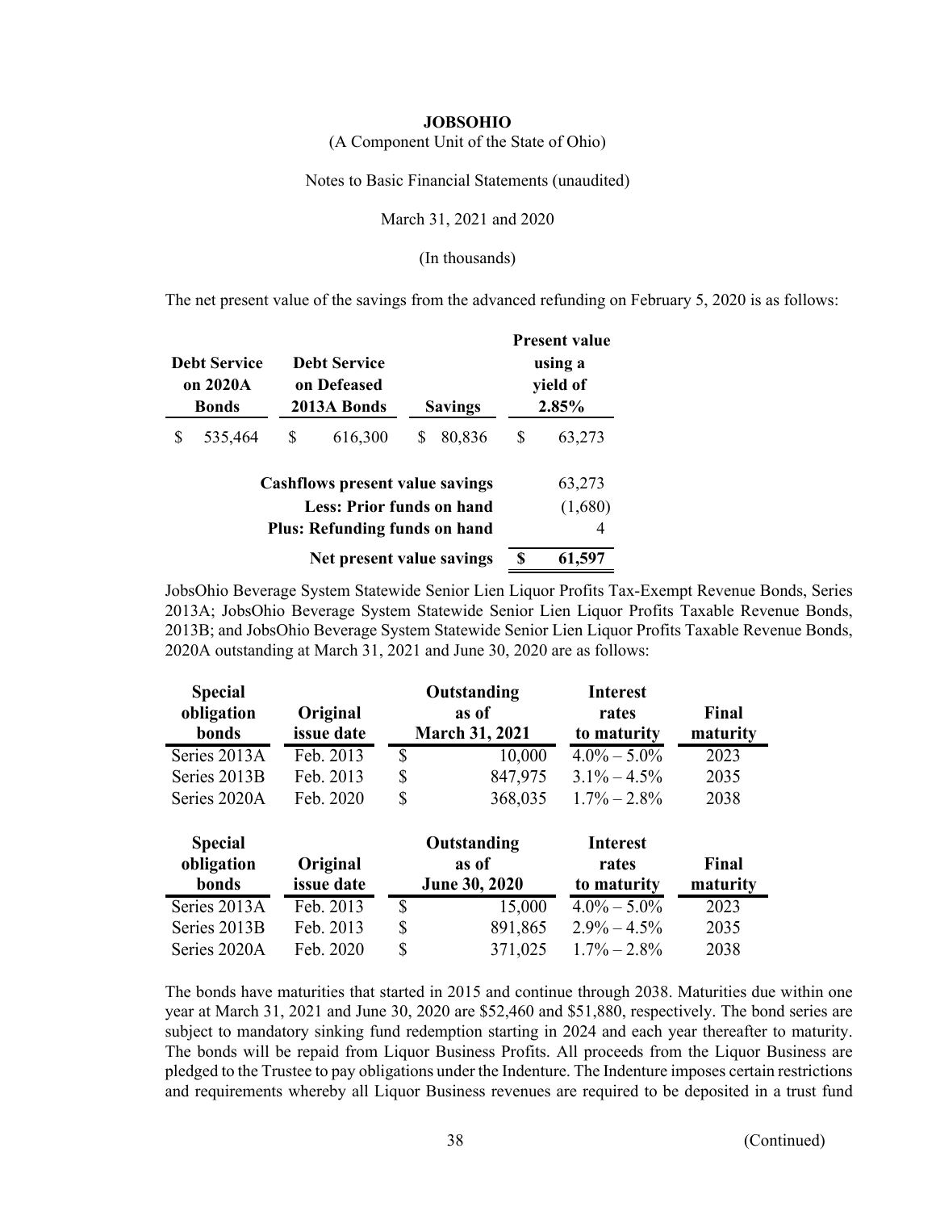The net present value of the savings from the advanced refunding on February 5, 2020 is as follows:

| Debt Service on 2020A Bonds | Debt Service on Defeased 2013A Bonds | Savings | Present value using a yield of 2.85% |
|---|---|---|---|
| $ 535,464 | $ 616,300 | $ 80,836 | $ 63,273 |

| | |
|---|---|
| Cashflows present value savings | 63,273 |
| Less: Prior funds on hand | (1,680) |
| Plus: Refunding funds on hand | 4 |
| **Net present value savings** | **$ 61,597** |

JobsOhio Beverage System Statewide Senior Lien Liquor Profits Tax-Exempt Revenue Bonds, Series 2013A; JobsOhio Beverage System Statewide Senior Lien Liquor Profits Taxable Revenue Bonds, 2013B; and JobsOhio Beverage System Statewide Senior Lien Liquor Profits Taxable Revenue Bonds, 2020A outstanding at March 31, 2021 and June 30, 2020 are as follows:

| Special obligation bonds | Original issue date | Outstanding as of March 31, 2021 | Interest rates to maturity | Final maturity |
|---|---|---|---|---|
| Series 2013A | Feb. 2013 | $ 10,000 | 4.0% – 5.0% | 2023 |
| Series 2013B | Feb. 2013 | $ 847,975 | 3.1% – 4.5% | 2035 |
| Series 2020A | Feb. 2020 | $ 368,035 | 1.7% – 2.8% | 2038 |

| Special obligation bonds | Original issue date | Outstanding as of June 30, 2020 | Interest rates to maturity | Final maturity |
|---|---|---|---|---|
| Series 2013A | Feb. 2013 | $ 15,000 | 4.0% – 5.0% | 2023 |
| Series 2013B | Feb. 2013 | $ 891,865 | 2.9% – 4.5% | 2035 |
| Series 2020A | Feb. 2020 | $ 371,025 | 1.7% – 2.8% | 2038 |

The bonds have maturities that started in 2015 and continue through 2038. Maturities due within one year at March 31, 2021 and June 30, 2020 are $52,460 and $51,880, respectively. The bond series are subject to mandatory sinking fund redemption starting in 2024 and each year thereafter to maturity. The bonds will be repaid from Liquor Business Profits. All proceeds from the Liquor Business are pledged to the Trustee to pay obligations under the Indenture. The Indenture imposes certain restrictions and requirements whereby all Liquor Business revenues are required to be deposited in a trust fund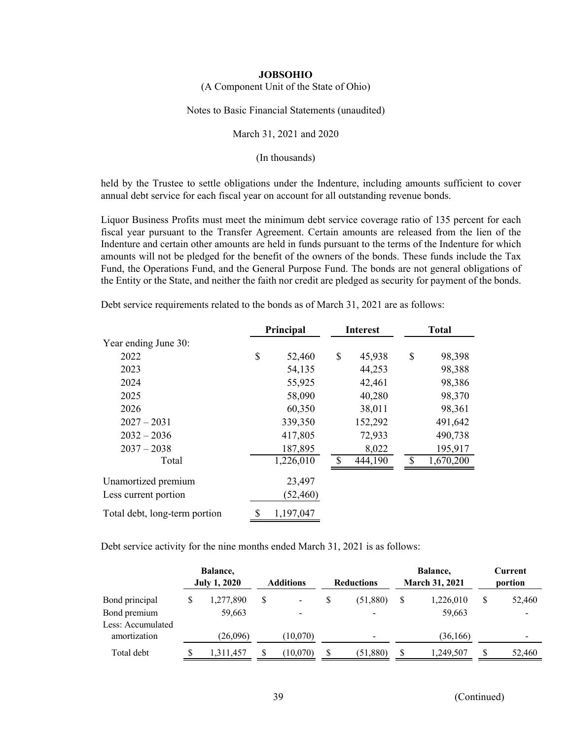held by the Trustee to settle obligations under the Indenture, including amounts sufficient to cover annual debt service for each fiscal year on account for all outstanding revenue bonds.

Liquor Business Profits must meet the minimum debt service coverage ratio of 135 percent for each fiscal year pursuant to the Transfer Agreement. Certain amounts are released from the lien of the Indenture and certain other amounts are held in funds pursuant to the terms of the Indenture for which amounts will not be pledged for the benefit of the owners of the bonds. These funds include the Tax Fund, the Operations Fund, and the General Purpose Fund. The bonds are not general obligations of the Entity or the State, and neither the faith nor credit are pledged as security for payment of the bonds.

Debt service requirements related to the bonds as of March 31, 2021 are as follows:

| | Principal | Interest | Total |
|---|---|---|---|
| Year ending June 30: | | | |
| 2022 | $ 52,460 | $ 45,938 | $ 98,398 |
| 2023 | 54,135 | 44,253 | 98,388 |
| 2024 | 55,925 | 42,461 | 98,386 |
| 2025 | 58,090 | 40,280 | 98,370 |
| 2026 | 60,350 | 38,011 | 98,361 |
| 2027 – 2031 | 339,350 | 152,292 | 491,642 |
| 2032 – 2036 | 417,805 | 72,933 | 490,738 |
| 2037 – 2038 | 187,895 | 8,022 | 195,917 |
| Total | 1,226,010 | $ 444,190 | $ 1,670,200 |
| Unamortized premium | 23,497 | | |
| Less current portion | (52,460) | | |
| Total debt, long-term portion | $ 1,197,047 | | |

Debt service activity for the nine months ended March 31, 2021 is as follows:

| | Balance, July 1, 2020 | Additions | Reductions | Balance, March 31, 2021 | Current portion |
|---|---|---|---|---|---|
| Bond principal | $ 1,277,890 | $ - | $ (51,880) | $ 1,226,010 | $ 52,460 |
| Bond premium | 59,663 | - | - | 59,663 | - |
| Less: Accumulated amortization | (26,096) | (10,070) | - | (36,166) | - |
| Total debt | $ 1,311,457 | $ (10,070) | $ (51,880) | $ 1,249,507 | $ 52,460 |

(Continued)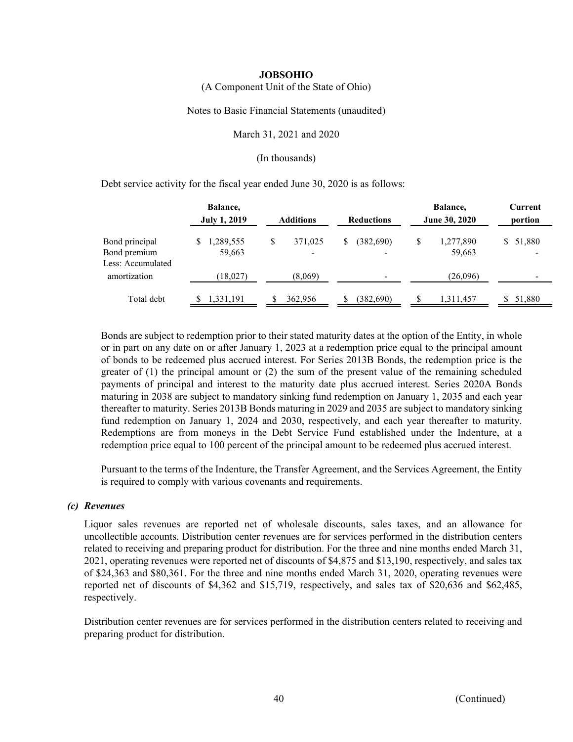Debt service activity for the fiscal year ended June 30, 2020 is as follows:

| | Balance, July 1, 2019 | Additions | Reductions | Balance, June 30, 2020 | Current portion |
|---|---|---|---|---|---|
| Bond principal | $ 1,289,555 | $ 371,025 | $ (382,690) | $ 1,277,890 | $ 51,880 |
| Bond premium | 59,663 | - | - | 59,663 | - |
| Less: Accumulated amortization | (18,027) | (8,069) | - | (26,096) | - |
| Total debt | $ 1,331,191 | $ 362,956 | $ (382,690) | $ 1,311,457 | $ 51,880 |

Bonds are subject to redemption prior to their stated maturity dates at the option of the Entity, in whole or in part on any date on or after January 1, 2023 at a redemption price equal to the principal amount of bonds to be redeemed plus accrued interest. For Series 2013B Bonds, the redemption price is the greater of (1) the principal amount or (2) the sum of the present value of the remaining scheduled payments of principal and interest to the maturity date plus accrued interest. Series 2020A Bonds maturing in 2038 are subject to mandatory sinking fund redemption on January 1, 2035 and each year thereafter to maturity. Series 2013B Bonds maturing in 2029 and 2035 are subject to mandatory sinking fund redemption on January 1, 2024 and 2030, respectively, and each year thereafter to maturity. Redemptions are from moneys in the Debt Service Fund established under the Indenture, at a redemption price equal to 100 percent of the principal amount to be redeemed plus accrued interest.

Pursuant to the terms of the Indenture, the Transfer Agreement, and the Services Agreement, the Entity is required to comply with various covenants and requirements.

### *(c) Revenues*

Liquor sales revenues are reported net of wholesale discounts, sales taxes, and an allowance for uncollectible accounts. Distribution center revenues are for services performed in the distribution centers related to receiving and preparing product for distribution. For the three and nine months ended March 31, 2021, operating revenues were reported net of discounts of $4,875 and $13,190, respectively, and sales tax of $24,363 and $80,361. For the three and nine months ended March 31, 2020, operating revenues were reported net of discounts of $4,362 and $15,719, respectively, and sales tax of $20,636 and $62,485, respectively.

Distribution center revenues are for services performed in the distribution centers related to receiving and preparing product for distribution.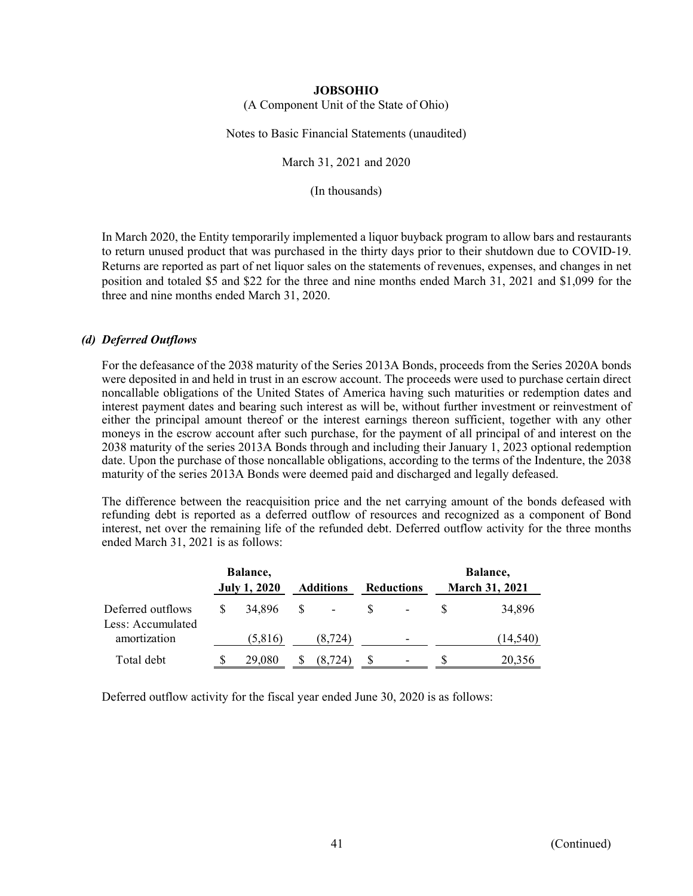In March 2020, the Entity temporarily implemented a liquor buyback program to allow bars and restaurants to return unused product that was purchased in the thirty days prior to their shutdown due to COVID-19. Returns are reported as part of net liquor sales on the statements of revenues, expenses, and changes in net position and totaled $5 and $22 for the three and nine months ended March 31, 2021 and $1,099 for the three and nine months ended March 31, 2020.

### *(d) Deferred Outflows*

For the defeasance of the 2038 maturity of the Series 2013A Bonds, proceeds from the Series 2020A bonds were deposited in and held in trust in an escrow account. The proceeds were used to purchase certain direct noncallable obligations of the United States of America having such maturities or redemption dates and interest payment dates and bearing such interest as will be, without further investment or reinvestment of either the principal amount thereof or the interest earnings thereon sufficient, together with any other moneys in the escrow account after such purchase, for the payment of all principal of and interest on the 2038 maturity of the series 2013A Bonds through and including their January 1, 2023 optional redemption date. Upon the purchase of those noncallable obligations, according to the terms of the Indenture, the 2038 maturity of the series 2013A Bonds were deemed paid and discharged and legally defeased.

The difference between the reacquisition price and the net carrying amount of the bonds defeased with refunding debt is reported as a deferred outflow of resources and recognized as a component of Bond interest, net over the remaining life of the refunded debt. Deferred outflow activity for the three months ended March 31, 2021 is as follows:

| | Balance, July 1, 2020 | Additions | Reductions | Balance, March 31, 2021 |
|---|---|---|---|---|
| Deferred outflows | $ 34,896 | $ - | $ - | $ 34,896 |
| Less: Accumulated amortization | (5,816) | (8,724) | - | (14,540) |
| Total debt | $ 29,080 | $ (8,724) | $ - | $ 20,356 |

Deferred outflow activity for the fiscal year ended June 30, 2020 is as follows: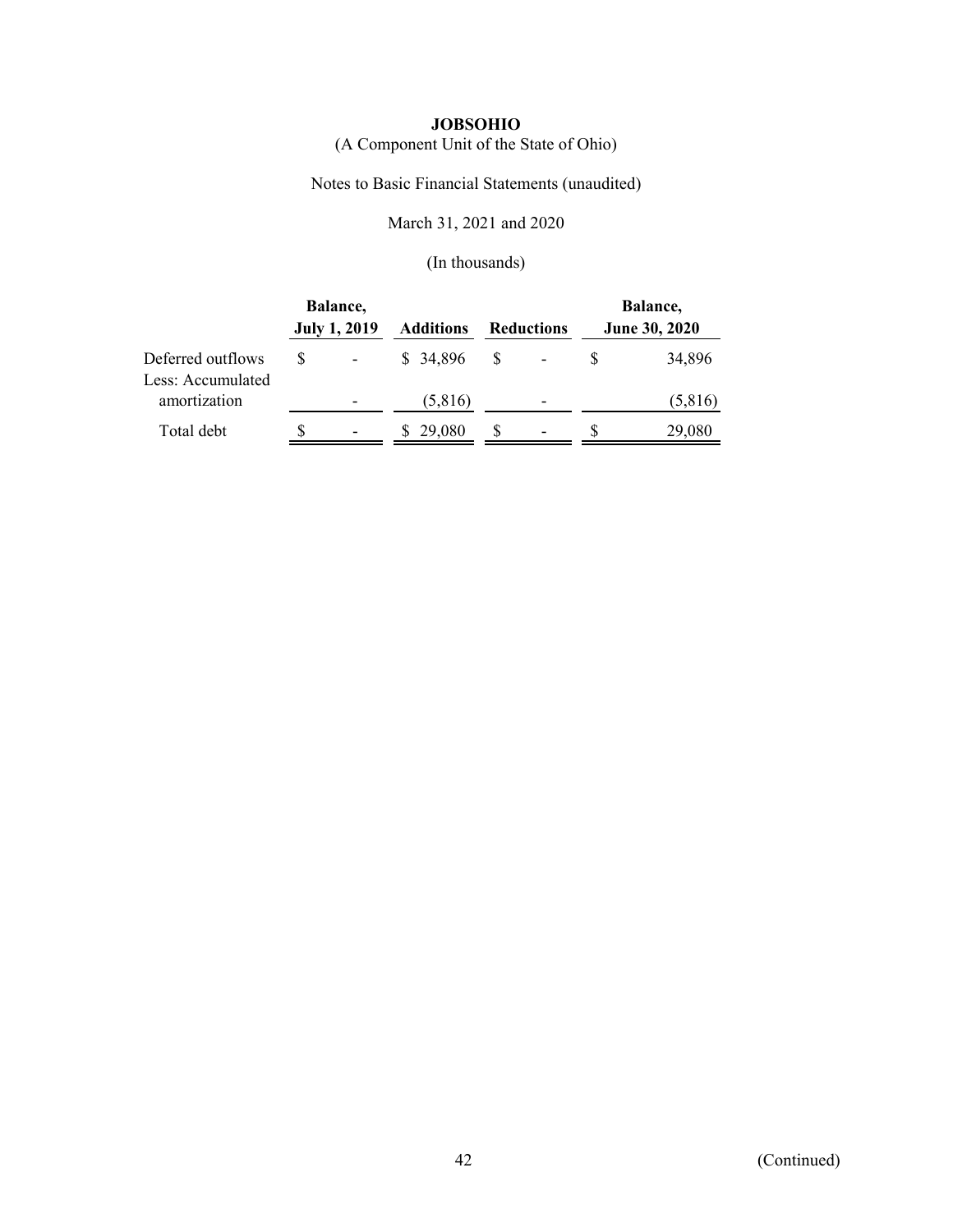**JOBSOHIO**

(A Component Unit of the State of Ohio)

Notes to Basic Financial Statements (unaudited)

March 31, 2021 and 2020

(In thousands)

| | Balance, July 1, 2019 | Additions | Reductions | Balance, June 30, 2020 |
|---|---|---|---|---|
| Deferred outflows | $ - | $ 34,896 | $ - | $ 34,896 |
| Less: Accumulated amortization | - | (5,816) | - | (5,816) |
| Total debt | $ - | $ 29,080 | $ - | $ 29,080 |

(Continued)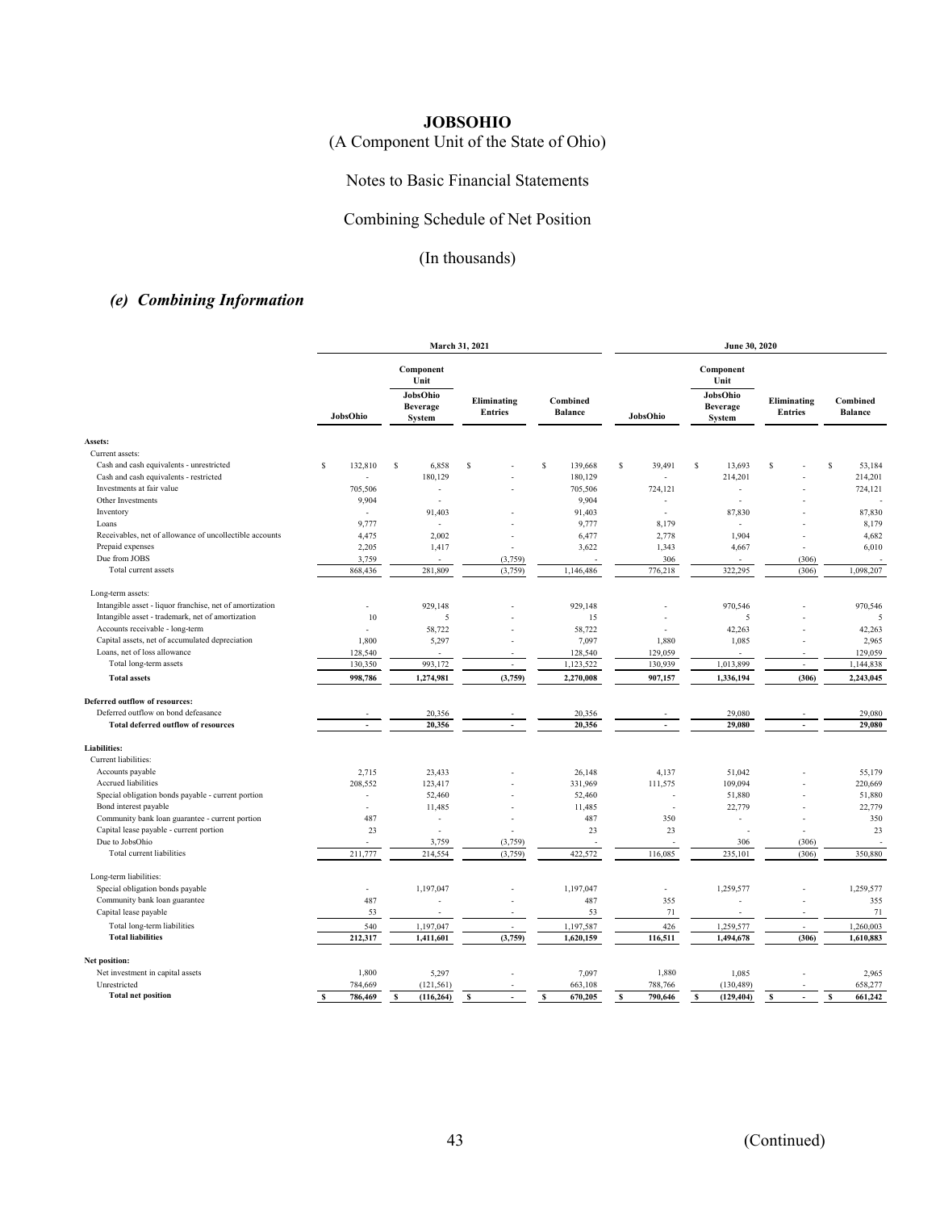# JOBSOHIO

(A Component Unit of the State of Ohio)

Notes to Basic Financial Statements

Combining Schedule of Net Position

(In thousands)

## *(e) Combining Information*

| | March 31, 2021 | | | | June 30, 2020 | | | |
|---|---|---|---|---|---|---|---|---|
| | JobsOhio | Component Unit JobsOhio Beverage System | Eliminating Entries | Combined Balance | JobsOhio | Component Unit JobsOhio Beverage System | Eliminating Entries | Combined Balance |
| **Assets:** | | | | | | | | |
| Current assets: | | | | | | | | |
| Cash and cash equivalents - unrestricted | $ 132,810 | $ 6,858 | $ - | $ 139,668 | $ 39,491 | $ 13,693 | $ - | $ 53,184 |
| Cash and cash equivalents - restricted | - | 180,129 | - | 180,129 | - | 214,201 | - | 214,201 |
| Investments at fair value | 705,506 | - | - | 705,506 | 724,121 | - | - | 724,121 |
| Other Investments | 9,904 | - | | 9,904 | - | - | | - |
| Inventory | - | 91,403 | - | 91,403 | - | 87,830 | - | 87,830 |
| Loans | 9,777 | - | - | 9,777 | 8,179 | - | - | 8,179 |
| Receivables, net of allowance of uncollectible accounts | 4,475 | 2,002 | - | 6,477 | 2,778 | 1,904 | - | 4,682 |
| Prepaid expenses | 2,205 | 1,417 | - | 3,622 | 1,343 | 4,667 | - | 6,010 |
| Due from JOBS | 3,759 | - | (3,759) | - | 306 | - | (306) | - |
| Total current assets | 868,436 | 281,809 | (3,759) | 1,146,486 | 776,218 | 322,295 | (306) | 1,098,207 |
| Long-term assets: | | | | | | | | |
| Intangible asset - liquor franchise, net of amortization | - | 929,148 | - | 929,148 | - | 970,546 | - | 970,546 |
| Intangible asset - trademark, net of amortization | 10 | 5 | - | 15 | - | 5 | - | 5 |
| Accounts receivable - long-term | - | 58,722 | - | 58,722 | - | 42,263 | - | 42,263 |
| Capital assets, net of accumulated depreciation | 1,800 | 5,297 | - | 7,097 | 1,880 | 1,085 | - | 2,965 |
| Loans, net of loss allowance | 128,540 | - | - | 128,540 | 129,059 | - | - | 129,059 |
| Total long-term assets | 130,350 | 993,172 | - | 1,123,522 | 130,939 | 1,013,899 | - | 1,144,838 |
| **Total assets** | **998,786** | **1,274,981** | **(3,759)** | **2,270,008** | **907,157** | **1,336,194** | **(306)** | **2,243,045** |
| **Deferred outflow of resources:** | | | | | | | | |
| Deferred outflow on bond defeasance | - | 20,356 | - | 20,356 | - | 29,080 | - | 29,080 |
| **Total deferred outflow of resources** | **-** | **20,356** | **-** | **20,356** | **-** | **29,080** | **-** | **29,080** |
| **Liabilities:** | | | | | | | | |
| Current liabilities: | | | | | | | | |
| Accounts payable | 2,715 | 23,433 | - | 26,148 | 4,137 | 51,042 | - | 55,179 |
| Accrued liabilities | 208,552 | 123,417 | - | 331,969 | 111,575 | 109,094 | - | 220,669 |
| Special obligation bonds payable - current portion | - | 52,460 | - | 52,460 | - | 51,880 | - | 51,880 |
| Bond interest payable | - | 11,485 | - | 11,485 | - | 22,779 | - | 22,779 |
| Community bank loan guarantee - current portion | 487 | - | - | 487 | 350 | - | - | 350 |
| Capital lease payable - current portion | 23 | - | - | 23 | 23 | - | - | 23 |
| Due to JobsOhio | - | 3,759 | (3,759) | - | - | 306 | (306) | - |
| Total current liabilities | 211,777 | 214,554 | (3,759) | 422,572 | 116,085 | 235,101 | (306) | 350,880 |
| Long-term liabilities: | | | | | | | | |
| Special obligation bonds payable | - | 1,197,047 | - | 1,197,047 | - | 1,259,577 | - | 1,259,577 |
| Community bank loan guarantee | 487 | - | - | 487 | 355 | - | - | 355 |
| Capital lease payable | 53 | - | - | 53 | 71 | - | - | 71 |
| Total long-term liabilities | 540 | 1,197,047 | - | 1,197,587 | 426 | 1,259,577 | - | 1,260,003 |
| **Total liabilities** | **212,317** | **1,411,601** | **(3,759)** | **1,620,159** | **116,511** | **1,494,678** | **(306)** | **1,610,883** |
| **Net position:** | | | | | | | | |
| Net investment in capital assets | 1,800 | 5,297 | - | 7,097 | 1,880 | 1,085 | - | 2,965 |
| Unrestricted | 784,669 | (121,561) | - | 663,108 | 788,766 | (130,489) | - | 658,277 |
| **Total net position** | **$ 786,469** | **$ (116,264)** | **$ -** | **$ 670,205** | **$ 790,646** | **$ (129,404)** | **$ -** | **$ 661,242** |

(Continued)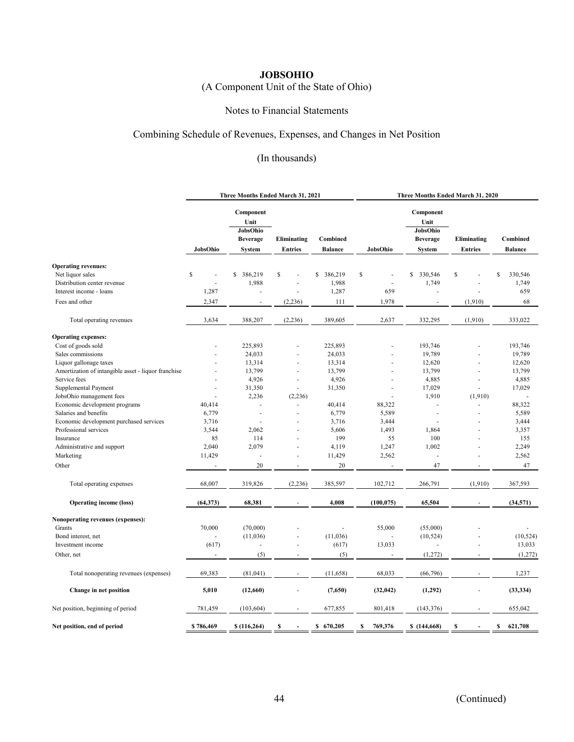# JOBSOHIO

(A Component Unit of the State of Ohio)

Notes to Financial Statements

## Combining Schedule of Revenues, Expenses, and Changes in Net Position

(In thousands)

| | Three Months Ended March 31, 2021 | | | | Three Months Ended March 31, 2020 | | | |
|---|---|---|---|---|---|---|---|---|
| | JobsOhio | Component Unit JobsOhio Beverage System | Eliminating Entries | Combined Balance | JobsOhio | Component Unit JobsOhio Beverage System | Eliminating Entries | Combined Balance |
| **Operating revenues:** | | | | | | | | |
| Net liquor sales | $ - | $ 386,219 | $ - | $ 386,219 | $ - | $ 330,546 | $ - | $ 330,546 |
| Distribution center revenue | - | 1,988 | - | 1,988 | - | 1,749 | - | 1,749 |
| Interest income - loans | 1,287 | - | - | 1,287 | 659 | - | - | 659 |
| Fees and other | 2,347 | - | (2,236) | 111 | 1,978 | - | (1,910) | 68 |
| Total operating revenues | 3,634 | 388,207 | (2,236) | 389,605 | 2,637 | 332,295 | (1,910) | 333,022 |
| **Operating expenses:** | | | | | | | | |
| Cost of goods sold | - | 225,893 | - | 225,893 | - | 193,746 | - | 193,746 |
| Sales commissions | - | 24,033 | - | 24,033 | - | 19,789 | - | 19,789 |
| Liquor gallonage taxes | - | 13,314 | - | 13,314 | - | 12,620 | - | 12,620 |
| Amortization of intangible asset - liquor franchise | - | 13,799 | - | 13,799 | - | 13,799 | - | 13,799 |
| Service fees | - | 4,926 | - | 4,926 | - | 4,885 | - | 4,885 |
| Supplemental Payment | - | 31,350 | - | 31,350 | - | 17,029 | - | 17,029 |
| JobsOhio management fees | - | 2,236 | (2,236) | | - | 1,910 | (1,910) | - |
| Economic development programs | 40,414 | - | - | 40,414 | 88,322 | - | - | 88,322 |
| Salaries and benefits | 6,779 | - | - | 6,779 | 5,589 | - | - | 5,589 |
| Economic development purchased services | 3,716 | - | - | 3,716 | 3,444 | - | - | 3,444 |
| Professional services | 3,544 | 2,062 | - | 5,606 | 1,493 | 1,864 | - | 3,357 |
| Insurance | 85 | 114 | - | 199 | 55 | 100 | - | 155 |
| Administrative and support | 2,040 | 2,079 | - | 4,119 | 1,247 | 1,002 | - | 2,249 |
| Marketing | 11,429 | - | - | 11,429 | 2,562 | - | - | 2,562 |
| Other | - | 20 | - | 20 | - | 47 | - | 47 |
| Total operating expenses | 68,007 | 319,826 | (2,236) | 385,597 | 102,712 | 266,791 | (1,910) | 367,593 |
| **Operating income (loss)** | **(64,373)** | **68,381** | **-** | **4,008** | **(100,075)** | **65,504** | **-** | **(34,571)** |
| **Nonoperating revenues (expenses):** | | | | | | | | |
| Grants | 70,000 | (70,000) | - | - | 55,000 | (55,000) | - | - |
| Bond interest, net | - | (11,036) | - | (11,036) | - | (10,524) | - | (10,524) |
| Investment income | (617) | - | - | (617) | 13,033 | - | - | 13,033 |
| Other, net | - | (5) | - | (5) | - | (1,272) | - | (1,272) |
| Total nonoperating revenues (expenses) | 69,383 | (81,041) | - | (11,658) | 68,033 | (66,796) | - | 1,237 |
| **Change in net position** | **5,010** | **(12,660)** | **-** | **(7,650)** | **(32,042)** | **(1,292)** | **-** | **(33,334)** |
| Net position, beginning of period | 781,459 | (103,604) | - | 677,855 | 801,418 | (143,376) | - | 655,042 |
| **Net position, end of period** | **$ 786,469** | **$ (116,264)** | **$ -** | **$ 670,205** | **$ 769,376** | **$ (144,668)** | **$ -** | **$ 621,708** |

(Continued)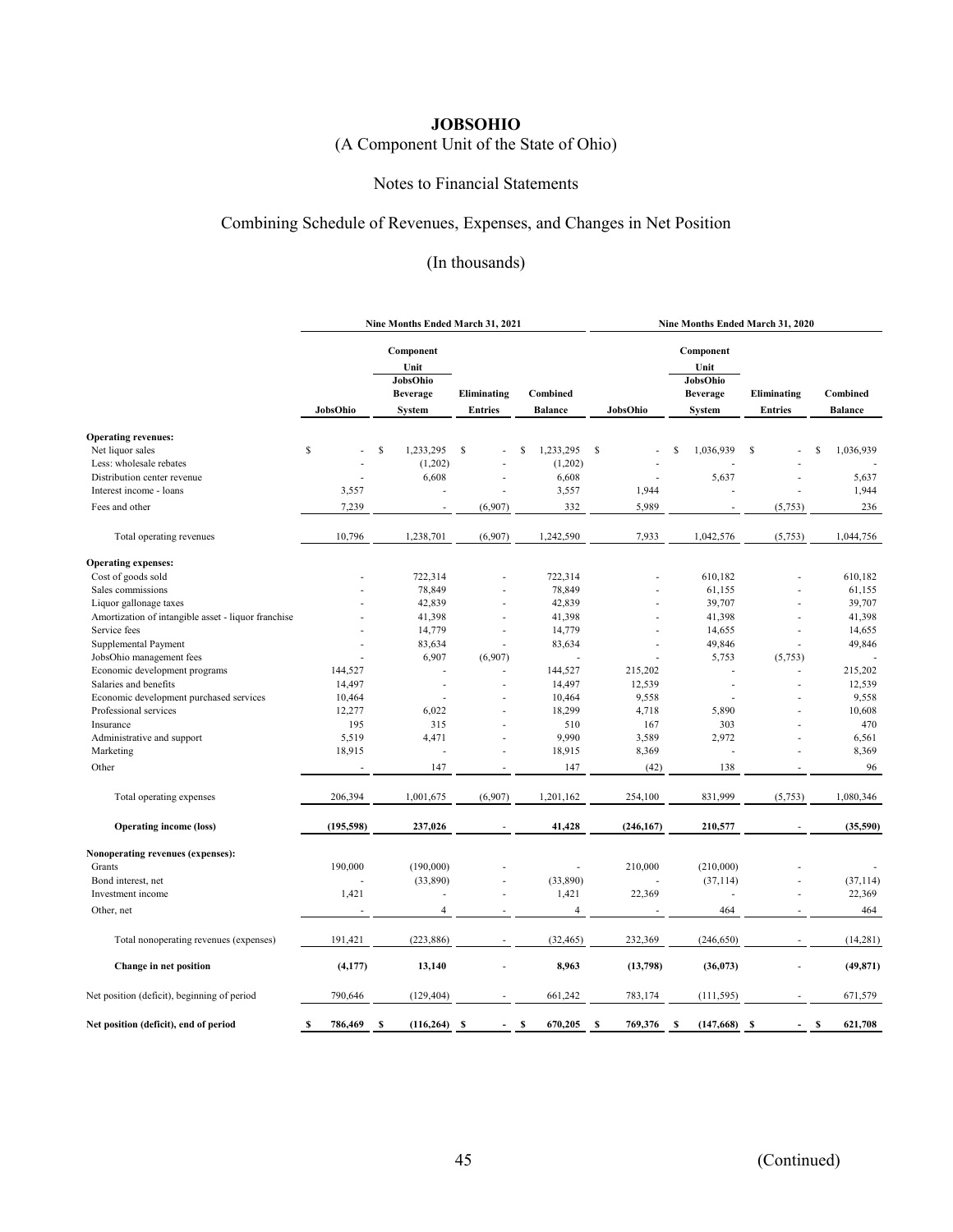# JOBSOHIO

(A Component Unit of the State of Ohio)

Notes to Financial Statements

## Combining Schedule of Revenues, Expenses, and Changes in Net Position

(In thousands)

| | Nine Months Ended March 31, 2021 | | | | Nine Months Ended March 31, 2020 | | | |
|---|---|---|---|---|---|---|---|---|
| | JobsOhio | Component Unit JobsOhio Beverage System | Eliminating Entries | Combined Balance | JobsOhio | Component Unit JobsOhio Beverage System | Eliminating Entries | Combined Balance |
| **Operating revenues:** | | | | | | | | |
| Net liquor sales | $ - | $ 1,233,295 | $ - | $ 1,233,295 | $ - | $ 1,036,939 | $ - | $ 1,036,939 |
| Less: wholesale rebates | - | (1,202) | - | (1,202) | - | - | - | - |
| Distribution center revenue | - | 6,608 | - | 6,608 | - | 5,637 | - | 5,637 |
| Interest income - loans | 3,557 | - | - | 3,557 | 1,944 | - | - | 1,944 |
| Fees and other | 7,239 | - | (6,907) | 332 | 5,989 | - | (5,753) | 236 |
| Total operating revenues | 10,796 | 1,238,701 | (6,907) | 1,242,590 | 7,933 | 1,042,576 | (5,753) | 1,044,756 |
| **Operating expenses:** | | | | | | | | |
| Cost of goods sold | - | 722,314 | - | 722,314 | - | 610,182 | - | 610,182 |
| Sales commissions | - | 78,849 | - | 78,849 | - | 61,155 | - | 61,155 |
| Liquor gallonage taxes | - | 42,839 | - | 42,839 | - | 39,707 | - | 39,707 |
| Amortization of intangible asset - liquor franchise | - | 41,398 | - | 41,398 | - | 41,398 | - | 41,398 |
| Service fees | - | 14,779 | - | 14,779 | - | 14,655 | - | 14,655 |
| Supplemental Payment | - | 83,634 | - | 83,634 | - | 49,846 | - | 49,846 |
| JobsOhio management fees | - | 6,907 | (6,907) | - | - | 5,753 | (5,753) | - |
| Economic development programs | 144,527 | - | - | 144,527 | 215,202 | - | - | 215,202 |
| Salaries and benefits | 14,497 | - | - | 14,497 | 12,539 | - | - | 12,539 |
| Economic development purchased services | 10,464 | - | - | 10,464 | 9,558 | - | - | 9,558 |
| Professional services | 12,277 | 6,022 | - | 18,299 | 4,718 | 5,890 | - | 10,608 |
| Insurance | 195 | 315 | - | 510 | 167 | 303 | - | 470 |
| Administrative and support | 5,519 | 4,471 | - | 9,990 | 3,589 | 2,972 | - | 6,561 |
| Marketing | 18,915 | - | - | 18,915 | 8,369 | - | - | 8,369 |
| Other | - | 147 | - | 147 | (42) | 138 | - | 96 |
| Total operating expenses | 206,394 | 1,001,675 | (6,907) | 1,201,162 | 254,100 | 831,999 | (5,753) | 1,080,346 |
| **Operating income (loss)** | **(195,598)** | **237,026** | **-** | **41,428** | **(246,167)** | **210,577** | **-** | **(35,590)** |
| **Nonoperating revenues (expenses):** | | | | | | | | |
| Grants | 190,000 | (190,000) | - | - | 210,000 | (210,000) | - | - |
| Bond interest, net | - | (33,890) | - | (33,890) | - | (37,114) | - | (37,114) |
| Investment income | 1,421 | - | - | 1,421 | 22,369 | - | - | 22,369 |
| Other, net | - | 4 | - | 4 | - | 464 | - | 464 |
| Total nonoperating revenues (expenses) | 191,421 | (223,886) | - | (32,465) | 232,369 | (246,650) | - | (14,281) |
| **Change in net position** | **(4,177)** | **13,140** | **-** | **8,963** | **(13,798)** | **(36,073)** | **-** | **(49,871)** |
| Net position (deficit), beginning of period | 790,646 | (129,404) | - | 661,242 | 783,174 | (111,595) | - | 671,579 |
| **Net position (deficit), end of period** | **$ 786,469** | **$ (116,264)** | **$ -** | **$ 670,205** | **$ 769,376** | **$ (147,668)** | **$ -** | **$ 621,708** |

(Continued)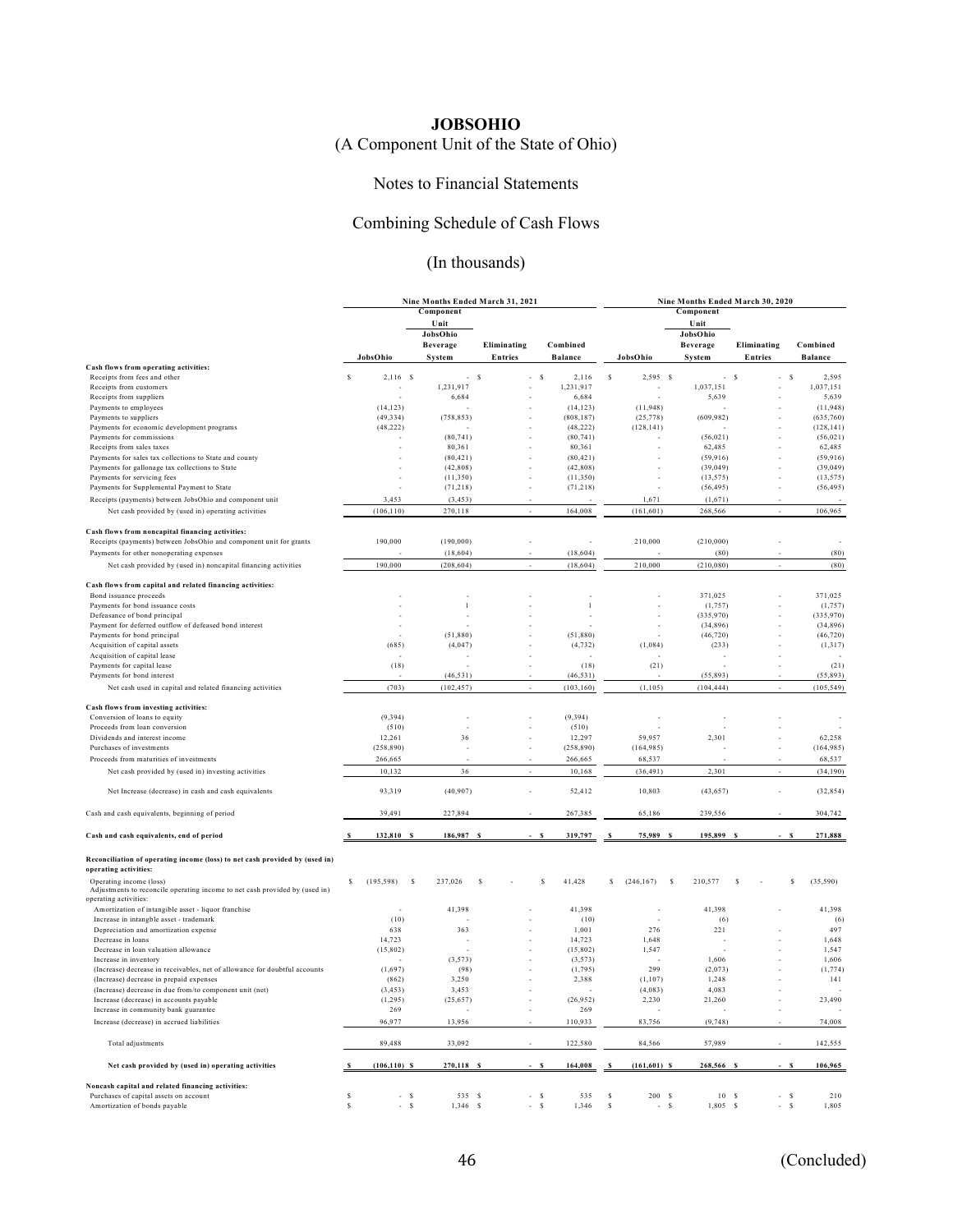# JOBSOHIO

(A Component Unit of the State of Ohio)

## Notes to Financial Statements

## Combining Schedule of Cash Flows

## (In thousands)

| | Nine Months Ended March 31, 2021 | | | | Nine Months Ended March 30, 2020 | | | |
|---|---|---|---|---|---|---|---|---|
| | JobsOhio | Component Unit JobsOhio Beverage System | Eliminating Entries | Combined Balance | JobsOhio | Component Unit JobsOhio Beverage System | Eliminating Entries | Combined Balance |
| **Cash flows from operating activities:** | | | | | | | | |
| Receipts from fees and other | $ 2,116 | $ - | $ - | $ 2,116 | $ 2,595 | $ - | $ - | $ 2,595 |
| Receipts from customers | - | 1,231,917 | - | 1,231,917 | - | 1,037,151 | - | 1,037,151 |
| Receipts from suppliers | - | 6,684 | - | 6,684 | - | 5,639 | - | 5,639 |
| Payments to employees | (14,123) | - | - | (14,123) | (11,948) | - | - | (11,948) |
| Payments to suppliers | (49,334) | (758,853) | - | (808,187) | (25,778) | (609,982) | - | (635,760) |
| Payments for economic development programs | (48,222) | - | - | (48,222) | (128,141) | - | - | (128,141) |
| Payments for commissions | - | (80,741) | - | (80,741) | - | (56,021) | - | (56,021) |
| Receipts from sales taxes | - | 80,361 | - | 80,361 | - | 62,485 | - | 62,485 |
| Payments for sales tax collections to State and county | - | (80,421) | - | (80,421) | - | (59,916) | - | (59,916) |
| Payments for gallonage tax collections to State | - | (42,808) | - | (42,808) | - | (39,049) | - | (39,049) |
| Payments for servicing fees | - | (11,350) | - | (11,350) | - | (13,575) | - | (13,575) |
| Payments for Supplemental Payment to State | - | (71,218) | - | (71,218) | - | (56,495) | - | (56,495) |
| Receipts (payments) between JobsOhio and component unit | 3,453 | (3,453) | - | - | 1,671 | (1,671) | - | - |
| Net cash provided by (used in) operating activities | (106,110) | 270,118 | - | 164,008 | (161,601) | 268,566 | - | 106,965 |
| **Cash flows from noncapital financing activities:** | | | | | | | | |
| Receipts (payments) between JobsOhio and component unit for grants | 190,000 | (190,000) | - | - | 210,000 | (210,000) | - | - |
| Payments for other nonoperating expenses | - | (18,604) | - | (18,604) | - | (80) | - | (80) |
| Net cash provided by (used in) noncapital financing activities | 190,000 | (208,604) | - | (18,604) | 210,000 | (210,080) | - | (80) |
| **Cash flows from capital and related financing activities:** | | | | | | | | |
| Bond issuance proceeds | - | - | - | - | - | 371,025 | - | 371,025 |
| Payments for bond issuance costs | - | 1 | - | 1 | - | (1,757) | - | (1,757) |
| Defeasance of bond principal | - | - | - | - | - | (335,970) | - | (335,970) |
| Payment for deferred outflow of defeased bond interest | - | - | - | - | - | (34,896) | - | (34,896) |
| Payments for bond principal | - | (51,880) | - | (51,880) | - | (46,720) | - | (46,720) |
| Acquisition of capital assets | (685) | (4,047) | - | (4,732) | (1,084) | (233) | - | (1,317) |
| Acquisition of capital lease | - | - | - | - | - | - | - | - |
| Payments for capital lease | (18) | - | - | (18) | (21) | - | - | (21) |
| Payments for bond interest | - | (46,531) | - | (46,531) | - | (55,893) | - | (55,893) |
| Net cash used in capital and related financing activities | (703) | (102,457) | - | (103,160) | (1,105) | (104,444) | - | (105,549) |
| **Cash flows from investing activities:** | | | | | | | | |
| Conversion of loans to equity | (9,394) | - | - | (9,394) | - | - | - | - |
| Proceeds from loan conversion | (510) | - | - | (510) | - | - | - | - |
| Dividends and interest income | 12,261 | 36 | - | 12,297 | 59,957 | 2,301 | - | 62,258 |
| Purchases of investments | (258,890) | - | - | (258,890) | (164,985) | - | - | (164,985) |
| Proceeds from maturities of investments | 266,665 | - | - | 266,665 | 68,537 | - | - | 68,537 |
| Net cash provided by (used in) investing activities | 10,132 | 36 | - | 10,168 | (36,491) | 2,301 | - | (34,190) |
| Net Increase (decrease) in cash and cash equivalents | 93,319 | (40,907) | - | 52,412 | 10,803 | (43,657) | - | (32,854) |
| Cash and cash equivalents, beginning of period | 39,491 | 227,894 | - | 267,385 | 65,186 | 239,556 | - | 304,742 |
| **Cash and cash equivalents, end of period** | **$ 132,810** | **$ 186,987** | **$ -** | **$ 319,797** | **$ 75,989** | **$ 195,899** | **$ -** | **$ 271,888** |
| **Reconciliation of operating income (loss) to net cash provided by (used in) operating activities:** | | | | | | | | |
| Operating income (loss) | $ (195,598) | $ 237,026 | $ - | $ 41,428 | $ (246,167) | $ 210,577 | $ - | $ (35,590) |
| Adjustments to reconcile operating income to net cash provided by (used in) operating activities: | | | | | | | | |
| Amortization of intangible asset - liquor franchise | - | 41,398 | - | 41,398 | - | 41,398 | - | 41,398 |
| Increase in intangble asset - trademark | (10) | - | - | (10) | - | (6) | - | (6) |
| Depreciation and amortization expense | 638 | 363 | - | 1,001 | 276 | 221 | - | 497 |
| Decrease in loans | 14,723 | - | - | 14,723 | 1,648 | - | - | 1,648 |
| Decrease in loan valuation allowance | (15,802) | - | - | (15,802) | 1,547 | - | - | 1,547 |
| Increase in inventory | - | (3,573) | - | (3,573) | - | 1,606 | - | 1,606 |
| (Increase) decrease in receivables, net of allowance for doubtful accounts | (1,697) | (98) | - | (1,795) | 299 | (2,073) | - | (1,774) |
| (Increase) decrease in prepaid expenses | (862) | 3,250 | - | 2,388 | (1,107) | 1,248 | - | 141 |
| (Increase) decrease in due from/to component unit (net) | (3,453) | 3,453 | - | - | (4,083) | 4,083 | - | - |
| Increase (decrease) in accounts payable | (1,295) | (25,657) | - | (26,952) | 2,230 | 21,260 | - | 23,490 |
| Increase in community bank guarantee | 269 | - | - | 269 | - | - | - | - |
| Increase (decrease) in accrued liabilities | 96,977 | 13,956 | - | 110,933 | 83,756 | (9,748) | - | 74,008 |
| Total adjustments | 89,488 | 33,092 | - | 122,580 | 84,566 | 57,989 | - | 142,555 |
| **Net cash provided by (used in) operating activities** | **$ (106,110)** | **$ 270,118** | **$ -** | **$ 164,008** | **$ (161,601)** | **$ 268,566** | **$ -** | **$ 106,965** |
| **Noncash capital and related financing activities:** | | | | | | | | |
| Purchases of capital assets on account | $ - | $ 535 | $ - | $ 535 | $ 200 | $ 10 | $ - | $ 210 |
| Amortization of bonds payable | $ - | $ 1,346 | $ - | $ 1,346 | $ - | $ 1,805 | $ - | $ 1,805 |

(Concluded)